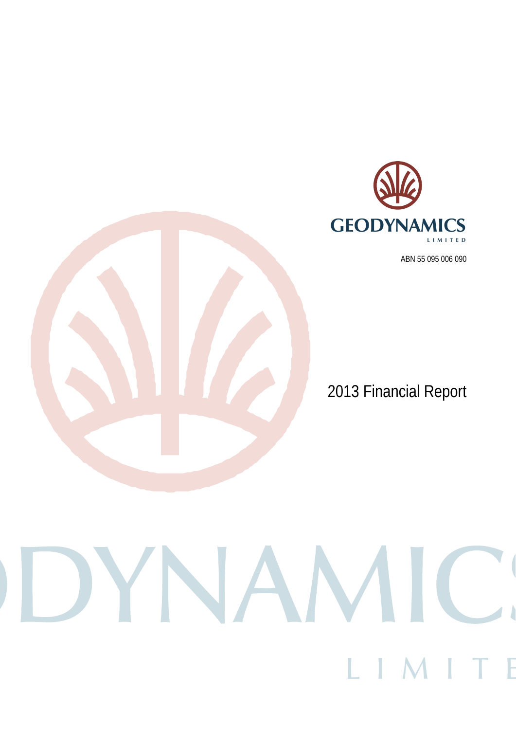# GEODYNAMICS LIMITED

ABN 55 095 006 090

## 2013 Financial Report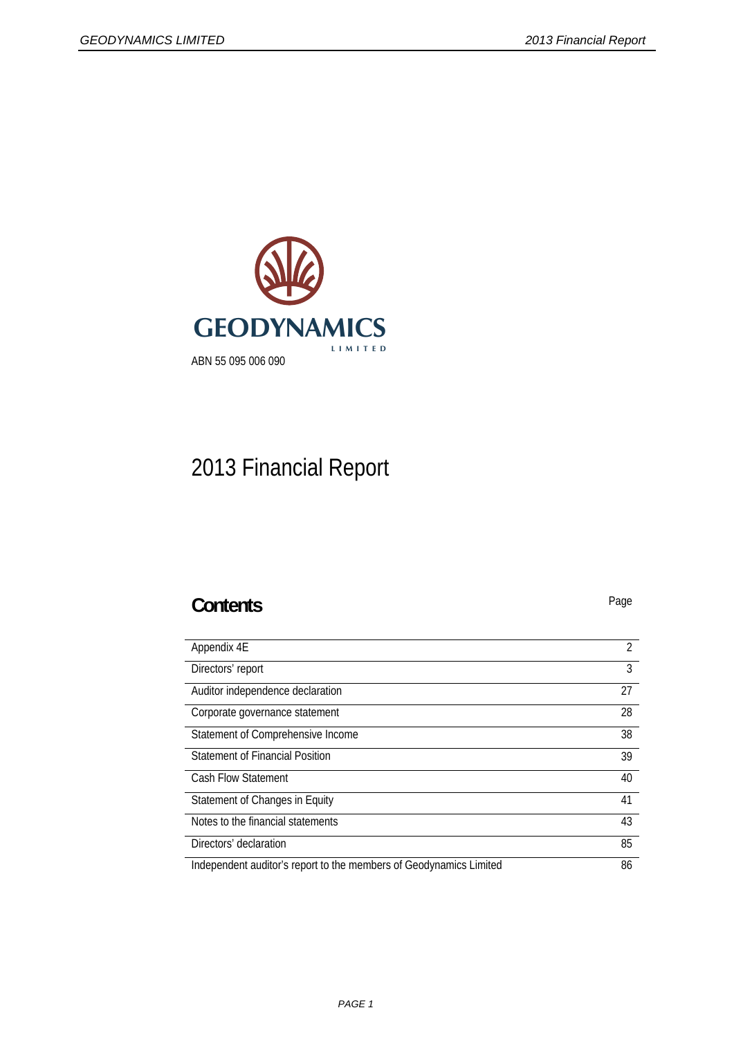GEODYNAMICS

LIMITED

ABN 55 095 006 090

# 2013 Financial Report

## Contents

| | Page |
|---|---|
| Appendix 4E | 2 |
| Directors' report | 3 |
| Auditor independence declaration | 27 |
| Corporate governance statement | 28 |
| Statement of Comprehensive Income | 38 |
| Statement of Financial Position | 39 |
| Cash Flow Statement | 40 |
| Statement of Changes in Equity | 41 |
| Notes to the financial statements | 43 |
| Directors' declaration | 85 |
| Independent auditor's report to the members of Geodynamics Limited | 86 |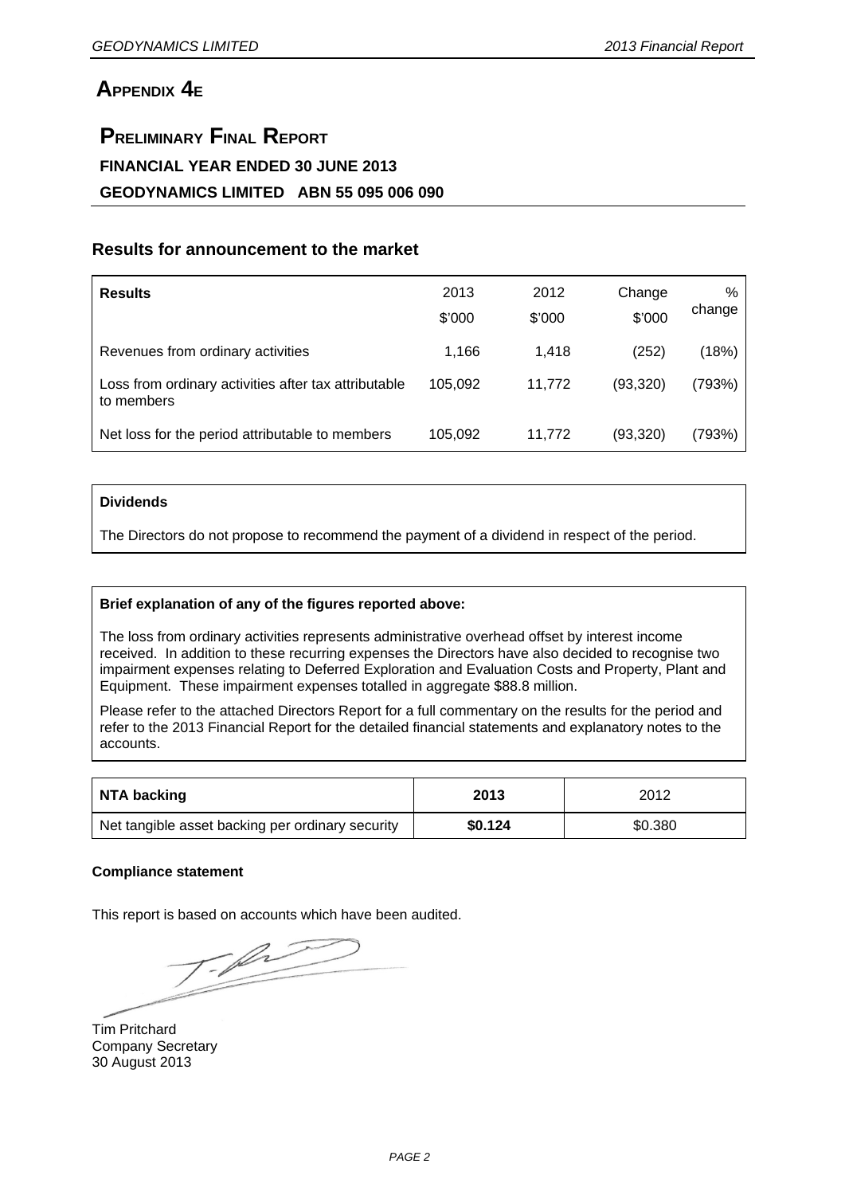# APPENDIX 4E

## PRELIMINARY FINAL REPORT

**FINANCIAL YEAR ENDED 30 JUNE 2013**

**GEODYNAMICS LIMITED ABN 55 095 006 090**

### Results for announcement to the market

| Results | 2013 $'000 | 2012 $'000 | Change $'000 | % change |
|---|---|---|---|---|
| Revenues from ordinary activities | 1,166 | 1,418 | (252) | (18%) |
| Loss from ordinary activities after tax attributable to members | 105,092 | 11,772 | (93,320) | (793%) |
| Net loss for the period attributable to members | 105,092 | 11,772 | (93,320) | (793%) |

**Dividends**

The Directors do not propose to recommend the payment of a dividend in respect of the period.

**Brief explanation of any of the figures reported above:**

The loss from ordinary activities represents administrative overhead offset by interest income received. In addition to these recurring expenses the Directors have also decided to recognise two impairment expenses relating to Deferred Exploration and Evaluation Costs and Property, Plant and Equipment. These impairment expenses totalled in aggregate $88.8 million.

Please refer to the attached Directors Report for a full commentary on the results for the period and refer to the 2013 Financial Report for the detailed financial statements and explanatory notes to the accounts.

| NTA backing | 2013 | 2012 |
|---|---|---|
| Net tangible asset backing per ordinary security | **$0.124** | $0.380 |

**Compliance statement**

This report is based on accounts which have been audited.

Tim Pritchard
Company Secretary
30 August 2013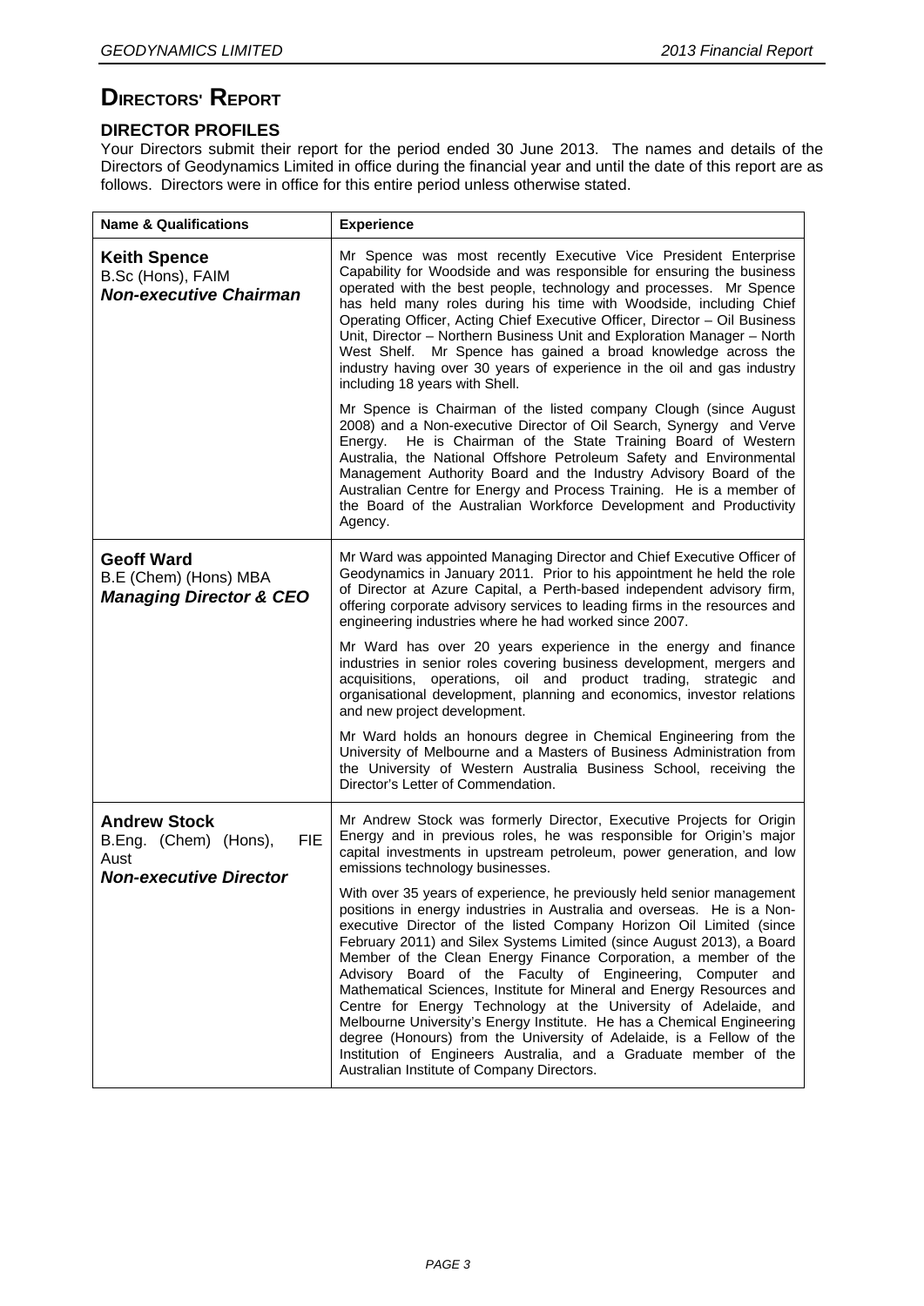# DIRECTORS' REPORT

## DIRECTOR PROFILES

Your Directors submit their report for the period ended 30 June 2013. The names and details of the Directors of Geodynamics Limited in office during the financial year and until the date of this report are as follows. Directors were in office for this entire period unless otherwise stated.

| Name & Qualifications | Experience |
|---|---|
| **Keith Spence**<br>B.Sc (Hons), FAIM<br>***Non-executive Chairman*** | Mr Spence was most recently Executive Vice President Enterprise Capability for Woodside and was responsible for ensuring the business operated with the best people, technology and processes. Mr Spence has held many roles during his time with Woodside, including Chief Operating Officer, Acting Chief Executive Officer, Director – Oil Business Unit, Director – Northern Business Unit and Exploration Manager – North West Shelf. Mr Spence has gained a broad knowledge across the industry having over 30 years of experience in the oil and gas industry including 18 years with Shell.<br><br>Mr Spence is Chairman of the listed company Clough (since August 2008) and a Non-executive Director of Oil Search, Synergy and Verve Energy. He is Chairman of the State Training Board of Western Australia, the National Offshore Petroleum Safety and Environmental Management Authority Board and the Industry Advisory Board of the Australian Centre for Energy and Process Training. He is a member of the Board of the Australian Workforce Development and Productivity Agency. |
| **Geoff Ward**<br>B.E (Chem) (Hons) MBA<br>***Managing Director & CEO*** | Mr Ward was appointed Managing Director and Chief Executive Officer of Geodynamics in January 2011. Prior to his appointment he held the role of Director at Azure Capital, a Perth-based independent advisory firm, offering corporate advisory services to leading firms in the resources and engineering industries where he had worked since 2007.<br><br>Mr Ward has over 20 years experience in the energy and finance industries in senior roles covering business development, mergers and acquisitions, operations, oil and product trading, strategic and organisational development, planning and economics, investor relations and new project development.<br><br>Mr Ward holds an honours degree in Chemical Engineering from the University of Melbourne and a Masters of Business Administration from the University of Western Australia Business School, receiving the Director's Letter of Commendation. |
| **Andrew Stock**<br>B.Eng. (Chem) (Hons), FIE Aust<br>***Non-executive Director*** | Mr Andrew Stock was formerly Director, Executive Projects for Origin Energy and in previous roles, he was responsible for Origin's major capital investments in upstream petroleum, power generation, and low emissions technology businesses.<br><br>With over 35 years of experience, he previously held senior management positions in energy industries in Australia and overseas. He is a Non-executive Director of the listed Company Horizon Oil Limited (since February 2011) and Silex Systems Limited (since August 2013), a Board Member of the Clean Energy Finance Corporation, a member of the Advisory Board of the Faculty of Engineering, Computer and Mathematical Sciences, Institute for Mineral and Energy Resources and Centre for Energy Technology at the University of Adelaide, and Melbourne University's Energy Institute. He has a Chemical Engineering degree (Honours) from the University of Adelaide, is a Fellow of the Institution of Engineers Australia, and a Graduate member of the Australian Institute of Company Directors. |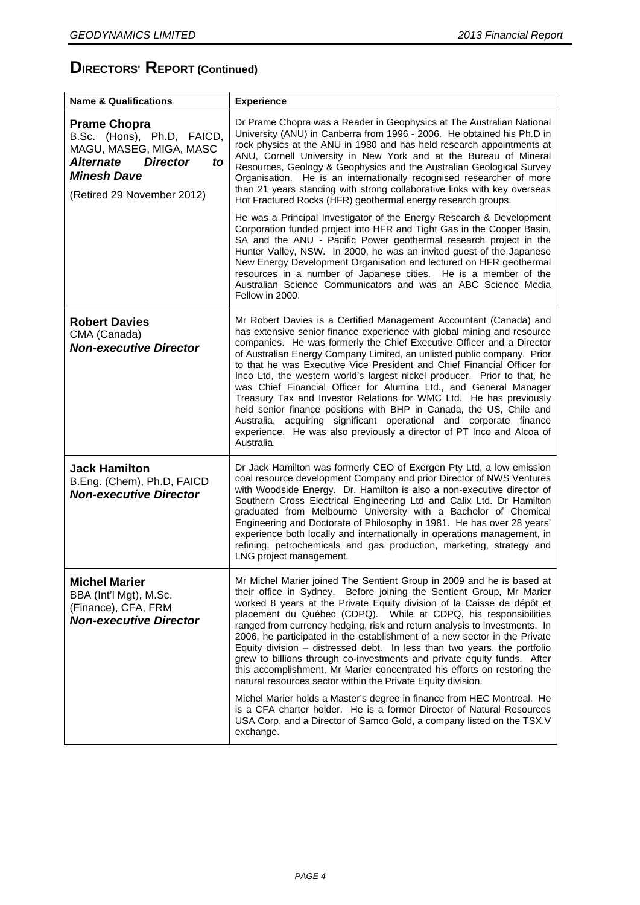# DIRECTORS' REPORT (Continued)

| Name & Qualifications | Experience |
|---|---|
| **Prame Chopra**<br>B.Sc. (Hons), Ph.D, FAICD, MAGU, MASEG, MIGA, MASC<br>***Alternate Director to Minesh Dave***<br>(Retired 29 November 2012) | Dr Prame Chopra was a Reader in Geophysics at The Australian National University (ANU) in Canberra from 1996 - 2006. He obtained his Ph.D in rock physics at the ANU in 1980 and has held research appointments at ANU, Cornell University in New York and at the Bureau of Mineral Resources, Geology & Geophysics and the Australian Geological Survey Organisation. He is an internationally recognised researcher of more than 21 years standing with strong collaborative links with key overseas Hot Fractured Rocks (HFR) geothermal energy research groups.<br><br>He was a Principal Investigator of the Energy Research & Development Corporation funded project into HFR and Tight Gas in the Cooper Basin, SA and the ANU - Pacific Power geothermal research project in the Hunter Valley, NSW. In 2000, he was an invited guest of the Japanese New Energy Development Organisation and lectured on HFR geothermal resources in a number of Japanese cities. He is a member of the Australian Science Communicators and was an ABC Science Media Fellow in 2000. |
| **Robert Davies**<br>CMA (Canada)<br>***Non-executive Director*** | Mr Robert Davies is a Certified Management Accountant (Canada) and has extensive senior finance experience with global mining and resource companies. He was formerly the Chief Executive Officer and a Director of Australian Energy Company Limited, an unlisted public company. Prior to that he was Executive Vice President and Chief Financial Officer for Inco Ltd, the western world's largest nickel producer. Prior to that, he was Chief Financial Officer for Alumina Ltd., and General Manager Treasury Tax and Investor Relations for WMC Ltd. He has previously held senior finance positions with BHP in Canada, the US, Chile and Australia, acquiring significant operational and corporate finance experience. He was also previously a director of PT Inco and Alcoa of Australia. |
| **Jack Hamilton**<br>B.Eng. (Chem), Ph.D, FAICD<br>***Non-executive Director*** | Dr Jack Hamilton was formerly CEO of Exergen Pty Ltd, a low emission coal resource development Company and prior Director of NWS Ventures with Woodside Energy. Dr. Hamilton is also a non-executive director of Southern Cross Electrical Engineering Ltd and Calix Ltd. Dr Hamilton graduated from Melbourne University with a Bachelor of Chemical Engineering and Doctorate of Philosophy in 1981. He has over 28 years' experience both locally and internationally in operations management, in refining, petrochemicals and gas production, marketing, strategy and LNG project management. |
| **Michel Marier**<br>BBA (Int'l Mgt), M.Sc. (Finance), CFA, FRM<br>***Non-executive Director*** | Mr Michel Marier joined The Sentient Group in 2009 and he is based at their office in Sydney. Before joining the Sentient Group, Mr Marier worked 8 years at the Private Equity division of la Caisse de dépôt et placement du Québec (CDPQ). While at CDPQ, his responsibilities ranged from currency hedging, risk and return analysis to investments. In 2006, he participated in the establishment of a new sector in the Private Equity division – distressed debt. In less than two years, the portfolio grew to billions through co-investments and private equity funds. After this accomplishment, Mr Marier concentrated his efforts on restoring the natural resources sector within the Private Equity division.<br><br>Michel Marier holds a Master's degree in finance from HEC Montreal. He is a CFA charter holder. He is a former Director of Natural Resources USA Corp, and a Director of Samco Gold, a company listed on the TSX.V exchange. |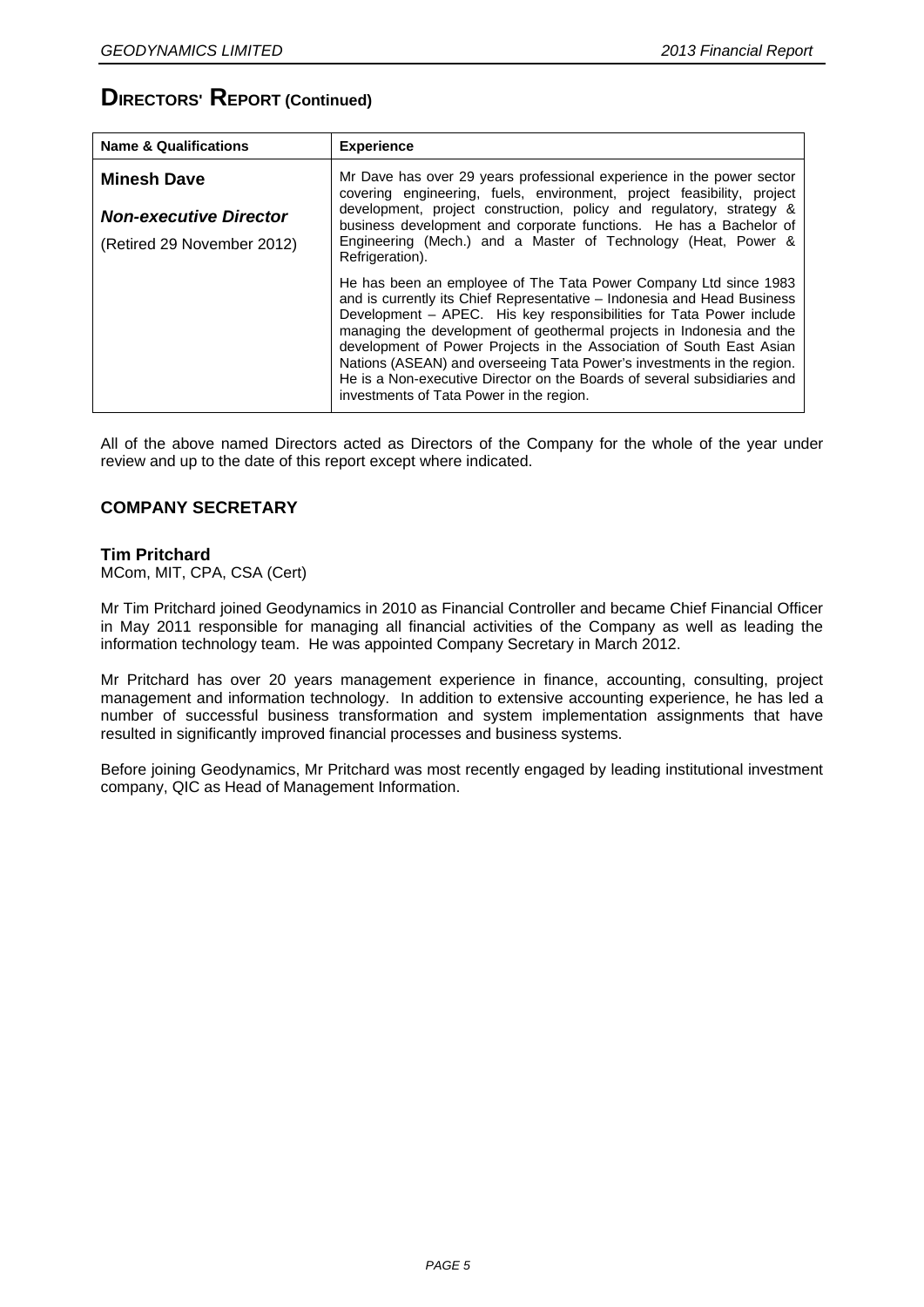# DIRECTORS' REPORT (Continued)

| Name & Qualifications | Experience |
|---|---|
| **Minesh Dave**<br><br>***Non-executive Director***<br><br>(Retired 29 November 2012) | Mr Dave has over 29 years professional experience in the power sector covering engineering, fuels, environment, project feasibility, project development, project construction, policy and regulatory, strategy & business development and corporate functions. He has a Bachelor of Engineering (Mech.) and a Master of Technology (Heat, Power & Refrigeration).<br><br>He has been an employee of The Tata Power Company Ltd since 1983 and is currently its Chief Representative – Indonesia and Head Business Development – APEC. His key responsibilities for Tata Power include managing the development of geothermal projects in Indonesia and the development of Power Projects in the Association of South East Asian Nations (ASEAN) and overseeing Tata Power's investments in the region. He is a Non-executive Director on the Boards of several subsidiaries and investments of Tata Power in the region. |

All of the above named Directors acted as Directors of the Company for the whole of the year under review and up to the date of this report except where indicated.

## COMPANY SECRETARY

**Tim Pritchard**
MCom, MIT, CPA, CSA (Cert)

Mr Tim Pritchard joined Geodynamics in 2010 as Financial Controller and became Chief Financial Officer in May 2011 responsible for managing all financial activities of the Company as well as leading the information technology team. He was appointed Company Secretary in March 2012.

Mr Pritchard has over 20 years management experience in finance, accounting, consulting, project management and information technology. In addition to extensive accounting experience, he has led a number of successful business transformation and system implementation assignments that have resulted in significantly improved financial processes and business systems.

Before joining Geodynamics, Mr Pritchard was most recently engaged by leading institutional investment company, QIC as Head of Management Information.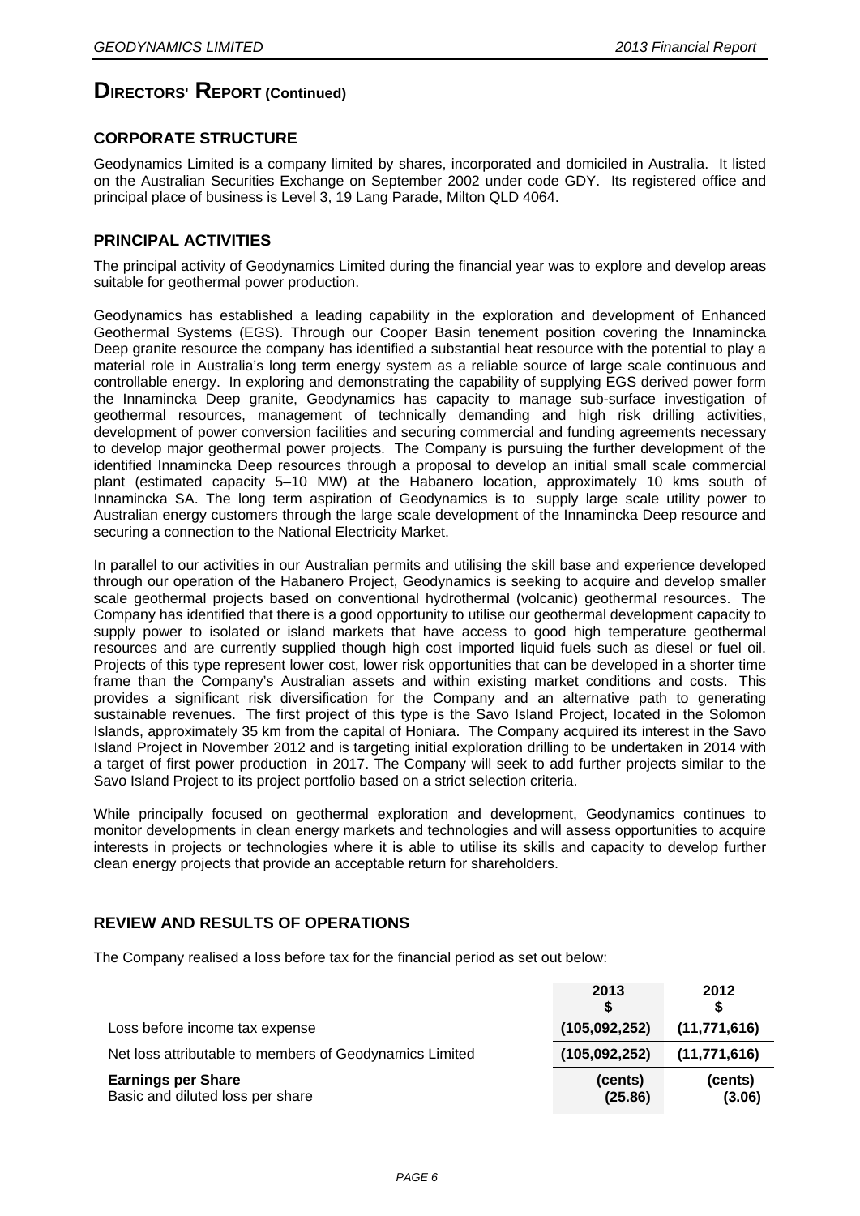# DIRECTORS' REPORT (Continued)

## CORPORATE STRUCTURE

Geodynamics Limited is a company limited by shares, incorporated and domiciled in Australia. It listed on the Australian Securities Exchange on September 2002 under code GDY. Its registered office and principal place of business is Level 3, 19 Lang Parade, Milton QLD 4064.

## PRINCIPAL ACTIVITIES

The principal activity of Geodynamics Limited during the financial year was to explore and develop areas suitable for geothermal power production.

Geodynamics has established a leading capability in the exploration and development of Enhanced Geothermal Systems (EGS). Through our Cooper Basin tenement position covering the Innamincka Deep granite resource the company has identified a substantial heat resource with the potential to play a material role in Australia's long term energy system as a reliable source of large scale continuous and controllable energy. In exploring and demonstrating the capability of supplying EGS derived power form the Innamincka Deep granite, Geodynamics has capacity to manage sub-surface investigation of geothermal resources, management of technically demanding and high risk drilling activities, development of power conversion facilities and securing commercial and funding agreements necessary to develop major geothermal power projects. The Company is pursuing the further development of the identified Innamincka Deep resources through a proposal to develop an initial small scale commercial plant (estimated capacity 5–10 MW) at the Habanero location, approximately 10 kms south of Innamincka SA. The long term aspiration of Geodynamics is to supply large scale utility power to Australian energy customers through the large scale development of the Innamincka Deep resource and securing a connection to the National Electricity Market.

In parallel to our activities in our Australian permits and utilising the skill base and experience developed through our operation of the Habanero Project, Geodynamics is seeking to acquire and develop smaller scale geothermal projects based on conventional hydrothermal (volcanic) geothermal resources. The Company has identified that there is a good opportunity to utilise our geothermal development capacity to supply power to isolated or island markets that have access to good high temperature geothermal resources and are currently supplied though high cost imported liquid fuels such as diesel or fuel oil. Projects of this type represent lower cost, lower risk opportunities that can be developed in a shorter time frame than the Company's Australian assets and within existing market conditions and costs. This provides a significant risk diversification for the Company and an alternative path to generating sustainable revenues. The first project of this type is the Savo Island Project, located in the Solomon Islands, approximately 35 km from the capital of Honiara. The Company acquired its interest in the Savo Island Project in November 2012 and is targeting initial exploration drilling to be undertaken in 2014 with a target of first power production in 2017. The Company will seek to add further projects similar to the Savo Island Project to its project portfolio based on a strict selection criteria.

While principally focused on geothermal exploration and development, Geodynamics continues to monitor developments in clean energy markets and technologies and will assess opportunities to acquire interests in projects or technologies where it is able to utilise its skills and capacity to develop further clean energy projects that provide an acceptable return for shareholders.

## REVIEW AND RESULTS OF OPERATIONS

The Company realised a loss before tax for the financial period as set out below:

| | 2013<br>$ | 2012<br>$ |
|---|---|---|
| Loss before income tax expense | (105,092,252) | (11,771,616) |
| Net loss attributable to members of Geodynamics Limited | (105,092,252) | (11,771,616) |
| **Earnings per Share** | (cents) | (cents) |
| Basic and diluted loss per share | (25.86) | (3.06) |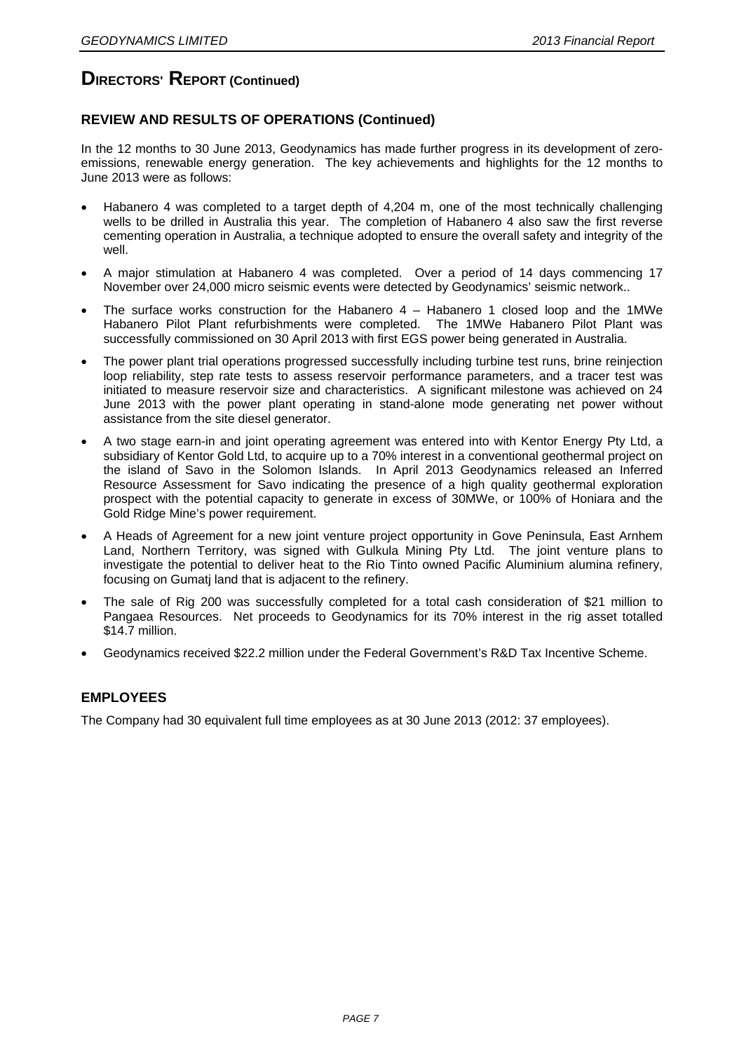# DIRECTORS' REPORT (Continued)

## REVIEW AND RESULTS OF OPERATIONS (Continued)

In the 12 months to 30 June 2013, Geodynamics has made further progress in its development of zero-emissions, renewable energy generation. The key achievements and highlights for the 12 months to June 2013 were as follows:

- Habanero 4 was completed to a target depth of 4,204 m, one of the most technically challenging wells to be drilled in Australia this year. The completion of Habanero 4 also saw the first reverse cementing operation in Australia, a technique adopted to ensure the overall safety and integrity of the well.
- A major stimulation at Habanero 4 was completed. Over a period of 14 days commencing 17 November over 24,000 micro seismic events were detected by Geodynamics' seismic network..
- The surface works construction for the Habanero 4 – Habanero 1 closed loop and the 1MWe Habanero Pilot Plant refurbishments were completed. The 1MWe Habanero Pilot Plant was successfully commissioned on 30 April 2013 with first EGS power being generated in Australia.
- The power plant trial operations progressed successfully including turbine test runs, brine reinjection loop reliability, step rate tests to assess reservoir performance parameters, and a tracer test was initiated to measure reservoir size and characteristics. A significant milestone was achieved on 24 June 2013 with the power plant operating in stand-alone mode generating net power without assistance from the site diesel generator.
- A two stage earn-in and joint operating agreement was entered into with Kentor Energy Pty Ltd, a subsidiary of Kentor Gold Ltd, to acquire up to a 70% interest in a conventional geothermal project on the island of Savo in the Solomon Islands. In April 2013 Geodynamics released an Inferred Resource Assessment for Savo indicating the presence of a high quality geothermal exploration prospect with the potential capacity to generate in excess of 30MWe, or 100% of Honiara and the Gold Ridge Mine's power requirement.
- A Heads of Agreement for a new joint venture project opportunity in Gove Peninsula, East Arnhem Land, Northern Territory, was signed with Gulkula Mining Pty Ltd. The joint venture plans to investigate the potential to deliver heat to the Rio Tinto owned Pacific Aluminium alumina refinery, focusing on Gumatj land that is adjacent to the refinery.
- The sale of Rig 200 was successfully completed for a total cash consideration of $21 million to Pangaea Resources. Net proceeds to Geodynamics for its 70% interest in the rig asset totalled $14.7 million.
- Geodynamics received $22.2 million under the Federal Government's R&D Tax Incentive Scheme.

## EMPLOYEES

The Company had 30 equivalent full time employees as at 30 June 2013 (2012: 37 employees).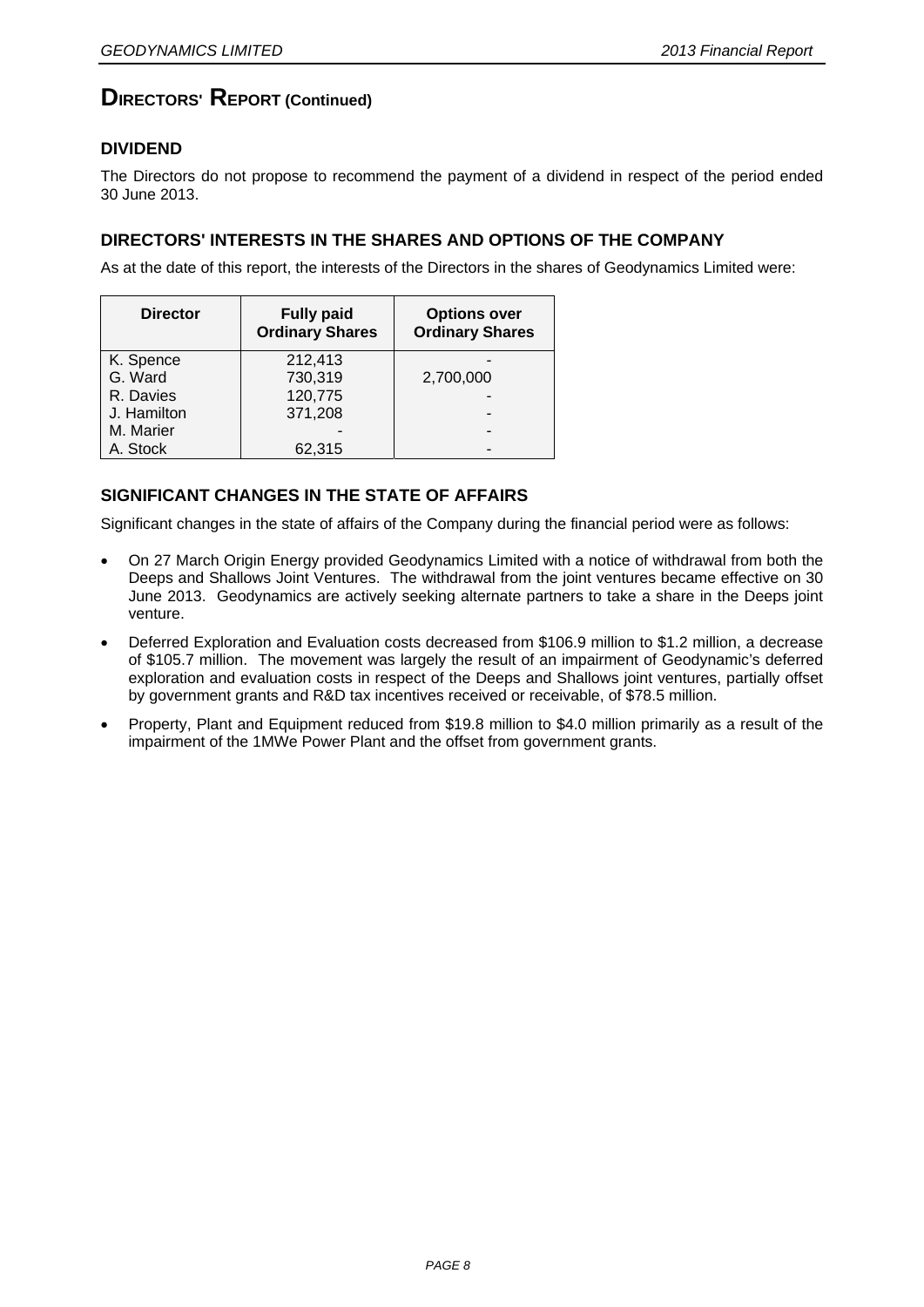# DIRECTORS' REPORT (Continued)

## DIVIDEND

The Directors do not propose to recommend the payment of a dividend in respect of the period ended 30 June 2013.

## DIRECTORS' INTERESTS IN THE SHARES AND OPTIONS OF THE COMPANY

As at the date of this report, the interests of the Directors in the shares of Geodynamics Limited were:

| Director | Fully paid Ordinary Shares | Options over Ordinary Shares |
|---|---|---|
| K. Spence | 212,413 | - |
| G. Ward | 730,319 | 2,700,000 |
| R. Davies | 120,775 | - |
| J. Hamilton | 371,208 | - |
| M. Marier | - | - |
| A. Stock | 62,315 | - |

## SIGNIFICANT CHANGES IN THE STATE OF AFFAIRS

Significant changes in the state of affairs of the Company during the financial period were as follows:

- On 27 March Origin Energy provided Geodynamics Limited with a notice of withdrawal from both the Deeps and Shallows Joint Ventures. The withdrawal from the joint ventures became effective on 30 June 2013. Geodynamics are actively seeking alternate partners to take a share in the Deeps joint venture.
- Deferred Exploration and Evaluation costs decreased from $106.9 million to $1.2 million, a decrease of $105.7 million. The movement was largely the result of an impairment of Geodynamic's deferred exploration and evaluation costs in respect of the Deeps and Shallows joint ventures, partially offset by government grants and R&D tax incentives received or receivable, of $78.5 million.
- Property, Plant and Equipment reduced from $19.8 million to $4.0 million primarily as a result of the impairment of the 1MWe Power Plant and the offset from government grants.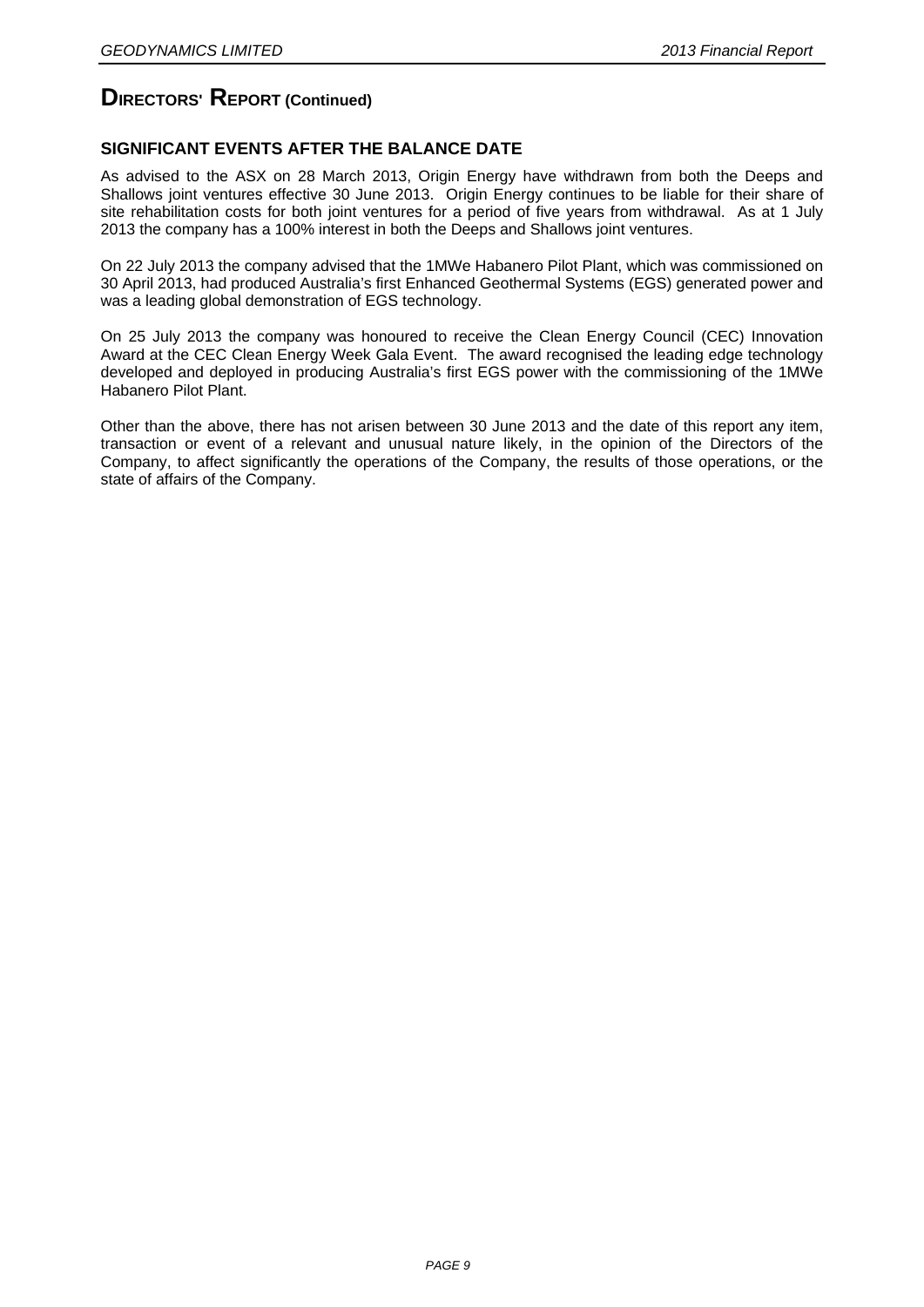# DIRECTORS' REPORT (Continued)

## SIGNIFICANT EVENTS AFTER THE BALANCE DATE

As advised to the ASX on 28 March 2013, Origin Energy have withdrawn from both the Deeps and Shallows joint ventures effective 30 June 2013. Origin Energy continues to be liable for their share of site rehabilitation costs for both joint ventures for a period of five years from withdrawal. As at 1 July 2013 the company has a 100% interest in both the Deeps and Shallows joint ventures.

On 22 July 2013 the company advised that the 1MWe Habanero Pilot Plant, which was commissioned on 30 April 2013, had produced Australia's first Enhanced Geothermal Systems (EGS) generated power and was a leading global demonstration of EGS technology.

On 25 July 2013 the company was honoured to receive the Clean Energy Council (CEC) Innovation Award at the CEC Clean Energy Week Gala Event. The award recognised the leading edge technology developed and deployed in producing Australia's first EGS power with the commissioning of the 1MWe Habanero Pilot Plant.

Other than the above, there has not arisen between 30 June 2013 and the date of this report any item, transaction or event of a relevant and unusual nature likely, in the opinion of the Directors of the Company, to affect significantly the operations of the Company, the results of those operations, or the state of affairs of the Company.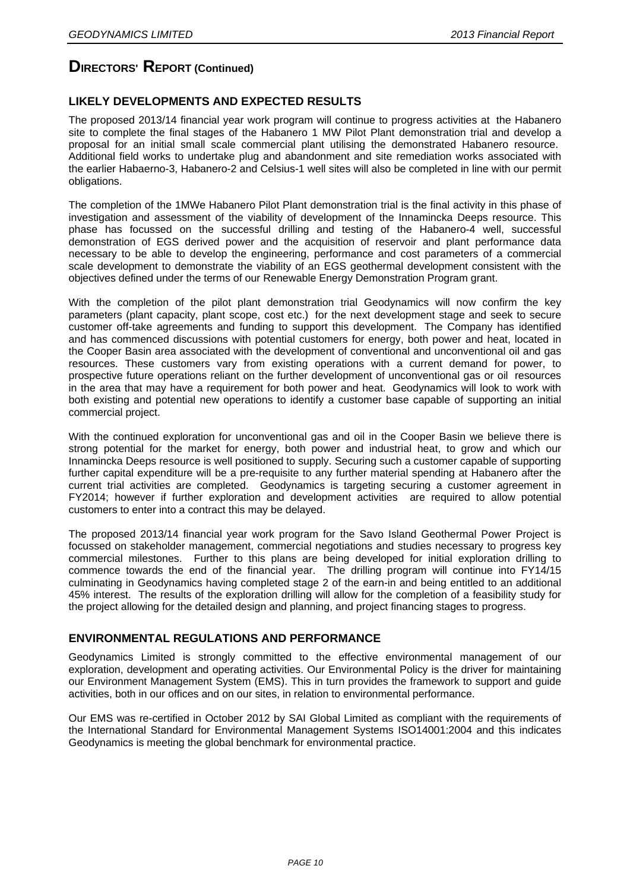# DIRECTORS' REPORT (Continued)

## LIKELY DEVELOPMENTS AND EXPECTED RESULTS

The proposed 2013/14 financial year work program will continue to progress activities at the Habanero site to complete the final stages of the Habanero 1 MW Pilot Plant demonstration trial and develop a proposal for an initial small scale commercial plant utilising the demonstrated Habanero resource. Additional field works to undertake plug and abandonment and site remediation works associated with the earlier Habaerno-3, Habanero-2 and Celsius-1 well sites will also be completed in line with our permit obligations.

The completion of the 1MWe Habanero Pilot Plant demonstration trial is the final activity in this phase of investigation and assessment of the viability of development of the Innamincka Deeps resource. This phase has focussed on the successful drilling and testing of the Habanero-4 well, successful demonstration of EGS derived power and the acquisition of reservoir and plant performance data necessary to be able to develop the engineering, performance and cost parameters of a commercial scale development to demonstrate the viability of an EGS geothermal development consistent with the objectives defined under the terms of our Renewable Energy Demonstration Program grant.

With the completion of the pilot plant demonstration trial Geodynamics will now confirm the key parameters (plant capacity, plant scope, cost etc.) for the next development stage and seek to secure customer off-take agreements and funding to support this development. The Company has identified and has commenced discussions with potential customers for energy, both power and heat, located in the Cooper Basin area associated with the development of conventional and unconventional oil and gas resources. These customers vary from existing operations with a current demand for power, to prospective future operations reliant on the further development of unconventional gas or oil resources in the area that may have a requirement for both power and heat. Geodynamics will look to work with both existing and potential new operations to identify a customer base capable of supporting an initial commercial project.

With the continued exploration for unconventional gas and oil in the Cooper Basin we believe there is strong potential for the market for energy, both power and industrial heat, to grow and which our Innamincka Deeps resource is well positioned to supply. Securing such a customer capable of supporting further capital expenditure will be a pre-requisite to any further material spending at Habanero after the current trial activities are completed. Geodynamics is targeting securing a customer agreement in FY2014; however if further exploration and development activities are required to allow potential customers to enter into a contract this may be delayed.

The proposed 2013/14 financial year work program for the Savo Island Geothermal Power Project is focussed on stakeholder management, commercial negotiations and studies necessary to progress key commercial milestones. Further to this plans are being developed for initial exploration drilling to commence towards the end of the financial year. The drilling program will continue into FY14/15 culminating in Geodynamics having completed stage 2 of the earn-in and being entitled to an additional 45% interest. The results of the exploration drilling will allow for the completion of a feasibility study for the project allowing for the detailed design and planning, and project financing stages to progress.

## ENVIRONMENTAL REGULATIONS AND PERFORMANCE

Geodynamics Limited is strongly committed to the effective environmental management of our exploration, development and operating activities. Our Environmental Policy is the driver for maintaining our Environment Management System (EMS). This in turn provides the framework to support and guide activities, both in our offices and on our sites, in relation to environmental performance.

Our EMS was re-certified in October 2012 by SAI Global Limited as compliant with the requirements of the International Standard for Environmental Management Systems ISO14001:2004 and this indicates Geodynamics is meeting the global benchmark for environmental practice.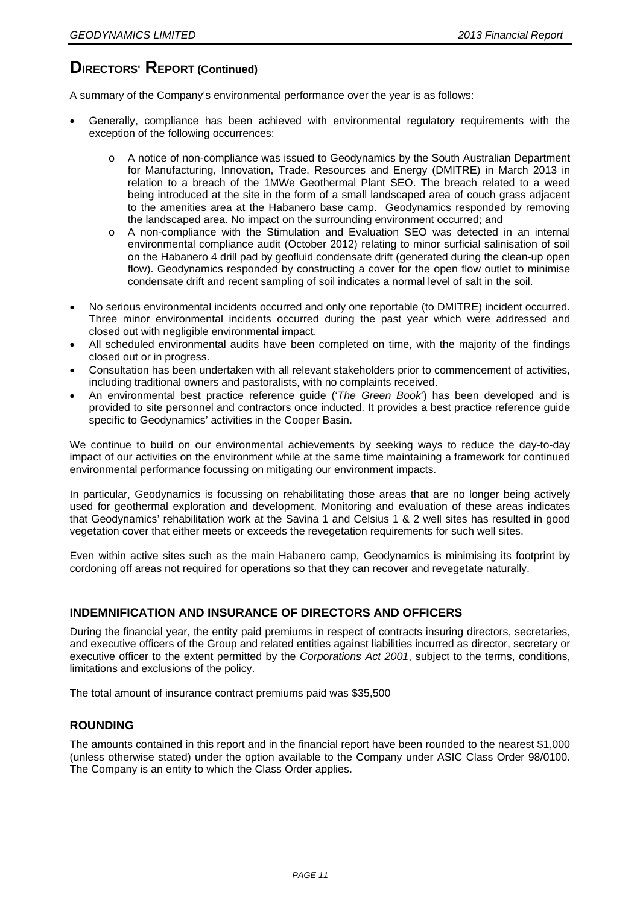# DIRECTORS' REPORT (Continued)

A summary of the Company's environmental performance over the year is as follows:

- Generally, compliance has been achieved with environmental regulatory requirements with the exception of the following occurrences:
  - A notice of non-compliance was issued to Geodynamics by the South Australian Department for Manufacturing, Innovation, Trade, Resources and Energy (DMITRE) in March 2013 in relation to a breach of the 1MWe Geothermal Plant SEO. The breach related to a weed being introduced at the site in the form of a small landscaped area of couch grass adjacent to the amenities area at the Habanero base camp. Geodynamics responded by removing the landscaped area. No impact on the surrounding environment occurred; and
  - A non-compliance with the Stimulation and Evaluation SEO was detected in an internal environmental compliance audit (October 2012) relating to minor surficial salinisation of soil on the Habanero 4 drill pad by geofluid condensate drift (generated during the clean-up open flow). Geodynamics responded by constructing a cover for the open flow outlet to minimise condensate drift and recent sampling of soil indicates a normal level of salt in the soil.
- No serious environmental incidents occurred and only one reportable (to DMITRE) incident occurred. Three minor environmental incidents occurred during the past year which were addressed and closed out with negligible environmental impact.
- All scheduled environmental audits have been completed on time, with the majority of the findings closed out or in progress.
- Consultation has been undertaken with all relevant stakeholders prior to commencement of activities, including traditional owners and pastoralists, with no complaints received.
- An environmental best practice reference guide ('*The Green Book*') has been developed and is provided to site personnel and contractors once inducted. It provides a best practice reference guide specific to Geodynamics' activities in the Cooper Basin.

We continue to build on our environmental achievements by seeking ways to reduce the day-to-day impact of our activities on the environment while at the same time maintaining a framework for continued environmental performance focussing on mitigating our environment impacts.

In particular, Geodynamics is focussing on rehabilitating those areas that are no longer being actively used for geothermal exploration and development. Monitoring and evaluation of these areas indicates that Geodynamics' rehabilitation work at the Savina 1 and Celsius 1 & 2 well sites has resulted in good vegetation cover that either meets or exceeds the revegetation requirements for such well sites.

Even within active sites such as the main Habanero camp, Geodynamics is minimising its footprint by cordoning off areas not required for operations so that they can recover and revegetate naturally.

## INDEMNIFICATION AND INSURANCE OF DIRECTORS AND OFFICERS

During the financial year, the entity paid premiums in respect of contracts insuring directors, secretaries, and executive officers of the Group and related entities against liabilities incurred as director, secretary or executive officer to the extent permitted by the *Corporations Act 2001*, subject to the terms, conditions, limitations and exclusions of the policy.

The total amount of insurance contract premiums paid was $35,500

## ROUNDING

The amounts contained in this report and in the financial report have been rounded to the nearest $1,000 (unless otherwise stated) under the option available to the Company under ASIC Class Order 98/0100. The Company is an entity to which the Class Order applies.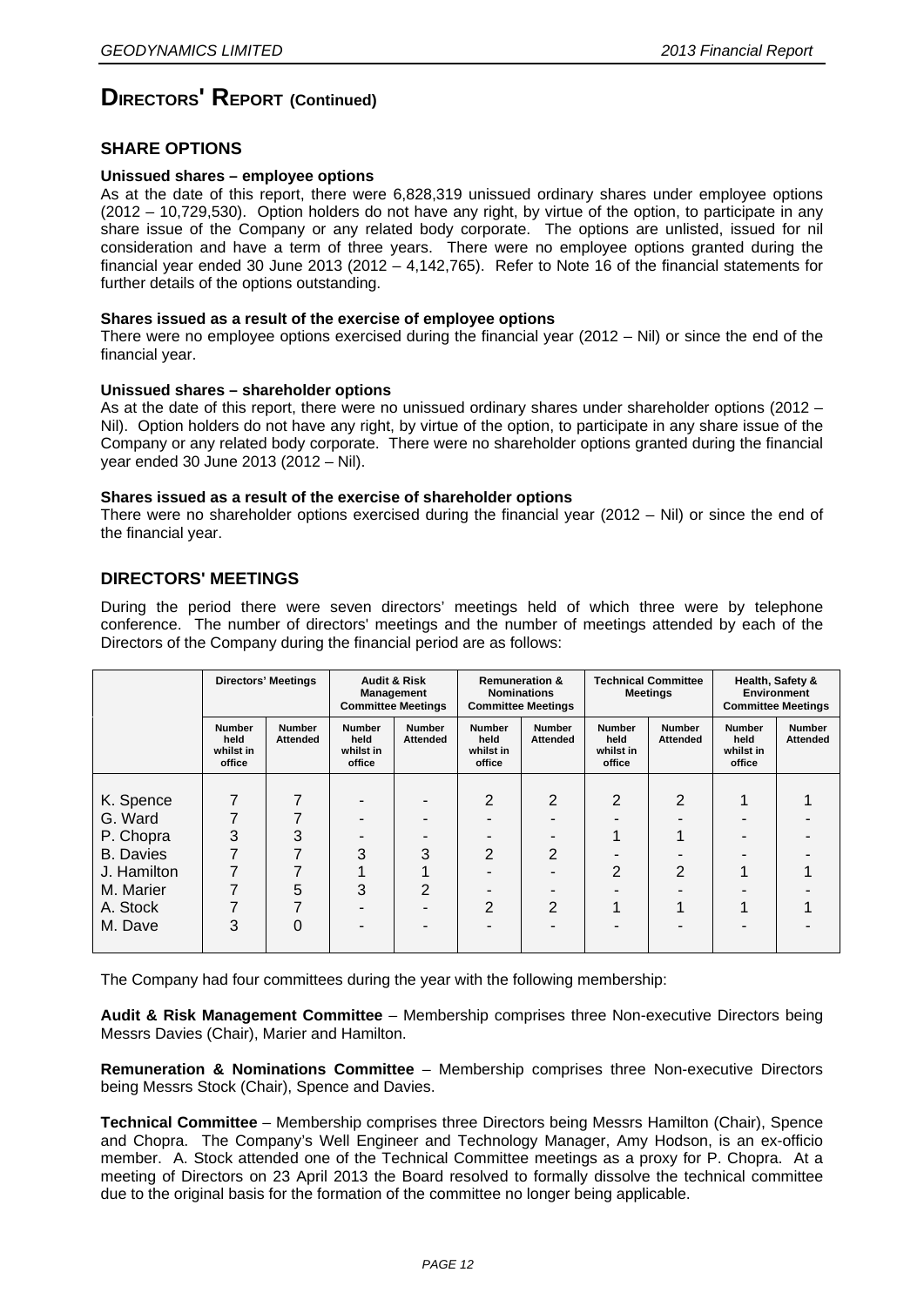# DIRECTORS' REPORT (Continued)

## SHARE OPTIONS

**Unissued shares – employee options**

As at the date of this report, there were 6,828,319 unissued ordinary shares under employee options (2012 – 10,729,530). Option holders do not have any right, by virtue of the option, to participate in any share issue of the Company or any related body corporate. The options are unlisted, issued for nil consideration and have a term of three years. There were no employee options granted during the financial year ended 30 June 2013 (2012 – 4,142,765). Refer to Note 16 of the financial statements for further details of the options outstanding.

**Shares issued as a result of the exercise of employee options**

There were no employee options exercised during the financial year (2012 – Nil) or since the end of the financial year.

**Unissued shares – shareholder options**

As at the date of this report, there were no unissued ordinary shares under shareholder options (2012 – Nil). Option holders do not have any right, by virtue of the option, to participate in any share issue of the Company or any related body corporate. There were no shareholder options granted during the financial year ended 30 June 2013 (2012 – Nil).

**Shares issued as a result of the exercise of shareholder options**

There were no shareholder options exercised during the financial year (2012 – Nil) or since the end of the financial year.

## DIRECTORS' MEETINGS

During the period there were seven directors' meetings held of which three were by telephone conference. The number of directors' meetings and the number of meetings attended by each of the Directors of the Company during the financial period are as follows:

| | Directors' Meetings | | Audit & Risk Management Committee Meetings | | Remuneration & Nominations Committee Meetings | | Technical Committee Meetings | | Health, Safety & Environment Committee Meetings | |
|---|---|---|---|---|---|---|---|---|---|---|
| | Number held whilst in office | Number Attended | Number held whilst in office | Number Attended | Number held whilst in office | Number Attended | Number held whilst in office | Number Attended | Number held whilst in office | Number Attended |
| K. Spence | 7 | 7 | - | - | 2 | 2 | 2 | 2 | 1 | 1 |
| G. Ward | 7 | 7 | - | - | - | - | - | - | - | - |
| P. Chopra | 3 | 3 | - | - | - | - | 1 | 1 | - | - |
| B. Davies | 7 | 7 | 3 | 3 | 2 | 2 | - | - | - | - |
| J. Hamilton | 7 | 7 | 1 | 1 | - | - | 2 | 2 | 1 | 1 |
| M. Marier | 7 | 5 | 3 | 2 | - | - | - | - | - | - |
| A. Stock | 7 | 7 | - | - | 2 | 2 | 1 | 1 | 1 | 1 |
| M. Dave | 3 | 0 | - | - | - | - | - | - | - | - |

The Company had four committees during the year with the following membership:

**Audit & Risk Management Committee** – Membership comprises three Non-executive Directors being Messrs Davies (Chair), Marier and Hamilton.

**Remuneration & Nominations Committee** – Membership comprises three Non-executive Directors being Messrs Stock (Chair), Spence and Davies.

**Technical Committee** – Membership comprises three Directors being Messrs Hamilton (Chair), Spence and Chopra. The Company's Well Engineer and Technology Manager, Amy Hodson, is an ex-officio member. A. Stock attended one of the Technical Committee meetings as a proxy for P. Chopra. At a meeting of Directors on 23 April 2013 the Board resolved to formally dissolve the technical committee due to the original basis for the formation of the committee no longer being applicable.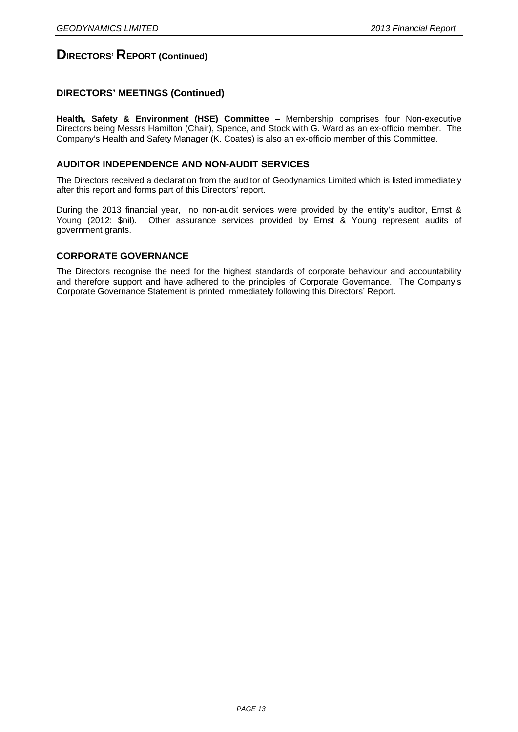# DIRECTORS' REPORT (Continued)

## DIRECTORS' MEETINGS (Continued)

**Health, Safety & Environment (HSE) Committee** – Membership comprises four Non-executive Directors being Messrs Hamilton (Chair), Spence, and Stock with G. Ward as an ex-officio member. The Company's Health and Safety Manager (K. Coates) is also an ex-officio member of this Committee.

## AUDITOR INDEPENDENCE AND NON-AUDIT SERVICES

The Directors received a declaration from the auditor of Geodynamics Limited which is listed immediately after this report and forms part of this Directors' report.

During the 2013 financial year, no non-audit services were provided by the entity's auditor, Ernst & Young (2012: $nil). Other assurance services provided by Ernst & Young represent audits of government grants.

## CORPORATE GOVERNANCE

The Directors recognise the need for the highest standards of corporate behaviour and accountability and therefore support and have adhered to the principles of Corporate Governance. The Company's Corporate Governance Statement is printed immediately following this Directors' Report.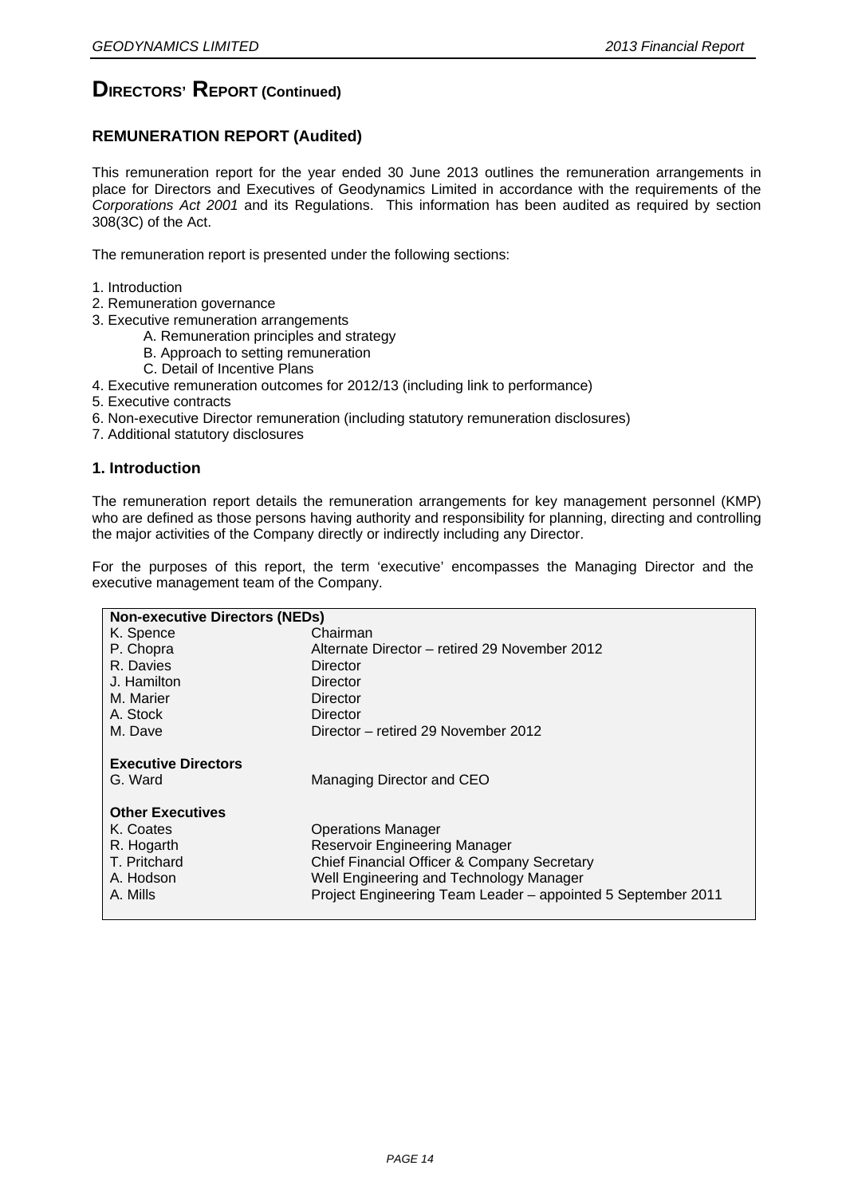# DIRECTORS' REPORT (Continued)

## REMUNERATION REPORT (Audited)

This remuneration report for the year ended 30 June 2013 outlines the remuneration arrangements in place for Directors and Executives of Geodynamics Limited in accordance with the requirements of the *Corporations Act 2001* and its Regulations. This information has been audited as required by section 308(3C) of the Act.

The remuneration report is presented under the following sections:

1. Introduction
2. Remuneration governance
3. Executive remuneration arrangements
    - A. Remuneration principles and strategy
    - B. Approach to setting remuneration
    - C. Detail of Incentive Plans
4. Executive remuneration outcomes for 2012/13 (including link to performance)
5. Executive contracts
6. Non-executive Director remuneration (including statutory remuneration disclosures)
7. Additional statutory disclosures

### 1. Introduction

The remuneration report details the remuneration arrangements for key management personnel (KMP) who are defined as those persons having authority and responsibility for planning, directing and controlling the major activities of the Company directly or indirectly including any Director.

For the purposes of this report, the term 'executive' encompasses the Managing Director and the executive management team of the Company.

| **Non-executive Directors (NEDs)** | |
|---|---|
| K. Spence | Chairman |
| P. Chopra | Alternate Director – retired 29 November 2012 |
| R. Davies | Director |
| J. Hamilton | Director |
| M. Marier | Director |
| A. Stock | Director |
| M. Dave | Director – retired 29 November 2012 |
| **Executive Directors** | |
| G. Ward | Managing Director and CEO |
| **Other Executives** | |
| K. Coates | Operations Manager |
| R. Hogarth | Reservoir Engineering Manager |
| T. Pritchard | Chief Financial Officer & Company Secretary |
| A. Hodson | Well Engineering and Technology Manager |
| A. Mills | Project Engineering Team Leader – appointed 5 September 2011 |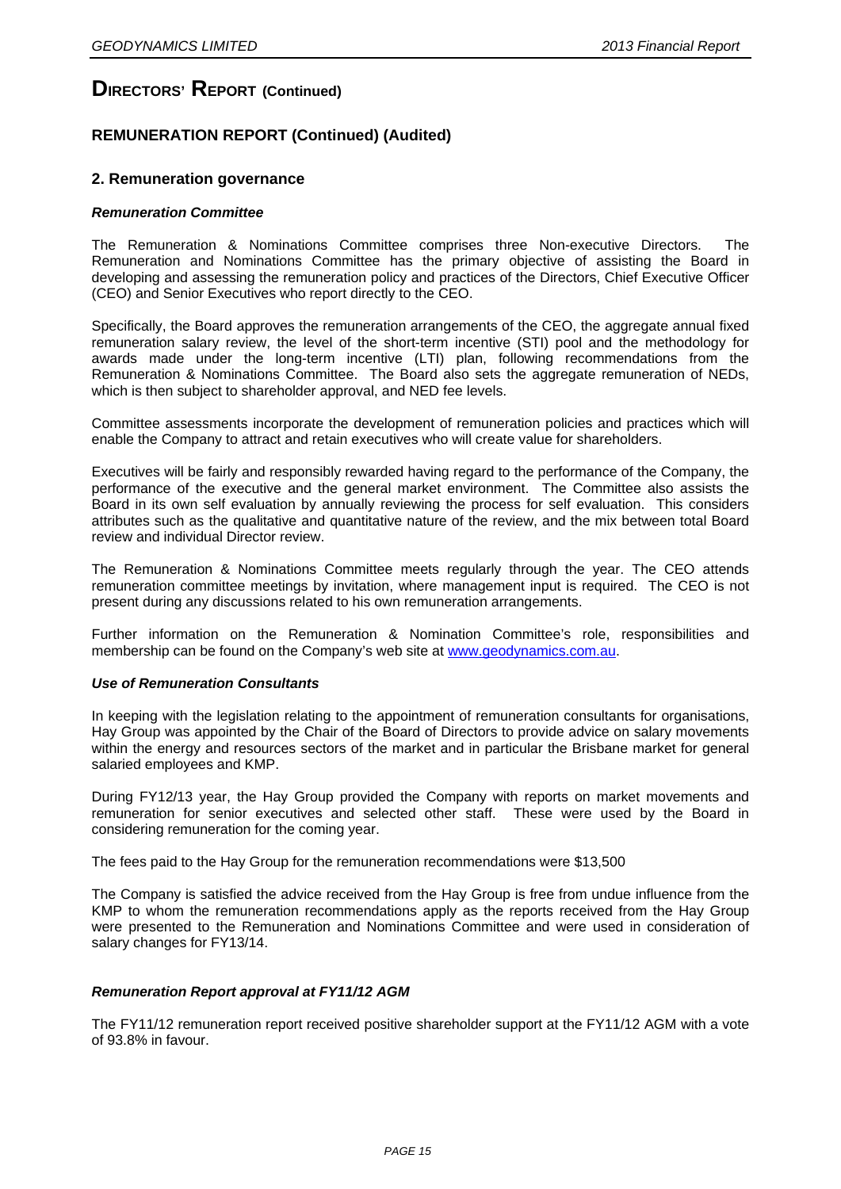# DIRECTORS' REPORT (Continued)

## REMUNERATION REPORT (Continued) (Audited)

### 2. Remuneration governance

***Remuneration Committee***

The Remuneration & Nominations Committee comprises three Non-executive Directors. The Remuneration and Nominations Committee has the primary objective of assisting the Board in developing and assessing the remuneration policy and practices of the Directors, Chief Executive Officer (CEO) and Senior Executives who report directly to the CEO.

Specifically, the Board approves the remuneration arrangements of the CEO, the aggregate annual fixed remuneration salary review, the level of the short-term incentive (STI) pool and the methodology for awards made under the long-term incentive (LTI) plan, following recommendations from the Remuneration & Nominations Committee. The Board also sets the aggregate remuneration of NEDs, which is then subject to shareholder approval, and NED fee levels.

Committee assessments incorporate the development of remuneration policies and practices which will enable the Company to attract and retain executives who will create value for shareholders.

Executives will be fairly and responsibly rewarded having regard to the performance of the Company, the performance of the executive and the general market environment. The Committee also assists the Board in its own self evaluation by annually reviewing the process for self evaluation. This considers attributes such as the qualitative and quantitative nature of the review, and the mix between total Board review and individual Director review.

The Remuneration & Nominations Committee meets regularly through the year. The CEO attends remuneration committee meetings by invitation, where management input is required. The CEO is not present during any discussions related to his own remuneration arrangements.

Further information on the Remuneration & Nomination Committee's role, responsibilities and membership can be found on the Company's web site at www.geodynamics.com.au.

***Use of Remuneration Consultants***

In keeping with the legislation relating to the appointment of remuneration consultants for organisations, Hay Group was appointed by the Chair of the Board of Directors to provide advice on salary movements within the energy and resources sectors of the market and in particular the Brisbane market for general salaried employees and KMP.

During FY12/13 year, the Hay Group provided the Company with reports on market movements and remuneration for senior executives and selected other staff. These were used by the Board in considering remuneration for the coming year.

The fees paid to the Hay Group for the remuneration recommendations were $13,500

The Company is satisfied the advice received from the Hay Group is free from undue influence from the KMP to whom the remuneration recommendations apply as the reports received from the Hay Group were presented to the Remuneration and Nominations Committee and were used in consideration of salary changes for FY13/14.

***Remuneration Report approval at FY11/12 AGM***

The FY11/12 remuneration report received positive shareholder support at the FY11/12 AGM with a vote of 93.8% in favour.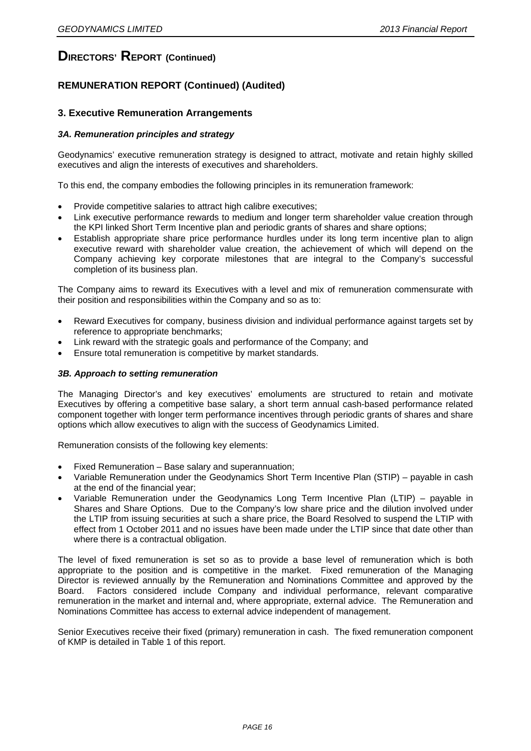# DIRECTORS' REPORT (Continued)

## REMUNERATION REPORT (Continued) (Audited)

### 3. Executive Remuneration Arrangements

#### *3A. Remuneration principles and strategy*

Geodynamics' executive remuneration strategy is designed to attract, motivate and retain highly skilled executives and align the interests of executives and shareholders.

To this end, the company embodies the following principles in its remuneration framework:

- Provide competitive salaries to attract high calibre executives;
- Link executive performance rewards to medium and longer term shareholder value creation through the KPI linked Short Term Incentive plan and periodic grants of shares and share options;
- Establish appropriate share price performance hurdles under its long term incentive plan to align executive reward with shareholder value creation, the achievement of which will depend on the Company achieving key corporate milestones that are integral to the Company's successful completion of its business plan.

The Company aims to reward its Executives with a level and mix of remuneration commensurate with their position and responsibilities within the Company and so as to:

- Reward Executives for company, business division and individual performance against targets set by reference to appropriate benchmarks;
- Link reward with the strategic goals and performance of the Company; and
- Ensure total remuneration is competitive by market standards.

#### *3B. Approach to setting remuneration*

The Managing Director's and key executives' emoluments are structured to retain and motivate Executives by offering a competitive base salary, a short term annual cash-based performance related component together with longer term performance incentives through periodic grants of shares and share options which allow executives to align with the success of Geodynamics Limited.

Remuneration consists of the following key elements:

- Fixed Remuneration – Base salary and superannuation;
- Variable Remuneration under the Geodynamics Short Term Incentive Plan (STIP) – payable in cash at the end of the financial year;
- Variable Remuneration under the Geodynamics Long Term Incentive Plan (LTIP) – payable in Shares and Share Options. Due to the Company's low share price and the dilution involved under the LTIP from issuing securities at such a share price, the Board Resolved to suspend the LTIP with effect from 1 October 2011 and no issues have been made under the LTIP since that date other than where there is a contractual obligation.

The level of fixed remuneration is set so as to provide a base level of remuneration which is both appropriate to the position and is competitive in the market. Fixed remuneration of the Managing Director is reviewed annually by the Remuneration and Nominations Committee and approved by the Board. Factors considered include Company and individual performance, relevant comparative remuneration in the market and internal and, where appropriate, external advice. The Remuneration and Nominations Committee has access to external advice independent of management.

Senior Executives receive their fixed (primary) remuneration in cash. The fixed remuneration component of KMP is detailed in Table 1 of this report.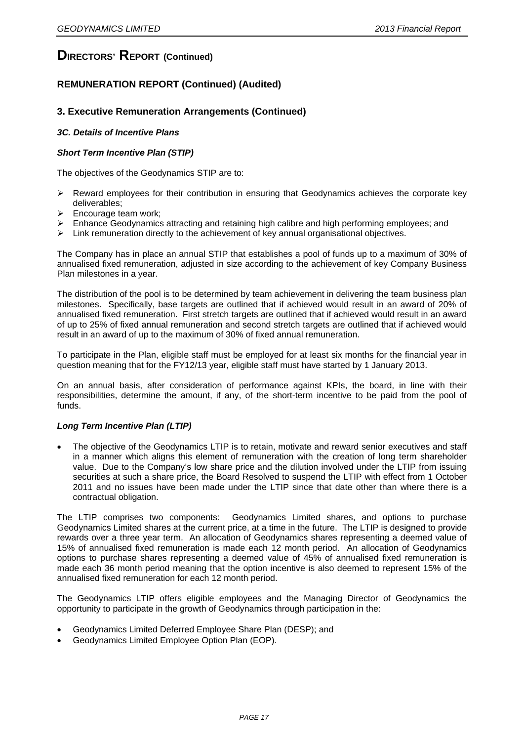# DIRECTORS' REPORT (Continued)

## REMUNERATION REPORT (Continued) (Audited)

### 3. Executive Remuneration Arrangements (Continued)

#### *3C. Details of Incentive Plans*

#### *Short Term Incentive Plan (STIP)*

The objectives of the Geodynamics STIP are to:

- Reward employees for their contribution in ensuring that Geodynamics achieves the corporate key deliverables;
- Encourage team work;
- Enhance Geodynamics attracting and retaining high calibre and high performing employees; and
- Link remuneration directly to the achievement of key annual organisational objectives.

The Company has in place an annual STIP that establishes a pool of funds up to a maximum of 30% of annualised fixed remuneration, adjusted in size according to the achievement of key Company Business Plan milestones in a year.

The distribution of the pool is to be determined by team achievement in delivering the team business plan milestones. Specifically, base targets are outlined that if achieved would result in an award of 20% of annualised fixed remuneration. First stretch targets are outlined that if achieved would result in an award of up to 25% of fixed annual remuneration and second stretch targets are outlined that if achieved would result in an award of up to the maximum of 30% of fixed annual remuneration.

To participate in the Plan, eligible staff must be employed for at least six months for the financial year in question meaning that for the FY12/13 year, eligible staff must have started by 1 January 2013.

On an annual basis, after consideration of performance against KPIs, the board, in line with their responsibilities, determine the amount, if any, of the short-term incentive to be paid from the pool of funds.

#### *Long Term Incentive Plan (LTIP)*

- The objective of the Geodynamics LTIP is to retain, motivate and reward senior executives and staff in a manner which aligns this element of remuneration with the creation of long term shareholder value. Due to the Company's low share price and the dilution involved under the LTIP from issuing securities at such a share price, the Board Resolved to suspend the LTIP with effect from 1 October 2011 and no issues have been made under the LTIP since that date other than where there is a contractual obligation.

The LTIP comprises two components: Geodynamics Limited shares, and options to purchase Geodynamics Limited shares at the current price, at a time in the future. The LTIP is designed to provide rewards over a three year term. An allocation of Geodynamics shares representing a deemed value of 15% of annualised fixed remuneration is made each 12 month period. An allocation of Geodynamics options to purchase shares representing a deemed value of 45% of annualised fixed remuneration is made each 36 month period meaning that the option incentive is also deemed to represent 15% of the annualised fixed remuneration for each 12 month period.

The Geodynamics LTIP offers eligible employees and the Managing Director of Geodynamics the opportunity to participate in the growth of Geodynamics through participation in the:

- Geodynamics Limited Deferred Employee Share Plan (DESP); and
- Geodynamics Limited Employee Option Plan (EOP).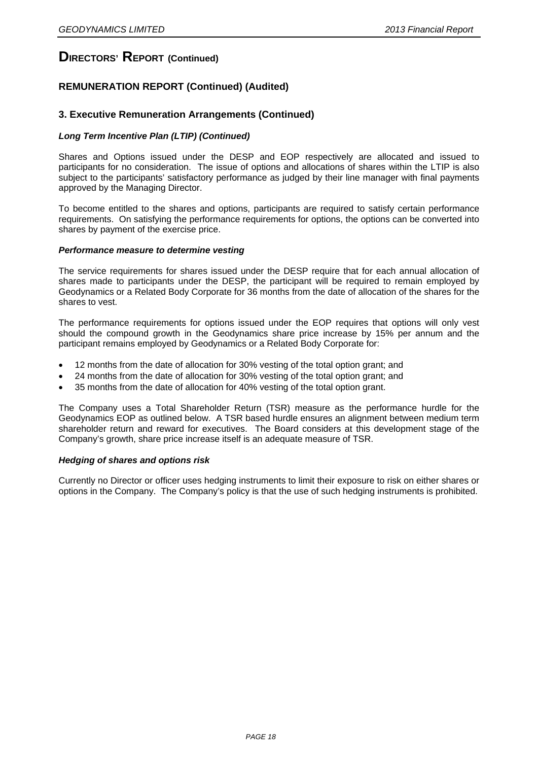# DIRECTORS' REPORT (Continued)

## REMUNERATION REPORT (Continued) (Audited)

### 3. Executive Remuneration Arrangements (Continued)

#### *Long Term Incentive Plan (LTIP) (Continued)*

Shares and Options issued under the DESP and EOP respectively are allocated and issued to participants for no consideration. The issue of options and allocations of shares within the LTIP is also subject to the participants' satisfactory performance as judged by their line manager with final payments approved by the Managing Director.

To become entitled to the shares and options, participants are required to satisfy certain performance requirements. On satisfying the performance requirements for options, the options can be converted into shares by payment of the exercise price.

#### *Performance measure to determine vesting*

The service requirements for shares issued under the DESP require that for each annual allocation of shares made to participants under the DESP, the participant will be required to remain employed by Geodynamics or a Related Body Corporate for 36 months from the date of allocation of the shares for the shares to vest.

The performance requirements for options issued under the EOP requires that options will only vest should the compound growth in the Geodynamics share price increase by 15% per annum and the participant remains employed by Geodynamics or a Related Body Corporate for:

- 12 months from the date of allocation for 30% vesting of the total option grant; and
- 24 months from the date of allocation for 30% vesting of the total option grant; and
- 35 months from the date of allocation for 40% vesting of the total option grant.

The Company uses a Total Shareholder Return (TSR) measure as the performance hurdle for the Geodynamics EOP as outlined below. A TSR based hurdle ensures an alignment between medium term shareholder return and reward for executives. The Board considers at this development stage of the Company's growth, share price increase itself is an adequate measure of TSR.

#### *Hedging of shares and options risk*

Currently no Director or officer uses hedging instruments to limit their exposure to risk on either shares or options in the Company. The Company's policy is that the use of such hedging instruments is prohibited.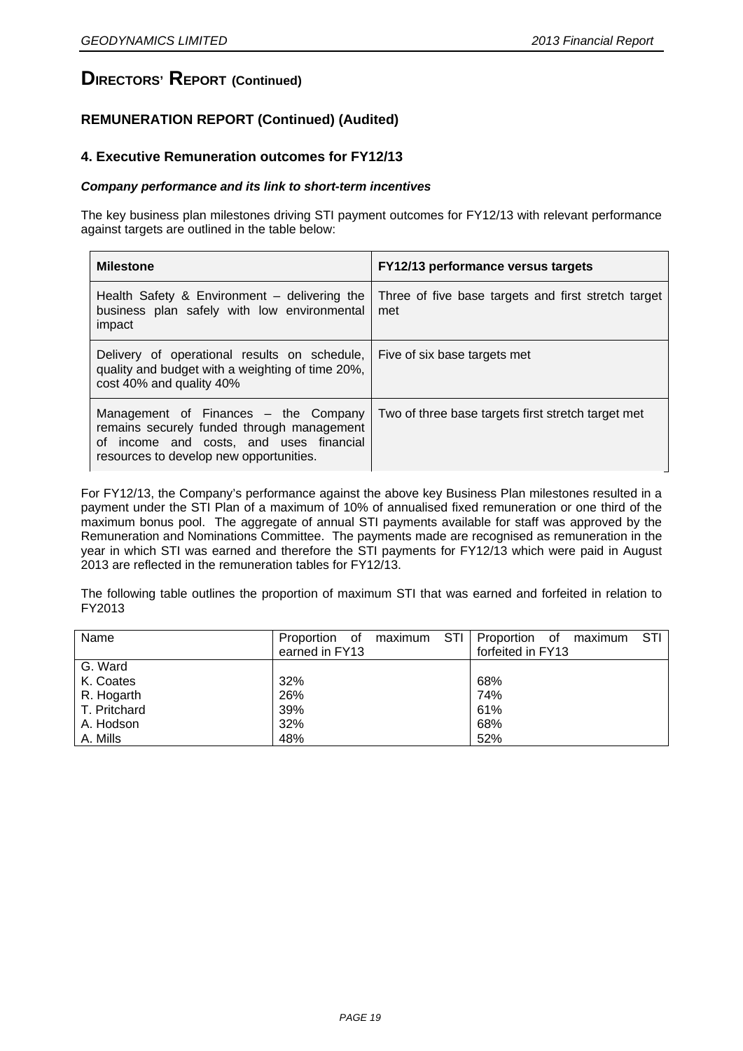# DIRECTORS' REPORT (Continued)

## REMUNERATION REPORT (Continued) (Audited)

### 4. Executive Remuneration outcomes for FY12/13

***Company performance and its link to short-term incentives***

The key business plan milestones driving STI payment outcomes for FY12/13 with relevant performance against targets are outlined in the table below:

| Milestone | FY12/13 performance versus targets |
|---|---|
| Health Safety & Environment – delivering the business plan safely with low environmental impact | Three of five base targets and first stretch target met |
| Delivery of operational results on schedule, quality and budget with a weighting of time 20%, cost 40% and quality 40% | Five of six base targets met |
| Management of Finances – the Company remains securely funded through management of income and costs, and uses financial resources to develop new opportunities. | Two of three base targets first stretch target met |

For FY12/13, the Company's performance against the above key Business Plan milestones resulted in a payment under the STI Plan of a maximum of 10% of annualised fixed remuneration or one third of the maximum bonus pool. The aggregate of annual STI payments available for staff was approved by the Remuneration and Nominations Committee. The payments made are recognised as remuneration in the year in which STI was earned and therefore the STI payments for FY12/13 which were paid in August 2013 are reflected in the remuneration tables for FY12/13.

The following table outlines the proportion of maximum STI that was earned and forfeited in relation to FY2013

| Name | Proportion of maximum STI earned in FY13 | Proportion of maximum STI forfeited in FY13 |
|---|---|---|
| G. Ward | | |
| K. Coates | 32% | 68% |
| R. Hogarth | 26% | 74% |
| T. Pritchard | 39% | 61% |
| A. Hodson | 32% | 68% |
| A. Mills | 48% | 52% |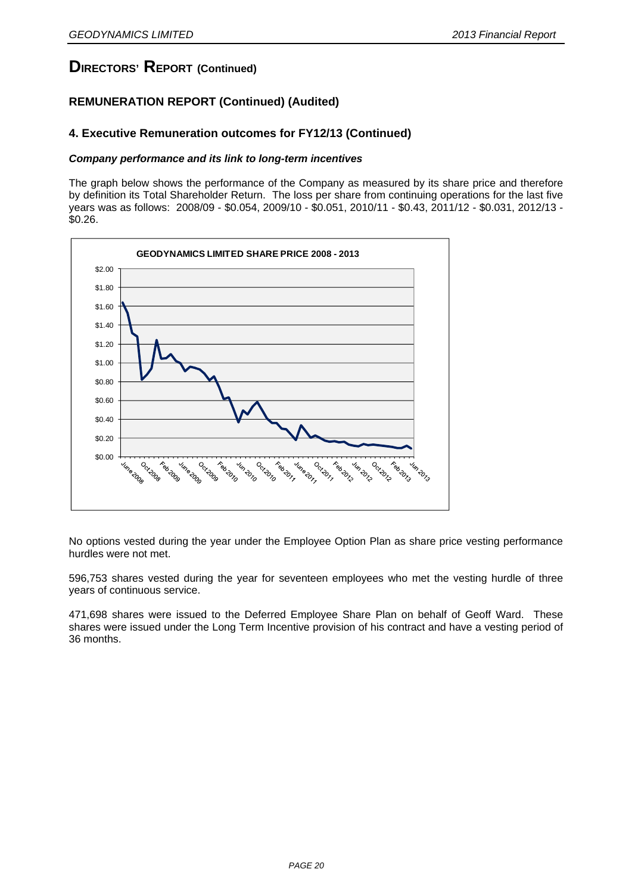# DIRECTORS' REPORT (Continued)

## REMUNERATION REPORT (Continued) (Audited)

### 4. Executive Remuneration outcomes for FY12/13 (Continued)

***Company performance and its link to long-term incentives***

The graph below shows the performance of the Company as measured by its share price and therefore by definition its Total Shareholder Return. The loss per share from continuing operations for the last five years was as follows: 2008/09 - \$0.054, 2009/10 - \$0.051, 2010/11 - \$0.43, 2011/12 - \$0.031, 2012/13 - \$0.26.

**GEODYNAMICS LIMITED SHARE PRICE 2008 - 2013**

No options vested during the year under the Employee Option Plan as share price vesting performance hurdles were not met.

596,753 shares vested during the year for seventeen employees who met the vesting hurdle of three years of continuous service.

471,698 shares were issued to the Deferred Employee Share Plan on behalf of Geoff Ward. These shares were issued under the Long Term Incentive provision of his contract and have a vesting period of 36 months.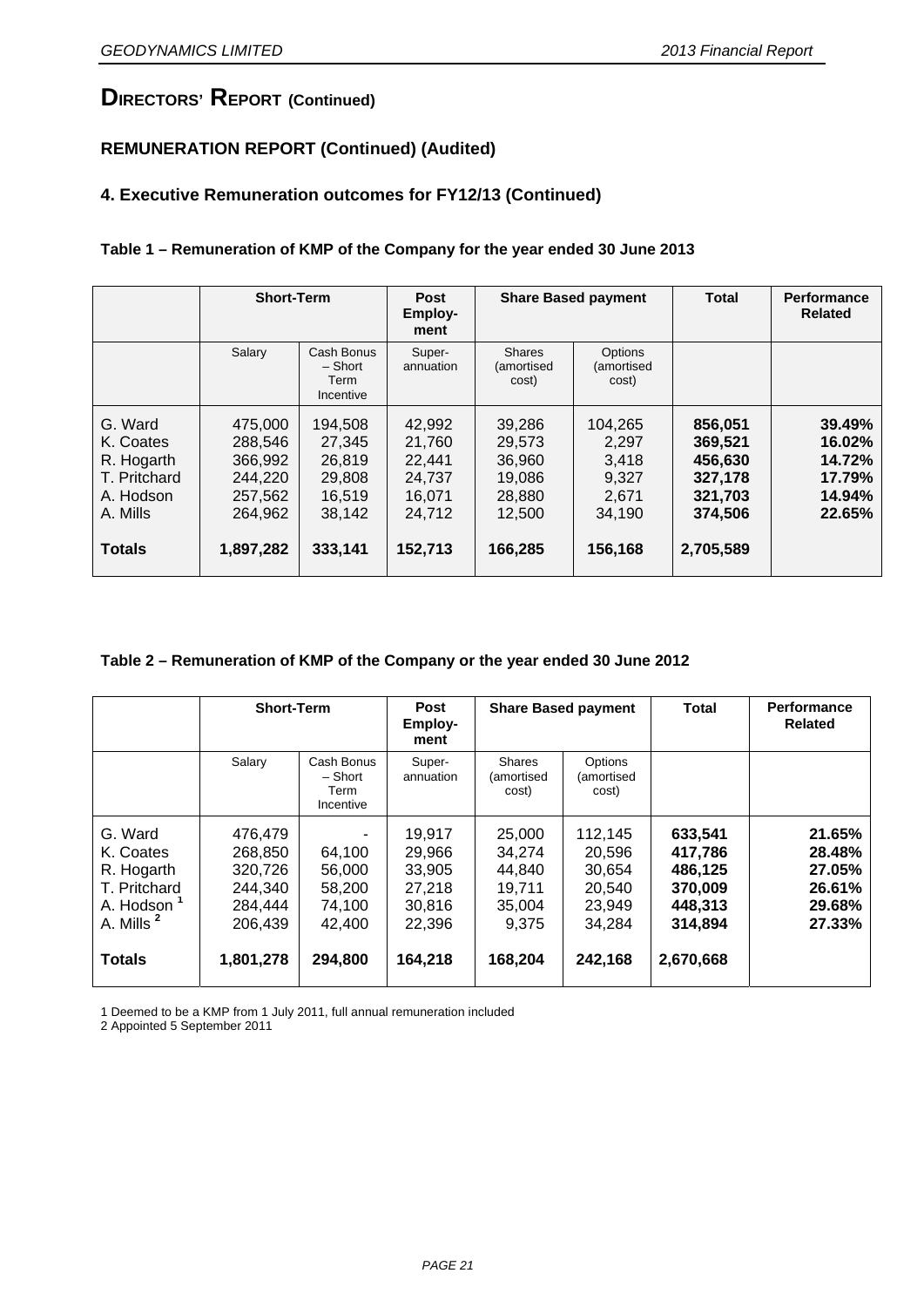# DIRECTORS' REPORT (Continued)

## REMUNERATION REPORT (Continued) (Audited)

### 4. Executive Remuneration outcomes for FY12/13 (Continued)

**Table 1 – Remuneration of KMP of the Company for the year ended 30 June 2013**

| | Short-Term | | Post Employ-ment | Share Based payment | | Total | Performance Related |
|---|---|---|---|---|---|---|---|
| | Salary | Cash Bonus – Short Term Incentive | Super-annuation | Shares (amortised cost) | Options (amortised cost) | | |
| G. Ward | 475,000 | 194,508 | 42,992 | 39,286 | 104,265 | **856,051** | **39.49%** |
| K. Coates | 288,546 | 27,345 | 21,760 | 29,573 | 2,297 | **369,521** | **16.02%** |
| R. Hogarth | 366,992 | 26,819 | 22,441 | 36,960 | 3,418 | **456,630** | **14.72%** |
| T. Pritchard | 244,220 | 29,808 | 24,737 | 19,086 | 9,327 | **327,178** | **17.79%** |
| A. Hodson | 257,562 | 16,519 | 16,071 | 28,880 | 2,671 | **321,703** | **14.94%** |
| A. Mills | 264,962 | 38,142 | 24,712 | 12,500 | 34,190 | **374,506** | **22.65%** |
| **Totals** | **1,897,282** | **333,141** | **152,713** | **166,285** | **156,168** | **2,705,589** | |

**Table 2 – Remuneration of KMP of the Company or the year ended 30 June 2012**

| | Short-Term | | Post Employ-ment | Share Based payment | | Total | Performance Related |
|---|---|---|---|---|---|---|---|
| | Salary | Cash Bonus – Short Term Incentive | Super-annuation | Shares (amortised cost) | Options (amortised cost) | | |
| G. Ward | 476,479 | - | 19,917 | 25,000 | 112,145 | **633,541** | **21.65%** |
| K. Coates | 268,850 | 64,100 | 29,966 | 34,274 | 20,596 | **417,786** | **28.48%** |
| R. Hogarth | 320,726 | 56,000 | 33,905 | 44,840 | 30,654 | **486,125** | **27.05%** |
| T. Pritchard | 244,340 | 58,200 | 27,218 | 19,711 | 20,540 | **370,009** | **26.61%** |
| A. Hodson [1] | 284,444 | 74,100 | 30,816 | 35,004 | 23,949 | **448,313** | **29.68%** |
| A. Mills [2] | 206,439 | 42,400 | 22,396 | 9,375 | 34,284 | **314,894** | **27.33%** |
| **Totals** | **1,801,278** | **294,800** | **164,218** | **168,204** | **242,168** | **2,670,668** | |

1 Deemed to be a KMP from 1 July 2011, full annual remuneration included
2 Appointed 5 September 2011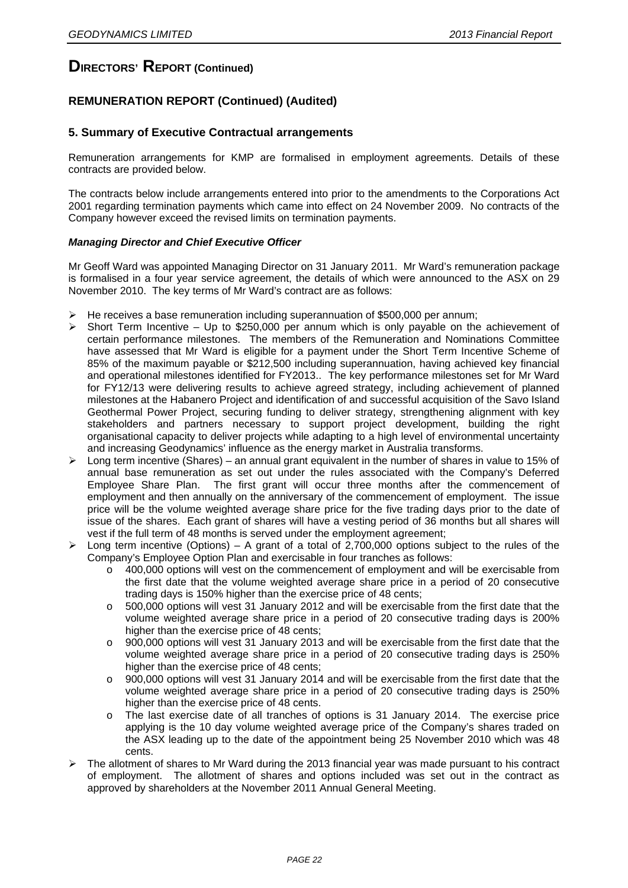# DIRECTORS' REPORT (Continued)

## REMUNERATION REPORT (Continued) (Audited)

### 5. Summary of Executive Contractual arrangements

Remuneration arrangements for KMP are formalised in employment agreements. Details of these contracts are provided below.

The contracts below include arrangements entered into prior to the amendments to the Corporations Act 2001 regarding termination payments which came into effect on 24 November 2009. No contracts of the Company however exceed the revised limits on termination payments.

***Managing Director and Chief Executive Officer***

Mr Geoff Ward was appointed Managing Director on 31 January 2011. Mr Ward's remuneration package is formalised in a four year service agreement, the details of which were announced to the ASX on 29 November 2010. The key terms of Mr Ward's contract are as follows:

- He receives a base remuneration including superannuation of $500,000 per annum;
- Short Term Incentive – Up to $250,000 per annum which is only payable on the achievement of certain performance milestones. The members of the Remuneration and Nominations Committee have assessed that Mr Ward is eligible for a payment under the Short Term Incentive Scheme of 85% of the maximum payable or $212,500 including superannuation, having achieved key financial and operational milestones identified for FY2013.. The key performance milestones set for Mr Ward for FY12/13 were delivering results to achieve agreed strategy, including achievement of planned milestones at the Habanero Project and identification of and successful acquisition of the Savo Island Geothermal Power Project, securing funding to deliver strategy, strengthening alignment with key stakeholders and partners necessary to support project development, building the right organisational capacity to deliver projects while adapting to a high level of environmental uncertainty and increasing Geodynamics' influence as the energy market in Australia transforms.
- Long term incentive (Shares) – an annual grant equivalent in the number of shares in value to 15% of annual base remuneration as set out under the rules associated with the Company's Deferred Employee Share Plan. The first grant will occur three months after the commencement of employment and then annually on the anniversary of the commencement of employment. The issue price will be the volume weighted average share price for the five trading days prior to the date of issue of the shares. Each grant of shares will have a vesting period of 36 months but all shares will vest if the full term of 48 months is served under the employment agreement;
- Long term incentive (Options) – A grant of a total of 2,700,000 options subject to the rules of the Company's Employee Option Plan and exercisable in four tranches as follows:
  - 400,000 options will vest on the commencement of employment and will be exercisable from the first date that the volume weighted average share price in a period of 20 consecutive trading days is 150% higher than the exercise price of 48 cents;
  - 500,000 options will vest 31 January 2012 and will be exercisable from the first date that the volume weighted average share price in a period of 20 consecutive trading days is 200% higher than the exercise price of 48 cents;
  - 900,000 options will vest 31 January 2013 and will be exercisable from the first date that the volume weighted average share price in a period of 20 consecutive trading days is 250% higher than the exercise price of 48 cents;
  - 900,000 options will vest 31 January 2014 and will be exercisable from the first date that the volume weighted average share price in a period of 20 consecutive trading days is 250% higher than the exercise price of 48 cents.
  - The last exercise date of all tranches of options is 31 January 2014. The exercise price applying is the 10 day volume weighted average price of the Company's shares traded on the ASX leading up to the date of the appointment being 25 November 2010 which was 48 cents.
- The allotment of shares to Mr Ward during the 2013 financial year was made pursuant to his contract of employment. The allotment of shares and options included was set out in the contract as approved by shareholders at the November 2011 Annual General Meeting.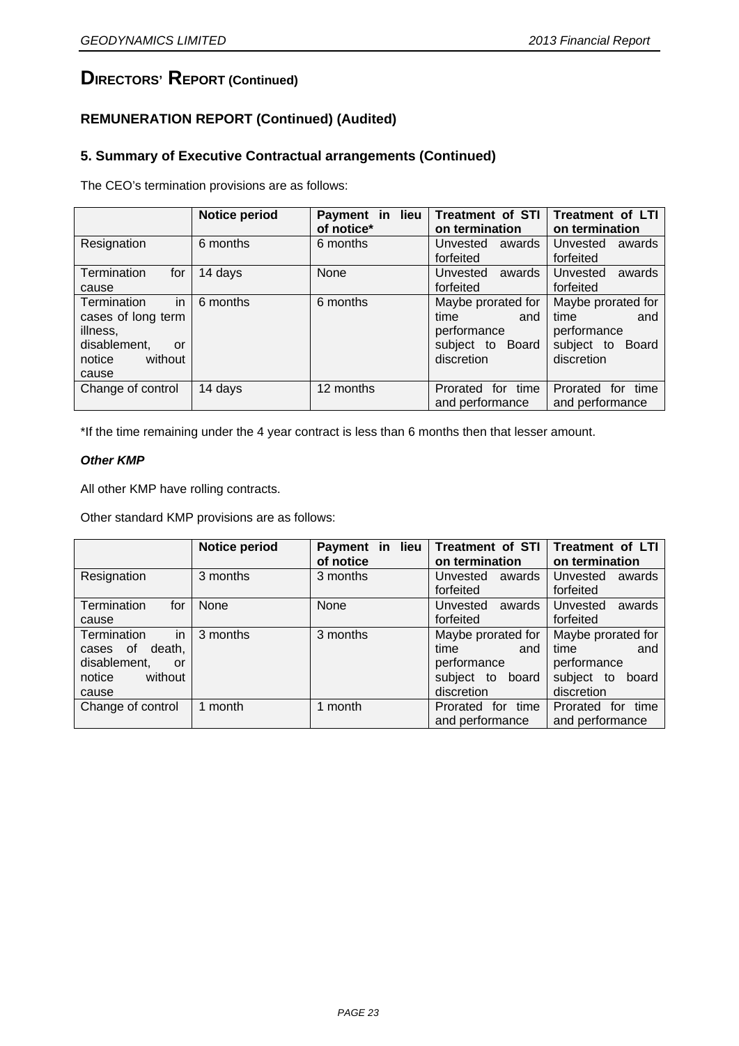# DIRECTORS' REPORT (Continued)

## REMUNERATION REPORT (Continued) (Audited)

### 5. Summary of Executive Contractual arrangements (Continued)

The CEO's termination provisions are as follows:

| | Notice period | Payment in lieu of notice* | Treatment of STI on termination | Treatment of LTI on termination |
|---|---|---|---|---|
| Resignation | 6 months | 6 months | Unvested awards forfeited | Unvested awards forfeited |
| Termination for cause | 14 days | None | Unvested awards forfeited | Unvested awards forfeited |
| Termination in cases of long term illness, disablement, or notice without cause | 6 months | 6 months | Maybe prorated for time and performance subject to Board discretion | Maybe prorated for time and performance subject to Board discretion |
| Change of control | 14 days | 12 months | Prorated for time and performance | Prorated for time and performance |

*If the time remaining under the 4 year contract is less than 6 months then that lesser amount.

***Other KMP***

All other KMP have rolling contracts.

Other standard KMP provisions are as follows:

| | Notice period | Payment in lieu of notice | Treatment of STI on termination | Treatment of LTI on termination |
|---|---|---|---|---|
| Resignation | 3 months | 3 months | Unvested awards forfeited | Unvested awards forfeited |
| Termination for cause | None | None | Unvested awards forfeited | Unvested awards forfeited |
| Termination in cases of death, disablement, or notice without cause | 3 months | 3 months | Maybe prorated for time and performance subject to board discretion | Maybe prorated for time and performance subject to board discretion |
| Change of control | 1 month | 1 month | Prorated for time and performance | Prorated for time and performance |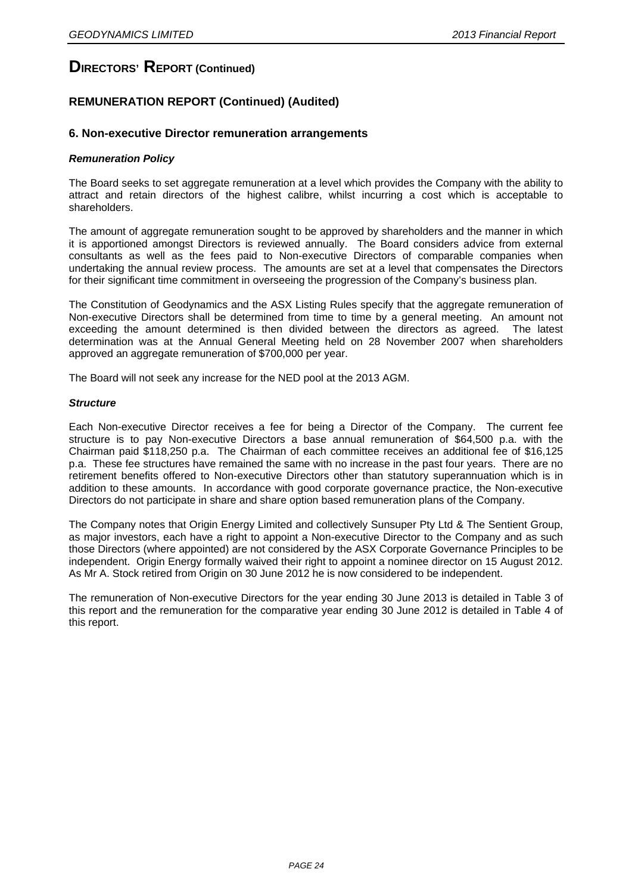# DIRECTORS' REPORT (Continued)

## REMUNERATION REPORT (Continued) (Audited)

### 6. Non-executive Director remuneration arrangements

***Remuneration Policy***

The Board seeks to set aggregate remuneration at a level which provides the Company with the ability to attract and retain directors of the highest calibre, whilst incurring a cost which is acceptable to shareholders.

The amount of aggregate remuneration sought to be approved by shareholders and the manner in which it is apportioned amongst Directors is reviewed annually. The Board considers advice from external consultants as well as the fees paid to Non-executive Directors of comparable companies when undertaking the annual review process. The amounts are set at a level that compensates the Directors for their significant time commitment in overseeing the progression of the Company's business plan.

The Constitution of Geodynamics and the ASX Listing Rules specify that the aggregate remuneration of Non-executive Directors shall be determined from time to time by a general meeting. An amount not exceeding the amount determined is then divided between the directors as agreed. The latest determination was at the Annual General Meeting held on 28 November 2007 when shareholders approved an aggregate remuneration of $700,000 per year.

The Board will not seek any increase for the NED pool at the 2013 AGM.

***Structure***

Each Non-executive Director receives a fee for being a Director of the Company. The current fee structure is to pay Non-executive Directors a base annual remuneration of $64,500 p.a. with the Chairman paid $118,250 p.a. The Chairman of each committee receives an additional fee of $16,125 p.a. These fee structures have remained the same with no increase in the past four years. There are no retirement benefits offered to Non-executive Directors other than statutory superannuation which is in addition to these amounts. In accordance with good corporate governance practice, the Non-executive Directors do not participate in share and share option based remuneration plans of the Company.

The Company notes that Origin Energy Limited and collectively Sunsuper Pty Ltd & The Sentient Group, as major investors, each have a right to appoint a Non-executive Director to the Company and as such those Directors (where appointed) are not considered by the ASX Corporate Governance Principles to be independent. Origin Energy formally waived their right to appoint a nominee director on 15 August 2012. As Mr A. Stock retired from Origin on 30 June 2012 he is now considered to be independent.

The remuneration of Non-executive Directors for the year ending 30 June 2013 is detailed in Table 3 of this report and the remuneration for the comparative year ending 30 June 2012 is detailed in Table 4 of this report.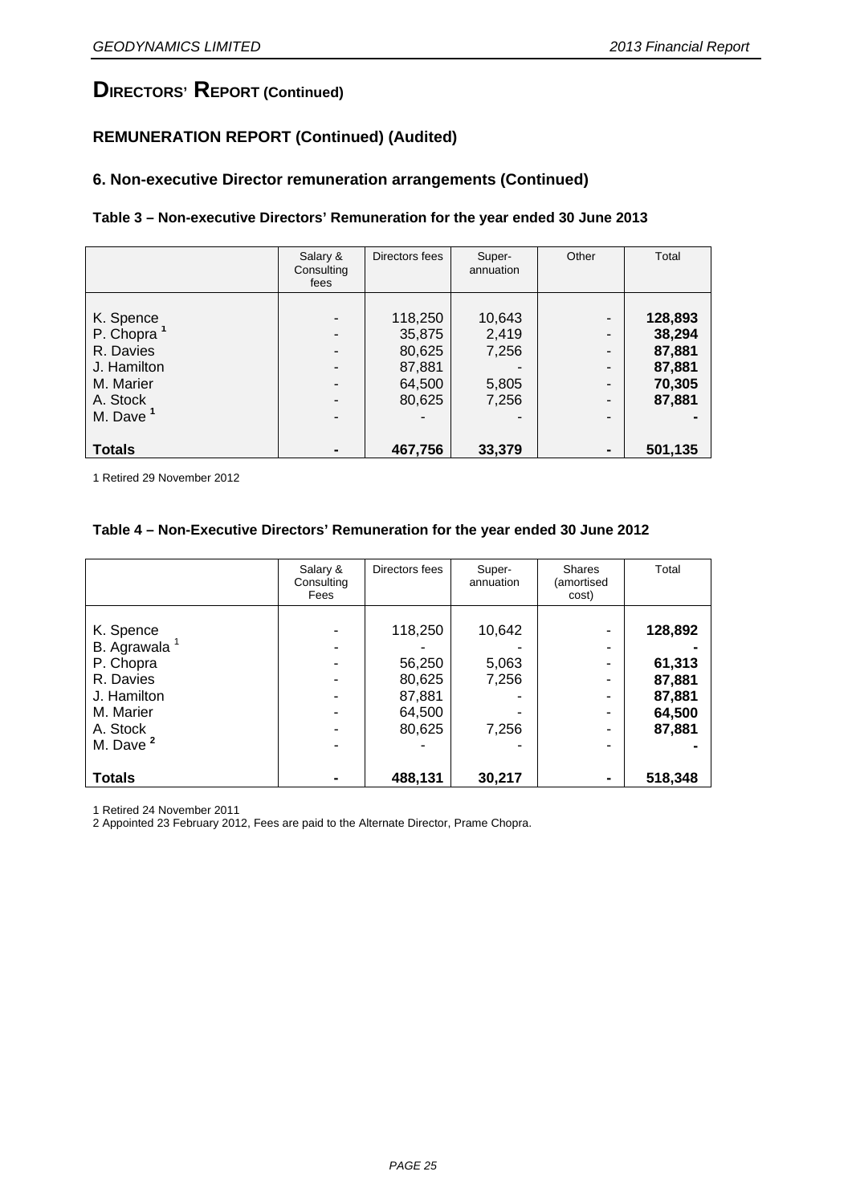# DIRECTORS' REPORT (Continued)

## REMUNERATION REPORT (Continued) (Audited)

### 6. Non-executive Director remuneration arrangements (Continued)

**Table 3 – Non-executive Directors' Remuneration for the year ended 30 June 2013**

| | Salary & Consulting fees | Directors fees | Super-annuation | Other | Total |
|---|---|---|---|---|---|
| K. Spence | - | 118,250 | 10,643 | - | **128,893** |
| P. Chopra [1] | - | 35,875 | 2,419 | - | **38,294** |
| R. Davies | - | 80,625 | 7,256 | - | **87,881** |
| J. Hamilton | - | 87,881 | - | - | **87,881** |
| M. Marier | - | 64,500 | 5,805 | - | **70,305** |
| A. Stock | - | 80,625 | 7,256 | - | **87,881** |
| M. Dave [1] | - | - | - | - | **-** |
| **Totals** | **-** | **467,756** | **33,379** | **-** | **501,135** |

1 Retired 29 November 2012

**Table 4 – Non-Executive Directors' Remuneration for the year ended 30 June 2012**

| | Salary & Consulting Fees | Directors fees | Super-annuation | Shares (amortised cost) | Total |
|---|---|---|---|---|---|
| K. Spence | - | 118,250 | 10,642 | - | **128,892** |
| B. Agrawala [1] | - | - | - | - | **-** |
| P. Chopra | - | 56,250 | 5,063 | - | **61,313** |
| R. Davies | - | 80,625 | 7,256 | - | **87,881** |
| J. Hamilton | - | 87,881 | - | - | **87,881** |
| M. Marier | - | 64,500 | - | - | **64,500** |
| A. Stock | - | 80,625 | 7,256 | - | **87,881** |
| M. Dave [2] | - | - | - | - | **-** |
| **Totals** | **-** | **488,131** | **30,217** | **-** | **518,348** |

1 Retired 24 November 2011

2 Appointed 23 February 2012, Fees are paid to the Alternate Director, Prame Chopra.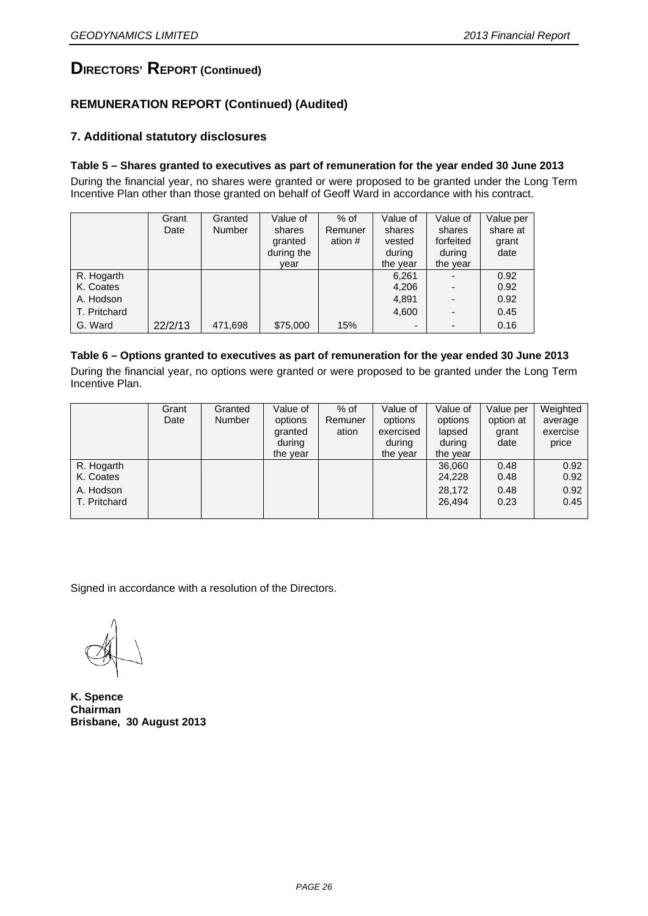# DIRECTORS' REPORT (Continued)

## REMUNERATION REPORT (Continued) (Audited)

### 7. Additional statutory disclosures

**Table 5 – Shares granted to executives as part of remuneration for the year ended 30 June 2013**

During the financial year, no shares were granted or were proposed to be granted under the Long Term Incentive Plan other than those granted on behalf of Geoff Ward in accordance with his contract.

| | Grant Date | Granted Number | Value of shares granted during the year | % of Remuneration # | Value of shares vested during the year | Value of shares forfeited during the year | Value per share at grant date |
|---|---|---|---|---|---|---|---|
| R. Hogarth | | | | | 6,261 | - | 0.92 |
| K. Coates | | | | | 4,206 | - | 0.92 |
| A. Hodson | | | | | 4,891 | - | 0.92 |
| T. Pritchard | | | | | 4,600 | - | 0.45 |
| G. Ward | 22/2/13 | 471,698 | $75,000 | 15% | - | - | 0.16 |

**Table 6 – Options granted to executives as part of remuneration for the year ended 30 June 2013**

During the financial year, no options were granted or were proposed to be granted under the Long Term Incentive Plan.

| | Grant Date | Granted Number | Value of options granted during the year | % of Remuneration | Value of options exercised during the year | Value of options lapsed during the year | Value per option at grant date | Weighted average exercise price |
|---|---|---|---|---|---|---|---|---|
| R. Hogarth | | | | | | 36,060 | 0.48 | 0.92 |
| K. Coates | | | | | | 24,228 | 0.48 | 0.92 |
| A. Hodson | | | | | | 28,172 | 0.48 | 0.92 |
| T. Pritchard | | | | | | 26,494 | 0.23 | 0.45 |

Signed in accordance with a resolution of the Directors.

**K. Spence**
**Chairman**
**Brisbane, 30 August 2013**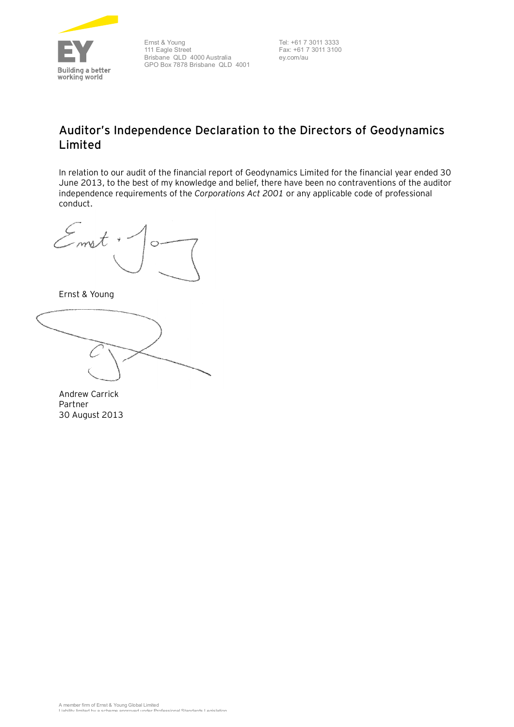Ernst & Young
111 Eagle Street
Brisbane QLD 4000 Australia
GPO Box 7878 Brisbane QLD 4001

Tel: +61 7 3011 3333
Fax: +61 7 3011 3100
ey.com/au

## Auditor's Independence Declaration to the Directors of Geodynamics Limited

In relation to our audit of the financial report of Geodynamics Limited for the financial year ended 30 June 2013, to the best of my knowledge and belief, there have been no contraventions of the auditor independence requirements of the *Corporations Act 2001* or any applicable code of professional conduct.

Ernst & Young

Andrew Carrick
Partner
30 August 2013

A member firm of Ernst & Young Global Limited
Liability limited by a scheme approved under Professional Standards Legislation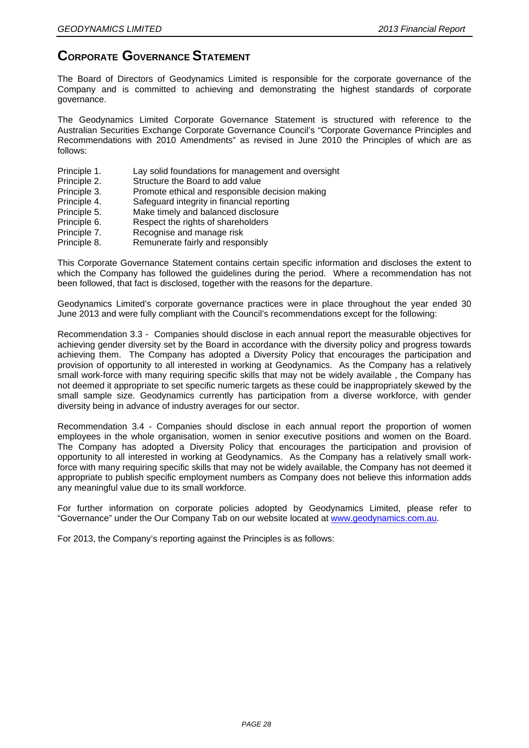# CORPORATE GOVERNANCE STATEMENT

The Board of Directors of Geodynamics Limited is responsible for the corporate governance of the Company and is committed to achieving and demonstrating the highest standards of corporate governance.

The Geodynamics Limited Corporate Governance Statement is structured with reference to the Australian Securities Exchange Corporate Governance Council's "Corporate Governance Principles and Recommendations with 2010 Amendments" as revised in June 2010 the Principles of which are as follows:

- Principle 1. Lay solid foundations for management and oversight
- Principle 2. Structure the Board to add value
- Principle 3. Promote ethical and responsible decision making
- Principle 4. Safeguard integrity in financial reporting
- Principle 5. Make timely and balanced disclosure
- Principle 6. Respect the rights of shareholders
- Principle 7. Recognise and manage risk
- Principle 8. Remunerate fairly and responsibly

This Corporate Governance Statement contains certain specific information and discloses the extent to which the Company has followed the guidelines during the period. Where a recommendation has not been followed, that fact is disclosed, together with the reasons for the departure.

Geodynamics Limited's corporate governance practices were in place throughout the year ended 30 June 2013 and were fully compliant with the Council's recommendations except for the following:

Recommendation 3.3 - Companies should disclose in each annual report the measurable objectives for achieving gender diversity set by the Board in accordance with the diversity policy and progress towards achieving them. The Company has adopted a Diversity Policy that encourages the participation and provision of opportunity to all interested in working at Geodynamics. As the Company has a relatively small work-force with many requiring specific skills that may not be widely available , the Company has not deemed it appropriate to set specific numeric targets as these could be inappropriately skewed by the small sample size. Geodynamics currently has participation from a diverse workforce, with gender diversity being in advance of industry averages for our sector.

Recommendation 3.4 - Companies should disclose in each annual report the proportion of women employees in the whole organisation, women in senior executive positions and women on the Board. The Company has adopted a Diversity Policy that encourages the participation and provision of opportunity to all interested in working at Geodynamics. As the Company has a relatively small work-force with many requiring specific skills that may not be widely available, the Company has not deemed it appropriate to publish specific employment numbers as Company does not believe this information adds any meaningful value due to its small workforce.

For further information on corporate policies adopted by Geodynamics Limited, please refer to "Governance" under the Our Company Tab on our website located at www.geodynamics.com.au.

For 2013, the Company's reporting against the Principles is as follows: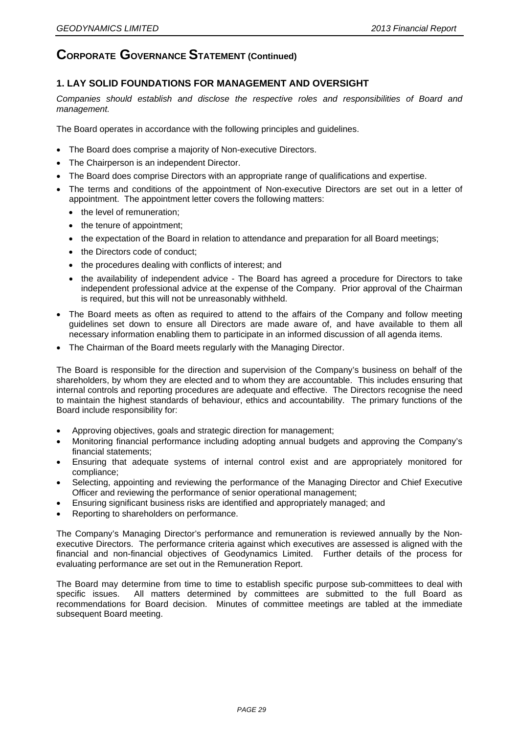## CORPORATE GOVERNANCE STATEMENT (Continued)

### 1. LAY SOLID FOUNDATIONS FOR MANAGEMENT AND OVERSIGHT

*Companies should establish and disclose the respective roles and responsibilities of Board and management.*

The Board operates in accordance with the following principles and guidelines.

- The Board does comprise a majority of Non-executive Directors.
- The Chairperson is an independent Director.
- The Board does comprise Directors with an appropriate range of qualifications and expertise.
- The terms and conditions of the appointment of Non-executive Directors are set out in a letter of appointment. The appointment letter covers the following matters:
  - the level of remuneration;
  - the tenure of appointment;
  - the expectation of the Board in relation to attendance and preparation for all Board meetings;
  - the Directors code of conduct;
  - the procedures dealing with conflicts of interest; and
  - the availability of independent advice - The Board has agreed a procedure for Directors to take independent professional advice at the expense of the Company. Prior approval of the Chairman is required, but this will not be unreasonably withheld.
- The Board meets as often as required to attend to the affairs of the Company and follow meeting guidelines set down to ensure all Directors are made aware of, and have available to them all necessary information enabling them to participate in an informed discussion of all agenda items.
- The Chairman of the Board meets regularly with the Managing Director.

The Board is responsible for the direction and supervision of the Company's business on behalf of the shareholders, by whom they are elected and to whom they are accountable. This includes ensuring that internal controls and reporting procedures are adequate and effective. The Directors recognise the need to maintain the highest standards of behaviour, ethics and accountability. The primary functions of the Board include responsibility for:

- Approving objectives, goals and strategic direction for management;
- Monitoring financial performance including adopting annual budgets and approving the Company's financial statements;
- Ensuring that adequate systems of internal control exist and are appropriately monitored for compliance;
- Selecting, appointing and reviewing the performance of the Managing Director and Chief Executive Officer and reviewing the performance of senior operational management;
- Ensuring significant business risks are identified and appropriately managed; and
- Reporting to shareholders on performance.

The Company's Managing Director's performance and remuneration is reviewed annually by the Non-executive Directors. The performance criteria against which executives are assessed is aligned with the financial and non-financial objectives of Geodynamics Limited. Further details of the process for evaluating performance are set out in the Remuneration Report.

The Board may determine from time to time to establish specific purpose sub-committees to deal with specific issues. All matters determined by committees are submitted to the full Board as recommendations for Board decision. Minutes of committee meetings are tabled at the immediate subsequent Board meeting.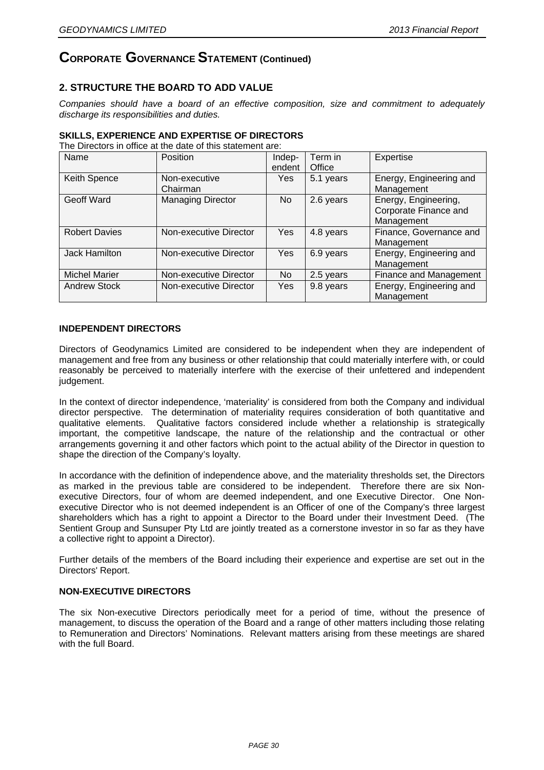# Corporate Governance Statement (Continued)

## 2. STRUCTURE THE BOARD TO ADD VALUE

*Companies should have a board of an effective composition, size and commitment to adequately discharge its responsibilities and duties.*

### SKILLS, EXPERIENCE AND EXPERTISE OF DIRECTORS

The Directors in office at the date of this statement are:

| Name | Position | Independent | Term in Office | Expertise |
|---|---|---|---|---|
| Keith Spence | Non-executive Chairman | Yes | 5.1 years | Energy, Engineering and Management |
| Geoff Ward | Managing Director | No | 2.6 years | Energy, Engineering, Corporate Finance and Management |
| Robert Davies | Non-executive Director | Yes | 4.8 years | Finance, Governance and Management |
| Jack Hamilton | Non-executive Director | Yes | 6.9 years | Energy, Engineering and Management |
| Michel Marier | Non-executive Director | No | 2.5 years | Finance and Management |
| Andrew Stock | Non-executive Director | Yes | 9.8 years | Energy, Engineering and Management |

### INDEPENDENT DIRECTORS

Directors of Geodynamics Limited are considered to be independent when they are independent of management and free from any business or other relationship that could materially interfere with, or could reasonably be perceived to materially interfere with the exercise of their unfettered and independent judgement.

In the context of director independence, 'materiality' is considered from both the Company and individual director perspective. The determination of materiality requires consideration of both quantitative and qualitative elements. Qualitative factors considered include whether a relationship is strategically important, the competitive landscape, the nature of the relationship and the contractual or other arrangements governing it and other factors which point to the actual ability of the Director in question to shape the direction of the Company's loyalty.

In accordance with the definition of independence above, and the materiality thresholds set, the Directors as marked in the previous table are considered to be independent. Therefore there are six Non-executive Directors, four of whom are deemed independent, and one Executive Director. One Non-executive Director who is not deemed independent is an Officer of one of the Company's three largest shareholders which has a right to appoint a Director to the Board under their Investment Deed. (The Sentient Group and Sunsuper Pty Ltd are jointly treated as a cornerstone investor in so far as they have a collective right to appoint a Director).

Further details of the members of the Board including their experience and expertise are set out in the Directors' Report.

### NON-EXECUTIVE DIRECTORS

The six Non-executive Directors periodically meet for a period of time, without the presence of management, to discuss the operation of the Board and a range of other matters including those relating to Remuneration and Directors' Nominations. Relevant matters arising from these meetings are shared with the full Board.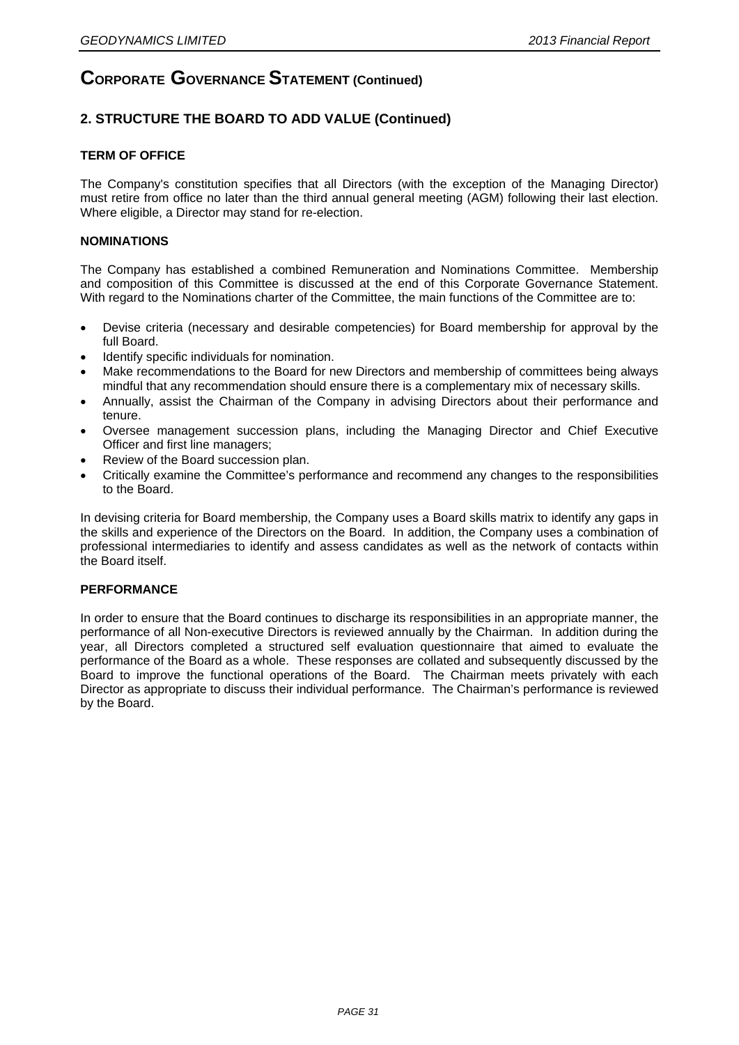# CORPORATE GOVERNANCE STATEMENT (Continued)

## 2. STRUCTURE THE BOARD TO ADD VALUE (Continued)

### TERM OF OFFICE

The Company's constitution specifies that all Directors (with the exception of the Managing Director) must retire from office no later than the third annual general meeting (AGM) following their last election. Where eligible, a Director may stand for re-election.

### NOMINATIONS

The Company has established a combined Remuneration and Nominations Committee. Membership and composition of this Committee is discussed at the end of this Corporate Governance Statement. With regard to the Nominations charter of the Committee, the main functions of the Committee are to:

- Devise criteria (necessary and desirable competencies) for Board membership for approval by the full Board.
- Identify specific individuals for nomination.
- Make recommendations to the Board for new Directors and membership of committees being always mindful that any recommendation should ensure there is a complementary mix of necessary skills.
- Annually, assist the Chairman of the Company in advising Directors about their performance and tenure.
- Oversee management succession plans, including the Managing Director and Chief Executive Officer and first line managers;
- Review of the Board succession plan.
- Critically examine the Committee's performance and recommend any changes to the responsibilities to the Board.

In devising criteria for Board membership, the Company uses a Board skills matrix to identify any gaps in the skills and experience of the Directors on the Board. In addition, the Company uses a combination of professional intermediaries to identify and assess candidates as well as the network of contacts within the Board itself.

### PERFORMANCE

In order to ensure that the Board continues to discharge its responsibilities in an appropriate manner, the performance of all Non-executive Directors is reviewed annually by the Chairman. In addition during the year, all Directors completed a structured self evaluation questionnaire that aimed to evaluate the performance of the Board as a whole. These responses are collated and subsequently discussed by the Board to improve the functional operations of the Board. The Chairman meets privately with each Director as appropriate to discuss their individual performance. The Chairman's performance is reviewed by the Board.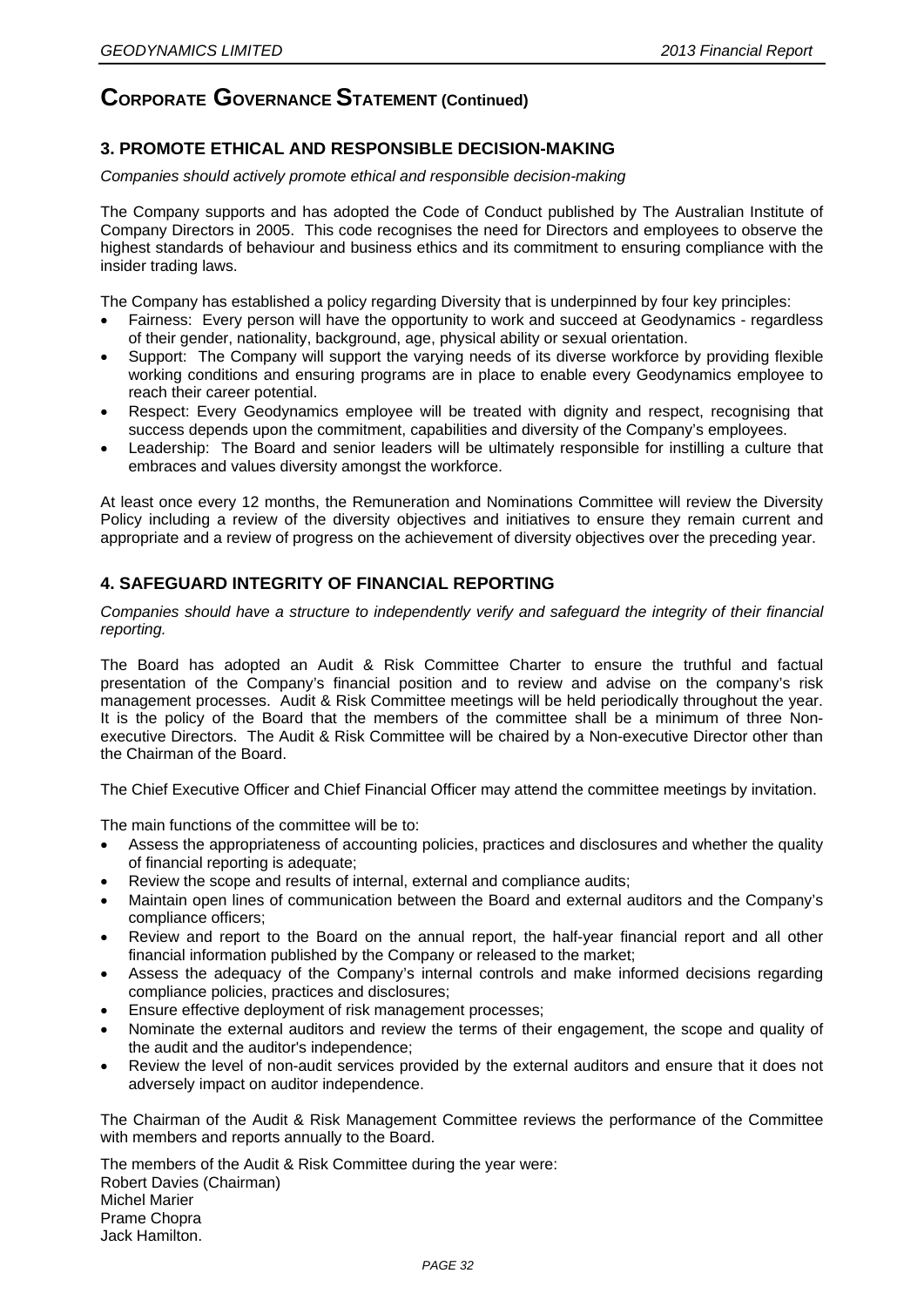# Corporate Governance Statement (Continued)

## 3. PROMOTE ETHICAL AND RESPONSIBLE DECISION-MAKING

*Companies should actively promote ethical and responsible decision-making*

The Company supports and has adopted the Code of Conduct published by The Australian Institute of Company Directors in 2005. This code recognises the need for Directors and employees to observe the highest standards of behaviour and business ethics and its commitment to ensuring compliance with the insider trading laws.

The Company has established a policy regarding Diversity that is underpinned by four key principles:

- Fairness: Every person will have the opportunity to work and succeed at Geodynamics - regardless of their gender, nationality, background, age, physical ability or sexual orientation.
- Support: The Company will support the varying needs of its diverse workforce by providing flexible working conditions and ensuring programs are in place to enable every Geodynamics employee to reach their career potential.
- Respect: Every Geodynamics employee will be treated with dignity and respect, recognising that success depends upon the commitment, capabilities and diversity of the Company's employees.
- Leadership: The Board and senior leaders will be ultimately responsible for instilling a culture that embraces and values diversity amongst the workforce.

At least once every 12 months, the Remuneration and Nominations Committee will review the Diversity Policy including a review of the diversity objectives and initiatives to ensure they remain current and appropriate and a review of progress on the achievement of diversity objectives over the preceding year.

## 4. SAFEGUARD INTEGRITY OF FINANCIAL REPORTING

*Companies should have a structure to independently verify and safeguard the integrity of their financial reporting.*

The Board has adopted an Audit & Risk Committee Charter to ensure the truthful and factual presentation of the Company's financial position and to review and advise on the company's risk management processes. Audit & Risk Committee meetings will be held periodically throughout the year. It is the policy of the Board that the members of the committee shall be a minimum of three Non-executive Directors. The Audit & Risk Committee will be chaired by a Non-executive Director other than the Chairman of the Board.

The Chief Executive Officer and Chief Financial Officer may attend the committee meetings by invitation.

The main functions of the committee will be to:

- Assess the appropriateness of accounting policies, practices and disclosures and whether the quality of financial reporting is adequate;
- Review the scope and results of internal, external and compliance audits;
- Maintain open lines of communication between the Board and external auditors and the Company's compliance officers;
- Review and report to the Board on the annual report, the half-year financial report and all other financial information published by the Company or released to the market;
- Assess the adequacy of the Company's internal controls and make informed decisions regarding compliance policies, practices and disclosures;
- Ensure effective deployment of risk management processes;
- Nominate the external auditors and review the terms of their engagement, the scope and quality of the audit and the auditor's independence;
- Review the level of non-audit services provided by the external auditors and ensure that it does not adversely impact on auditor independence.

The Chairman of the Audit & Risk Management Committee reviews the performance of the Committee with members and reports annually to the Board.

The members of the Audit & Risk Committee during the year were:
Robert Davies (Chairman)
Michel Marier
Prame Chopra
Jack Hamilton.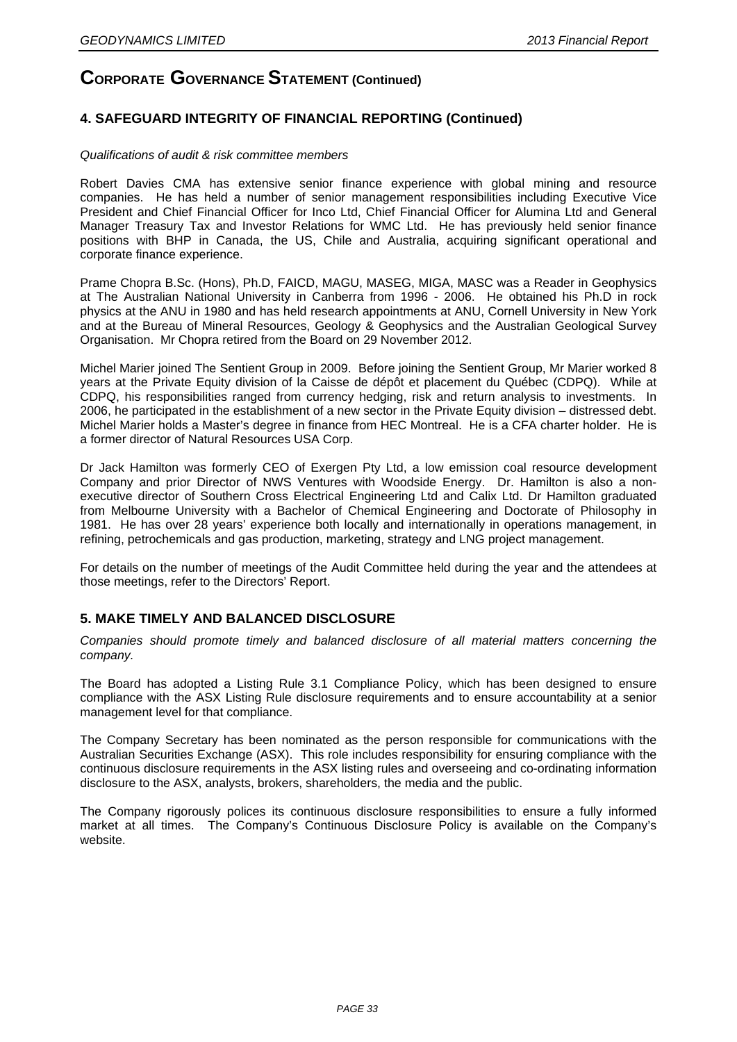# CORPORATE GOVERNANCE STATEMENT (Continued)

## 4. SAFEGUARD INTEGRITY OF FINANCIAL REPORTING (Continued)

*Qualifications of audit & risk committee members*

Robert Davies CMA has extensive senior finance experience with global mining and resource companies. He has held a number of senior management responsibilities including Executive Vice President and Chief Financial Officer for Inco Ltd, Chief Financial Officer for Alumina Ltd and General Manager Treasury Tax and Investor Relations for WMC Ltd. He has previously held senior finance positions with BHP in Canada, the US, Chile and Australia, acquiring significant operational and corporate finance experience.

Prame Chopra B.Sc. (Hons), Ph.D, FAICD, MAGU, MASEG, MIGA, MASC was a Reader in Geophysics at The Australian National University in Canberra from 1996 - 2006. He obtained his Ph.D in rock physics at the ANU in 1980 and has held research appointments at ANU, Cornell University in New York and at the Bureau of Mineral Resources, Geology & Geophysics and the Australian Geological Survey Organisation. Mr Chopra retired from the Board on 29 November 2012.

Michel Marier joined The Sentient Group in 2009. Before joining the Sentient Group, Mr Marier worked 8 years at the Private Equity division of la Caisse de dépôt et placement du Québec (CDPQ). While at CDPQ, his responsibilities ranged from currency hedging, risk and return analysis to investments. In 2006, he participated in the establishment of a new sector in the Private Equity division – distressed debt. Michel Marier holds a Master's degree in finance from HEC Montreal. He is a CFA charter holder. He is a former director of Natural Resources USA Corp.

Dr Jack Hamilton was formerly CEO of Exergen Pty Ltd, a low emission coal resource development Company and prior Director of NWS Ventures with Woodside Energy. Dr. Hamilton is also a non-executive director of Southern Cross Electrical Engineering Ltd and Calix Ltd. Dr Hamilton graduated from Melbourne University with a Bachelor of Chemical Engineering and Doctorate of Philosophy in 1981. He has over 28 years' experience both locally and internationally in operations management, in refining, petrochemicals and gas production, marketing, strategy and LNG project management.

For details on the number of meetings of the Audit Committee held during the year and the attendees at those meetings, refer to the Directors' Report.

## 5. MAKE TIMELY AND BALANCED DISCLOSURE

*Companies should promote timely and balanced disclosure of all material matters concerning the company.*

The Board has adopted a Listing Rule 3.1 Compliance Policy, which has been designed to ensure compliance with the ASX Listing Rule disclosure requirements and to ensure accountability at a senior management level for that compliance.

The Company Secretary has been nominated as the person responsible for communications with the Australian Securities Exchange (ASX). This role includes responsibility for ensuring compliance with the continuous disclosure requirements in the ASX listing rules and overseeing and co-ordinating information disclosure to the ASX, analysts, brokers, shareholders, the media and the public.

The Company rigorously polices its continuous disclosure responsibilities to ensure a fully informed market at all times. The Company's Continuous Disclosure Policy is available on the Company's website.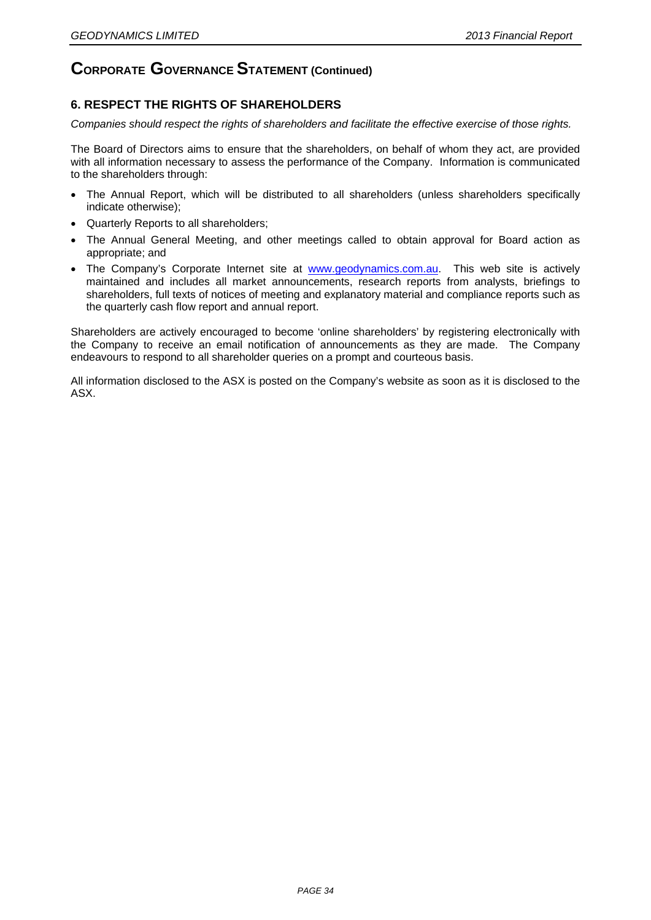# CORPORATE GOVERNANCE STATEMENT (Continued)

## 6. RESPECT THE RIGHTS OF SHAREHOLDERS

*Companies should respect the rights of shareholders and facilitate the effective exercise of those rights.*

The Board of Directors aims to ensure that the shareholders, on behalf of whom they act, are provided with all information necessary to assess the performance of the Company. Information is communicated to the shareholders through:

- The Annual Report, which will be distributed to all shareholders (unless shareholders specifically indicate otherwise);
- Quarterly Reports to all shareholders;
- The Annual General Meeting, and other meetings called to obtain approval for Board action as appropriate; and
- The Company's Corporate Internet site at www.geodynamics.com.au. This web site is actively maintained and includes all market announcements, research reports from analysts, briefings to shareholders, full texts of notices of meeting and explanatory material and compliance reports such as the quarterly cash flow report and annual report.

Shareholders are actively encouraged to become 'online shareholders' by registering electronically with the Company to receive an email notification of announcements as they are made. The Company endeavours to respond to all shareholder queries on a prompt and courteous basis.

All information disclosed to the ASX is posted on the Company's website as soon as it is disclosed to the ASX.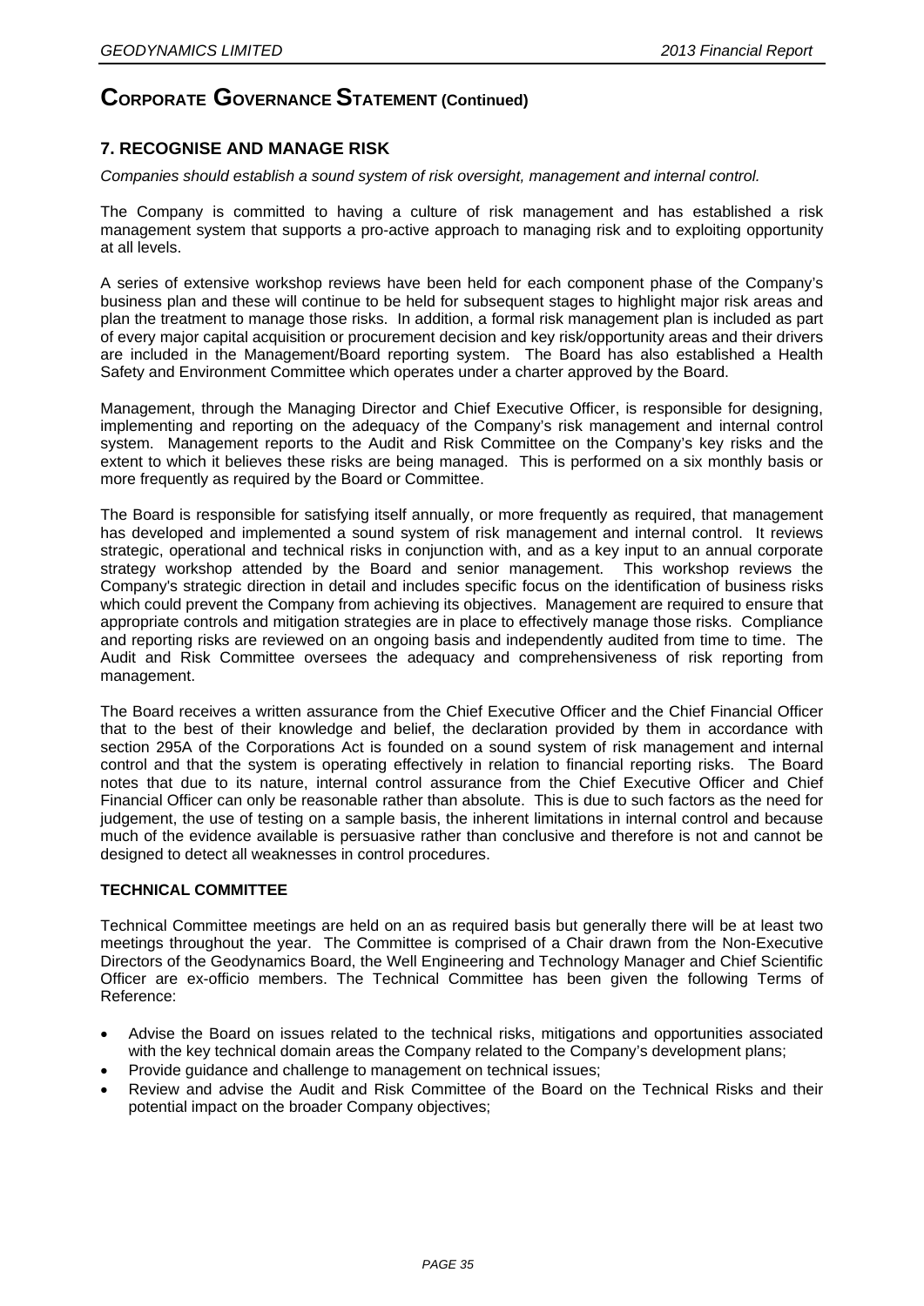# Corporate Governance Statement (Continued)

## 7. RECOGNISE AND MANAGE RISK

*Companies should establish a sound system of risk oversight, management and internal control.*

The Company is committed to having a culture of risk management and has established a risk management system that supports a pro-active approach to managing risk and to exploiting opportunity at all levels.

A series of extensive workshop reviews have been held for each component phase of the Company's business plan and these will continue to be held for subsequent stages to highlight major risk areas and plan the treatment to manage those risks. In addition, a formal risk management plan is included as part of every major capital acquisition or procurement decision and key risk/opportunity areas and their drivers are included in the Management/Board reporting system. The Board has also established a Health Safety and Environment Committee which operates under a charter approved by the Board.

Management, through the Managing Director and Chief Executive Officer, is responsible for designing, implementing and reporting on the adequacy of the Company's risk management and internal control system. Management reports to the Audit and Risk Committee on the Company's key risks and the extent to which it believes these risks are being managed. This is performed on a six monthly basis or more frequently as required by the Board or Committee.

The Board is responsible for satisfying itself annually, or more frequently as required, that management has developed and implemented a sound system of risk management and internal control. It reviews strategic, operational and technical risks in conjunction with, and as a key input to an annual corporate strategy workshop attended by the Board and senior management. This workshop reviews the Company's strategic direction in detail and includes specific focus on the identification of business risks which could prevent the Company from achieving its objectives. Management are required to ensure that appropriate controls and mitigation strategies are in place to effectively manage those risks. Compliance and reporting risks are reviewed on an ongoing basis and independently audited from time to time. The Audit and Risk Committee oversees the adequacy and comprehensiveness of risk reporting from management.

The Board receives a written assurance from the Chief Executive Officer and the Chief Financial Officer that to the best of their knowledge and belief, the declaration provided by them in accordance with section 295A of the Corporations Act is founded on a sound system of risk management and internal control and that the system is operating effectively in relation to financial reporting risks. The Board notes that due to its nature, internal control assurance from the Chief Executive Officer and Chief Financial Officer can only be reasonable rather than absolute. This is due to such factors as the need for judgement, the use of testing on a sample basis, the inherent limitations in internal control and because much of the evidence available is persuasive rather than conclusive and therefore is not and cannot be designed to detect all weaknesses in control procedures.

### TECHNICAL COMMITTEE

Technical Committee meetings are held on an as required basis but generally there will be at least two meetings throughout the year. The Committee is comprised of a Chair drawn from the Non-Executive Directors of the Geodynamics Board, the Well Engineering and Technology Manager and Chief Scientific Officer are ex-officio members. The Technical Committee has been given the following Terms of Reference:

- Advise the Board on issues related to the technical risks, mitigations and opportunities associated with the key technical domain areas the Company related to the Company's development plans;
- Provide guidance and challenge to management on technical issues;
- Review and advise the Audit and Risk Committee of the Board on the Technical Risks and their potential impact on the broader Company objectives;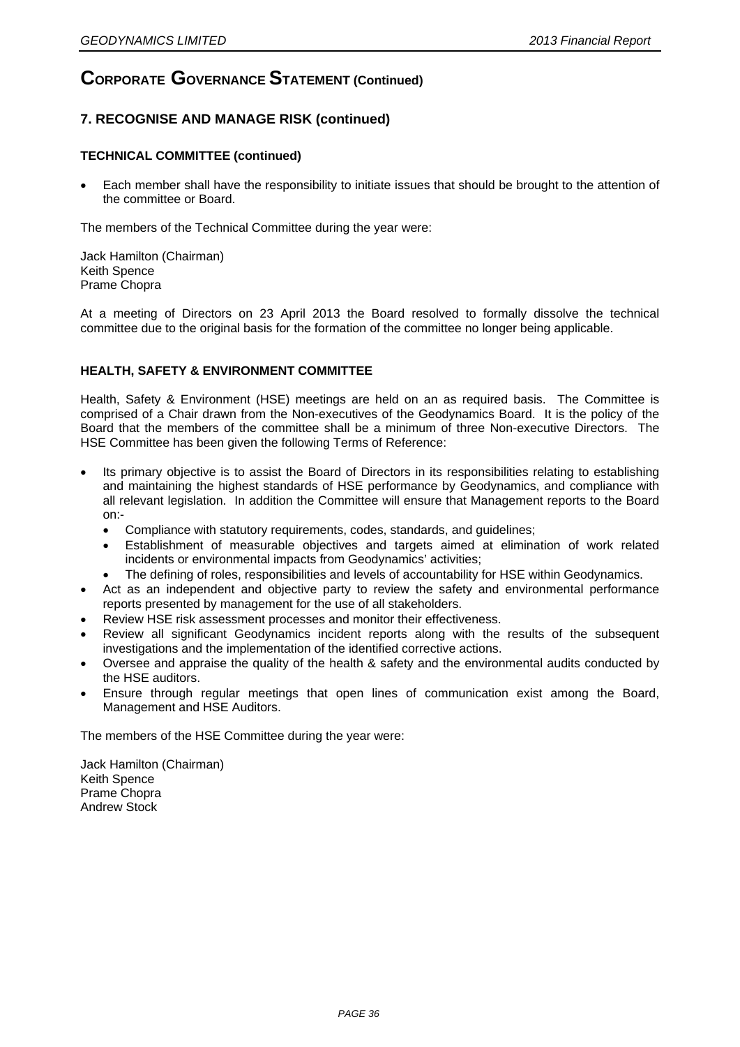# CORPORATE GOVERNANCE STATEMENT (Continued)

## 7. RECOGNISE AND MANAGE RISK (continued)

### TECHNICAL COMMITTEE (continued)

- Each member shall have the responsibility to initiate issues that should be brought to the attention of the committee or Board.

The members of the Technical Committee during the year were:

Jack Hamilton (Chairman)
Keith Spence
Prame Chopra

At a meeting of Directors on 23 April 2013 the Board resolved to formally dissolve the technical committee due to the original basis for the formation of the committee no longer being applicable.

### HEALTH, SAFETY & ENVIRONMENT COMMITTEE

Health, Safety & Environment (HSE) meetings are held on an as required basis. The Committee is comprised of a Chair drawn from the Non-executives of the Geodynamics Board. It is the policy of the Board that the members of the committee shall be a minimum of three Non-executive Directors. The HSE Committee has been given the following Terms of Reference:

- Its primary objective is to assist the Board of Directors in its responsibilities relating to establishing and maintaining the highest standards of HSE performance by Geodynamics, and compliance with all relevant legislation. In addition the Committee will ensure that Management reports to the Board on:-
  - Compliance with statutory requirements, codes, standards, and guidelines;
  - Establishment of measurable objectives and targets aimed at elimination of work related incidents or environmental impacts from Geodynamics' activities;
  - The defining of roles, responsibilities and levels of accountability for HSE within Geodynamics.
- Act as an independent and objective party to review the safety and environmental performance reports presented by management for the use of all stakeholders.
- Review HSE risk assessment processes and monitor their effectiveness.
- Review all significant Geodynamics incident reports along with the results of the subsequent investigations and the implementation of the identified corrective actions.
- Oversee and appraise the quality of the health & safety and the environmental audits conducted by the HSE auditors.
- Ensure through regular meetings that open lines of communication exist among the Board, Management and HSE Auditors.

The members of the HSE Committee during the year were:

Jack Hamilton (Chairman)
Keith Spence
Prame Chopra
Andrew Stock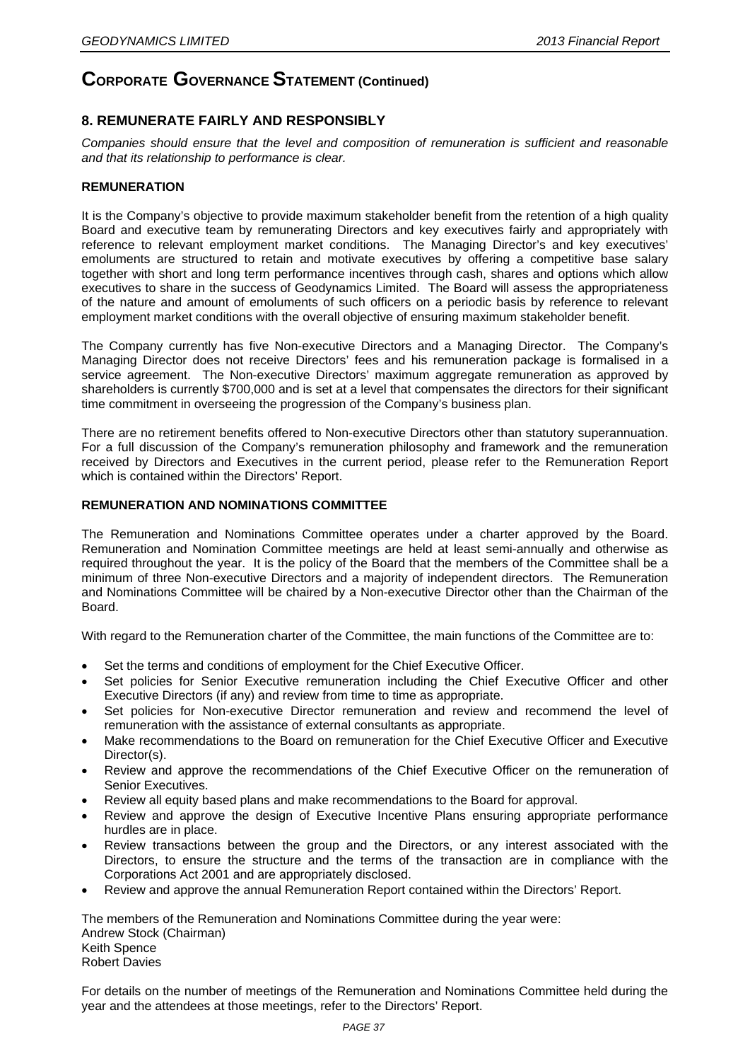# CORPORATE GOVERNANCE STATEMENT (Continued)

## 8. REMUNERATE FAIRLY AND RESPONSIBLY

*Companies should ensure that the level and composition of remuneration is sufficient and reasonable and that its relationship to performance is clear.*

### REMUNERATION

It is the Company's objective to provide maximum stakeholder benefit from the retention of a high quality Board and executive team by remunerating Directors and key executives fairly and appropriately with reference to relevant employment market conditions. The Managing Director's and key executives' emoluments are structured to retain and motivate executives by offering a competitive base salary together with short and long term performance incentives through cash, shares and options which allow executives to share in the success of Geodynamics Limited. The Board will assess the appropriateness of the nature and amount of emoluments of such officers on a periodic basis by reference to relevant employment market conditions with the overall objective of ensuring maximum stakeholder benefit.

The Company currently has five Non-executive Directors and a Managing Director. The Company's Managing Director does not receive Directors' fees and his remuneration package is formalised in a service agreement. The Non-executive Directors' maximum aggregate remuneration as approved by shareholders is currently $700,000 and is set at a level that compensates the directors for their significant time commitment in overseeing the progression of the Company's business plan.

There are no retirement benefits offered to Non-executive Directors other than statutory superannuation. For a full discussion of the Company's remuneration philosophy and framework and the remuneration received by Directors and Executives in the current period, please refer to the Remuneration Report which is contained within the Directors' Report.

### REMUNERATION AND NOMINATIONS COMMITTEE

The Remuneration and Nominations Committee operates under a charter approved by the Board. Remuneration and Nomination Committee meetings are held at least semi-annually and otherwise as required throughout the year. It is the policy of the Board that the members of the Committee shall be a minimum of three Non-executive Directors and a majority of independent directors. The Remuneration and Nominations Committee will be chaired by a Non-executive Director other than the Chairman of the Board.

With regard to the Remuneration charter of the Committee, the main functions of the Committee are to:

- Set the terms and conditions of employment for the Chief Executive Officer.
- Set policies for Senior Executive remuneration including the Chief Executive Officer and other Executive Directors (if any) and review from time to time as appropriate.
- Set policies for Non-executive Director remuneration and review and recommend the level of remuneration with the assistance of external consultants as appropriate.
- Make recommendations to the Board on remuneration for the Chief Executive Officer and Executive Director(s).
- Review and approve the recommendations of the Chief Executive Officer on the remuneration of Senior Executives.
- Review all equity based plans and make recommendations to the Board for approval.
- Review and approve the design of Executive Incentive Plans ensuring appropriate performance hurdles are in place.
- Review transactions between the group and the Directors, or any interest associated with the Directors, to ensure the structure and the terms of the transaction are in compliance with the Corporations Act 2001 and are appropriately disclosed.
- Review and approve the annual Remuneration Report contained within the Directors' Report.

The members of the Remuneration and Nominations Committee during the year were:
Andrew Stock (Chairman)
Keith Spence
Robert Davies

For details on the number of meetings of the Remuneration and Nominations Committee held during the year and the attendees at those meetings, refer to the Directors' Report.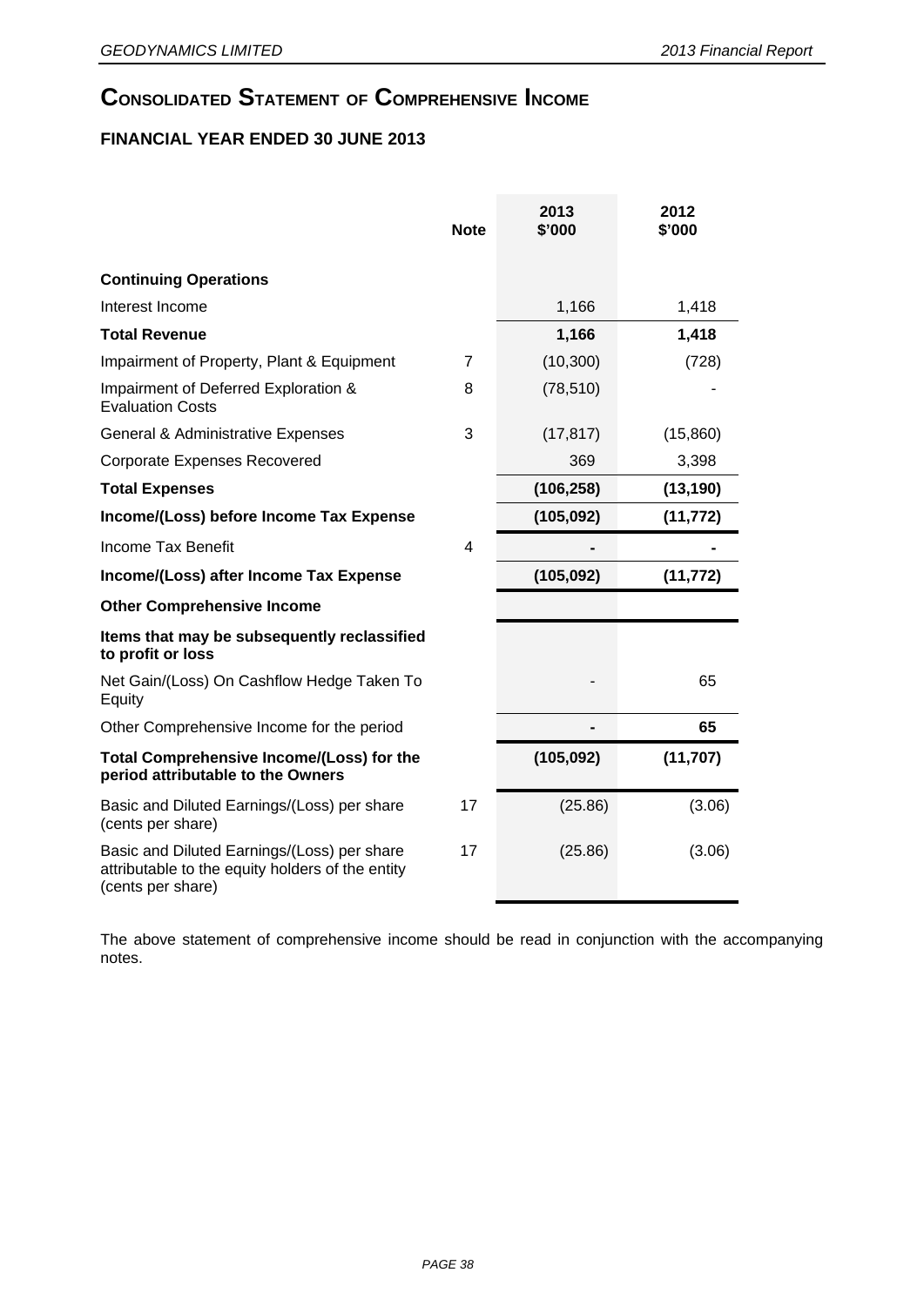# Consolidated Statement of Comprehensive Income

## FINANCIAL YEAR ENDED 30 JUNE 2013

| | Note | 2013 $'000 | 2012 $'000 |
|---|---|---|---|
| **Continuing Operations** | | | |
| Interest Income | | 1,166 | 1,418 |
| **Total Revenue** | | **1,166** | **1,418** |
| Impairment of Property, Plant & Equipment | 7 | (10,300) | (728) |
| Impairment of Deferred Exploration & Evaluation Costs | 8 | (78,510) | - |
| General & Administrative Expenses | 3 | (17,817) | (15,860) |
| Corporate Expenses Recovered | | 369 | 3,398 |
| **Total Expenses** | | **(106,258)** | **(13,190)** |
| **Income/(Loss) before Income Tax Expense** | | **(105,092)** | **(11,772)** |
| Income Tax Benefit | 4 | - | - |
| **Income/(Loss) after Income Tax Expense** | | **(105,092)** | **(11,772)** |
| **Other Comprehensive Income** | | | |
| **Items that may be subsequently reclassified to profit or loss** | | | |
| Net Gain/(Loss) On Cashflow Hedge Taken To Equity | | - | 65 |
| Other Comprehensive Income for the period | | - | **65** |
| **Total Comprehensive Income/(Loss) for the period attributable to the Owners** | | **(105,092)** | **(11,707)** |
| Basic and Diluted Earnings/(Loss) per share (cents per share) | 17 | (25.86) | (3.06) |
| Basic and Diluted Earnings/(Loss) per share attributable to the equity holders of the entity (cents per share) | 17 | (25.86) | (3.06) |

The above statement of comprehensive income should be read in conjunction with the accompanying notes.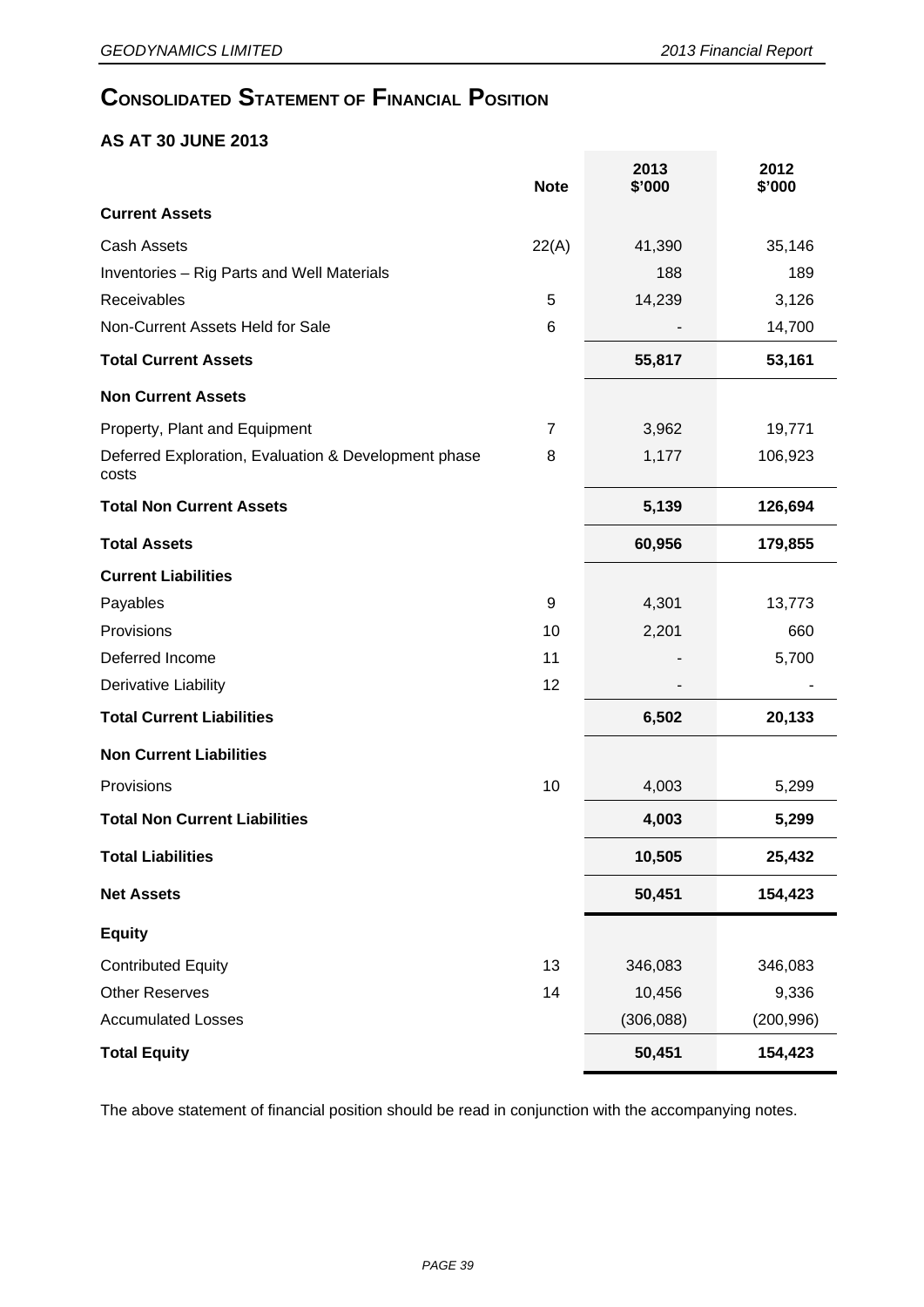# CONSOLIDATED STATEMENT OF FINANCIAL POSITION

## AS AT 30 JUNE 2013

| | Note | 2013 $'000 | 2012 $'000 |
|---|---|---|---|
| **Current Assets** | | | |
| Cash Assets | 22(A) | 41,390 | 35,146 |
| Inventories – Rig Parts and Well Materials | | 188 | 189 |
| Receivables | 5 | 14,239 | 3,126 |
| Non-Current Assets Held for Sale | 6 | - | 14,700 |
| **Total Current Assets** | | **55,817** | **53,161** |
| **Non Current Assets** | | | |
| Property, Plant and Equipment | 7 | 3,962 | 19,771 |
| Deferred Exploration, Evaluation & Development phase costs | 8 | 1,177 | 106,923 |
| **Total Non Current Assets** | | **5,139** | **126,694** |
| **Total Assets** | | **60,956** | **179,855** |
| **Current Liabilities** | | | |
| Payables | 9 | 4,301 | 13,773 |
| Provisions | 10 | 2,201 | 660 |
| Deferred Income | 11 | - | 5,700 |
| Derivative Liability | 12 | - | - |
| **Total Current Liabilities** | | **6,502** | **20,133** |
| **Non Current Liabilities** | | | |
| Provisions | 10 | 4,003 | 5,299 |
| **Total Non Current Liabilities** | | **4,003** | **5,299** |
| **Total Liabilities** | | **10,505** | **25,432** |
| **Net Assets** | | **50,451** | **154,423** |
| **Equity** | | | |
| Contributed Equity | 13 | 346,083 | 346,083 |
| Other Reserves | 14 | 10,456 | 9,336 |
| Accumulated Losses | | (306,088) | (200,996) |
| **Total Equity** | | **50,451** | **154,423** |

The above statement of financial position should be read in conjunction with the accompanying notes.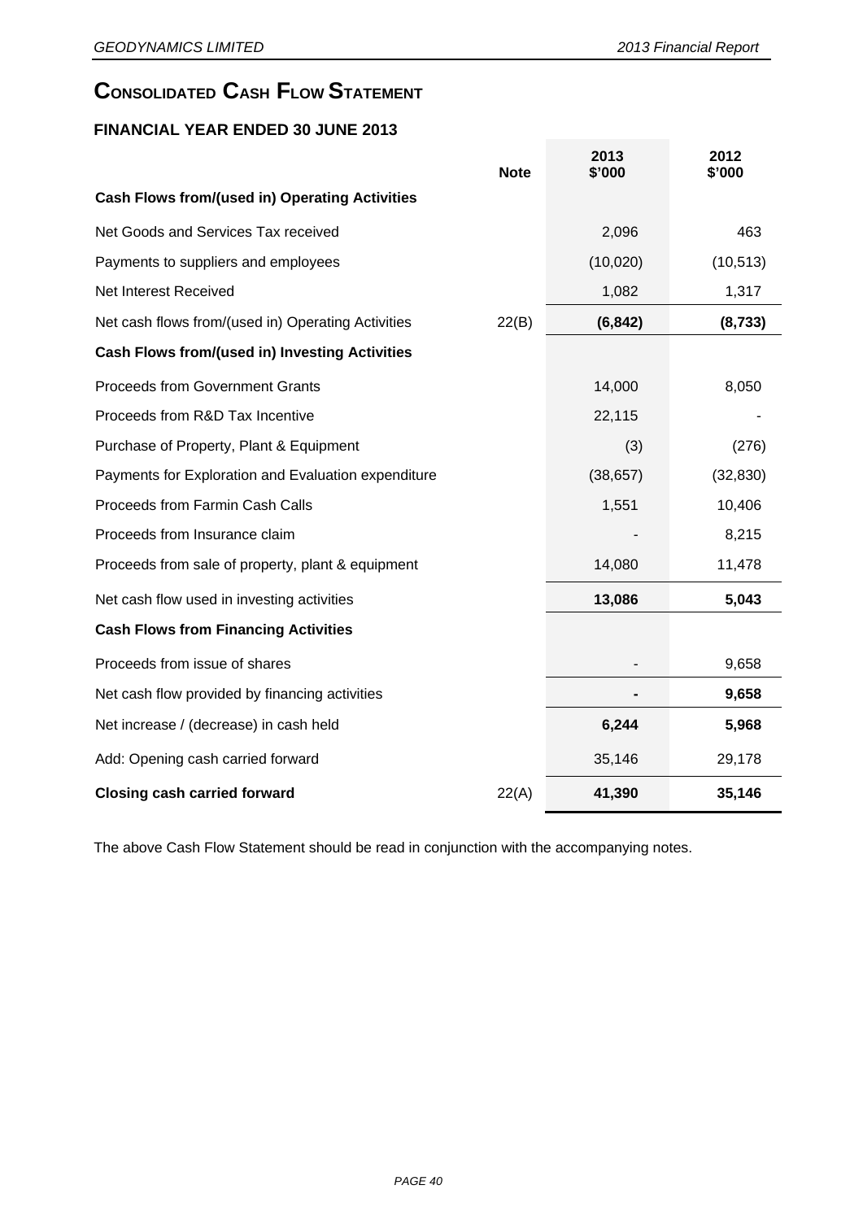# CONSOLIDATED CASH FLOW STATEMENT

## FINANCIAL YEAR ENDED 30 JUNE 2013

| | Note | 2013<br>$'000 | 2012<br>$'000 |
|---|---|---|---|
| **Cash Flows from/(used in) Operating Activities** | | | |
| Net Goods and Services Tax received | | 2,096 | 463 |
| Payments to suppliers and employees | | (10,020) | (10,513) |
| Net Interest Received | | 1,082 | 1,317 |
| Net cash flows from/(used in) Operating Activities | 22(B) | **(6,842)** | **(8,733)** |
| **Cash Flows from/(used in) Investing Activities** | | | |
| Proceeds from Government Grants | | 14,000 | 8,050 |
| Proceeds from R&D Tax Incentive | | 22,115 | - |
| Purchase of Property, Plant & Equipment | | (3) | (276) |
| Payments for Exploration and Evaluation expenditure | | (38,657) | (32,830) |
| Proceeds from Farmin Cash Calls | | 1,551 | 10,406 |
| Proceeds from Insurance claim | | - | 8,215 |
| Proceeds from sale of property, plant & equipment | | 14,080 | 11,478 |
| Net cash flow used in investing activities | | **13,086** | **5,043** |
| **Cash Flows from Financing Activities** | | | |
| Proceeds from issue of shares | | - | 9,658 |
| Net cash flow provided by financing activities | | **-** | **9,658** |
| Net increase / (decrease) in cash held | | **6,244** | **5,968** |
| Add: Opening cash carried forward | | 35,146 | 29,178 |
| **Closing cash carried forward** | 22(A) | **41,390** | **35,146** |

The above Cash Flow Statement should be read in conjunction with the accompanying notes.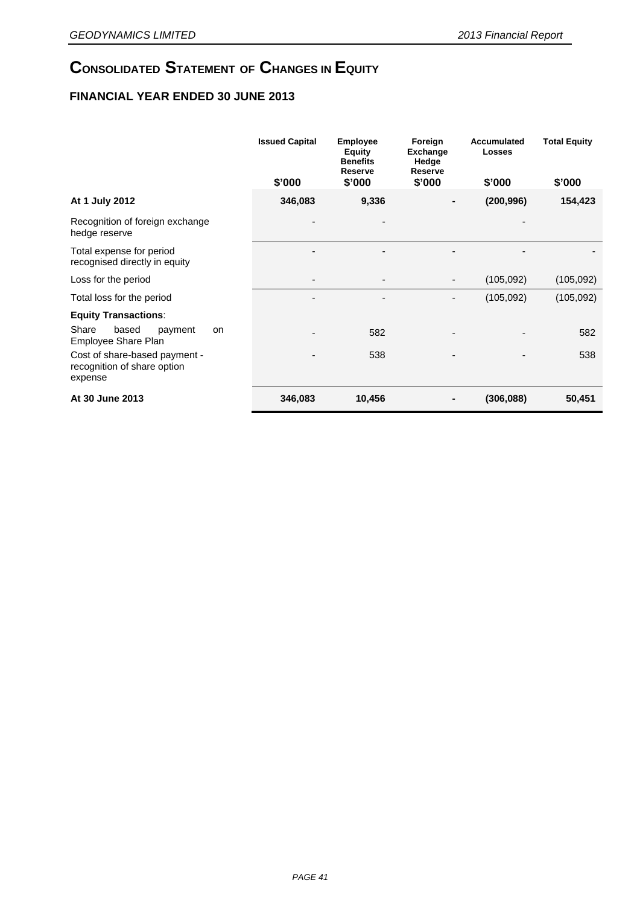# CONSOLIDATED STATEMENT OF CHANGES IN EQUITY

## FINANCIAL YEAR ENDED 30 JUNE 2013

| | Issued Capital | Employee Equity Benefits Reserve | Foreign Exchange Hedge Reserve | Accumulated Losses | Total Equity |
|---|---|---|---|---|---|
| | $'000 | $'000 | $'000 | $'000 | $'000 |
| **At 1 July 2012** | **346,083** | **9,336** | **-** | **(200,996)** | **154,423** |
| Recognition of foreign exchange hedge reserve | - | - | | - | |
| Total expense for period recognised directly in equity | - | - | - | - | - |
| Loss for the period | - | - | - | (105,092) | (105,092) |
| Total loss for the period | - | - | - | (105,092) | (105,092) |
| **Equity Transactions**: | | | | | |
| Share based payment on Employee Share Plan | - | 582 | - | - | 582 |
| Cost of share-based payment - recognition of share option expense | - | 538 | - | - | 538 |
| **At 30 June 2013** | **346,083** | **10,456** | **-** | **(306,088)** | **50,451** |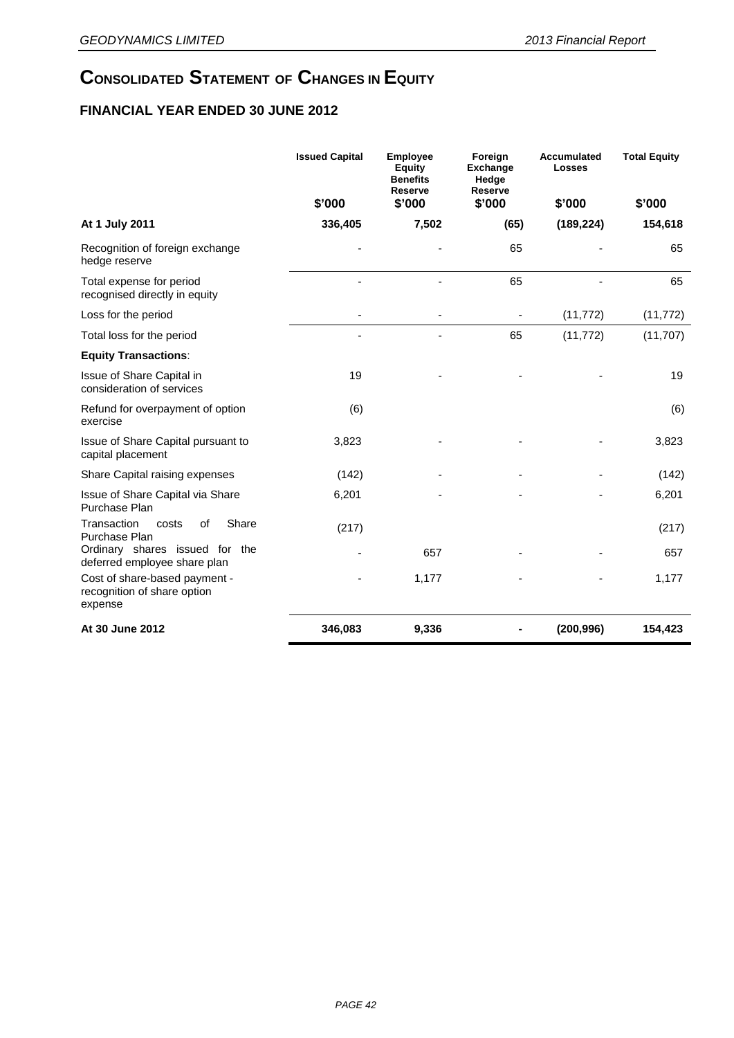# CONSOLIDATED STATEMENT OF CHANGES IN EQUITY

## FINANCIAL YEAR ENDED 30 JUNE 2012

| | Issued Capital | Employee Equity Benefits Reserve | Foreign Exchange Hedge Reserve | Accumulated Losses | Total Equity |
|---|---|---|---|---|---|
| | $'000 | $'000 | $'000 | $'000 | $'000 |
| **At 1 July 2011** | **336,405** | **7,502** | **(65)** | **(189,224)** | **154,618** |
| Recognition of foreign exchange hedge reserve | - | - | 65 | - | 65 |
| Total expense for period recognised directly in equity | - | - | 65 | - | 65 |
| Loss for the period | - | - | - | (11,772) | (11,772) |
| Total loss for the period | - | - | 65 | (11,772) | (11,707) |
| **Equity Transactions**: | | | | | |
| Issue of Share Capital in consideration of services | 19 | - | - | - | 19 |
| Refund for overpayment of option exercise | (6) | | | | (6) |
| Issue of Share Capital pursuant to capital placement | 3,823 | - | - | - | 3,823 |
| Share Capital raising expenses | (142) | - | - | - | (142) |
| Issue of Share Capital via Share Purchase Plan | 6,201 | - | - | - | 6,201 |
| Transaction costs of Share Purchase Plan | (217) | | | | (217) |
| Ordinary shares issued for the deferred employee share plan | - | 657 | - | - | 657 |
| Cost of share-based payment - recognition of share option expense | - | 1,177 | - | - | 1,177 |
| **At 30 June 2012** | **346,083** | **9,336** | **-** | **(200,996)** | **154,423** |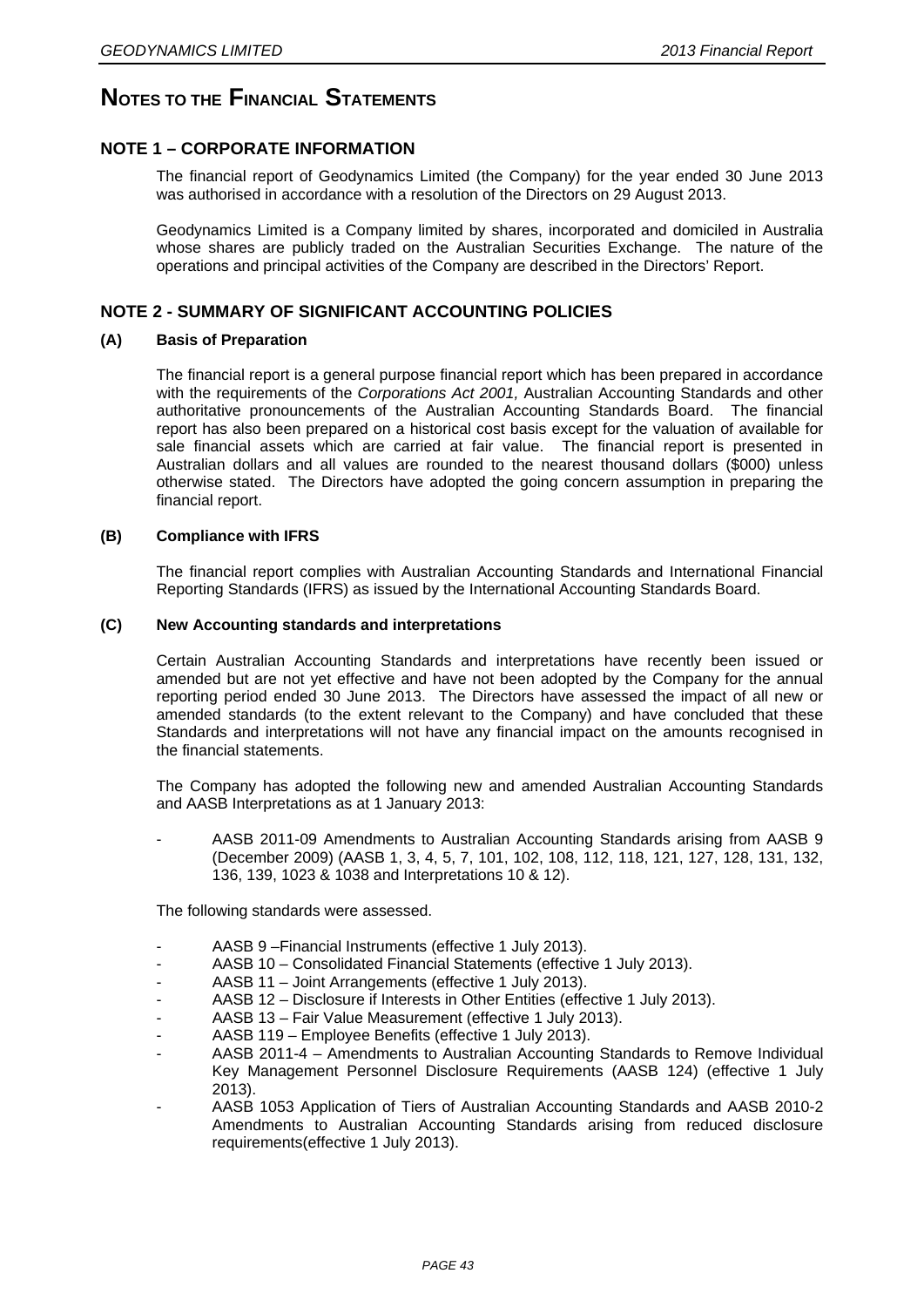# NOTES TO THE FINANCIAL STATEMENTS

## NOTE 1 – CORPORATE INFORMATION

The financial report of Geodynamics Limited (the Company) for the year ended 30 June 2013 was authorised in accordance with a resolution of the Directors on 29 August 2013.

Geodynamics Limited is a Company limited by shares, incorporated and domiciled in Australia whose shares are publicly traded on the Australian Securities Exchange. The nature of the operations and principal activities of the Company are described in the Directors' Report.

## NOTE 2 - SUMMARY OF SIGNIFICANT ACCOUNTING POLICIES

### (A) Basis of Preparation

The financial report is a general purpose financial report which has been prepared in accordance with the requirements of the *Corporations Act 2001,* Australian Accounting Standards and other authoritative pronouncements of the Australian Accounting Standards Board. The financial report has also been prepared on a historical cost basis except for the valuation of available for sale financial assets which are carried at fair value. The financial report is presented in Australian dollars and all values are rounded to the nearest thousand dollars ($000) unless otherwise stated. The Directors have adopted the going concern assumption in preparing the financial report.

### (B) Compliance with IFRS

The financial report complies with Australian Accounting Standards and International Financial Reporting Standards (IFRS) as issued by the International Accounting Standards Board.

### (C) New Accounting standards and interpretations

Certain Australian Accounting Standards and interpretations have recently been issued or amended but are not yet effective and have not been adopted by the Company for the annual reporting period ended 30 June 2013. The Directors have assessed the impact of all new or amended standards (to the extent relevant to the Company) and have concluded that these Standards and interpretations will not have any financial impact on the amounts recognised in the financial statements.

The Company has adopted the following new and amended Australian Accounting Standards and AASB Interpretations as at 1 January 2013:

- AASB 2011-09 Amendments to Australian Accounting Standards arising from AASB 9 (December 2009) (AASB 1, 3, 4, 5, 7, 101, 102, 108, 112, 118, 121, 127, 128, 131, 132, 136, 139, 1023 & 1038 and Interpretations 10 & 12).

The following standards were assessed.

- AASB 9 –Financial Instruments (effective 1 July 2013).
- AASB 10 – Consolidated Financial Statements (effective 1 July 2013).
- AASB 11 – Joint Arrangements (effective 1 July 2013).
- AASB 12 – Disclosure if Interests in Other Entities (effective 1 July 2013).
- AASB 13 – Fair Value Measurement (effective 1 July 2013).
- AASB 119 – Employee Benefits (effective 1 July 2013).
- AASB 2011-4 – Amendments to Australian Accounting Standards to Remove Individual Key Management Personnel Disclosure Requirements (AASB 124) (effective 1 July 2013).
- AASB 1053 Application of Tiers of Australian Accounting Standards and AASB 2010-2 Amendments to Australian Accounting Standards arising from reduced disclosure requirements(effective 1 July 2013).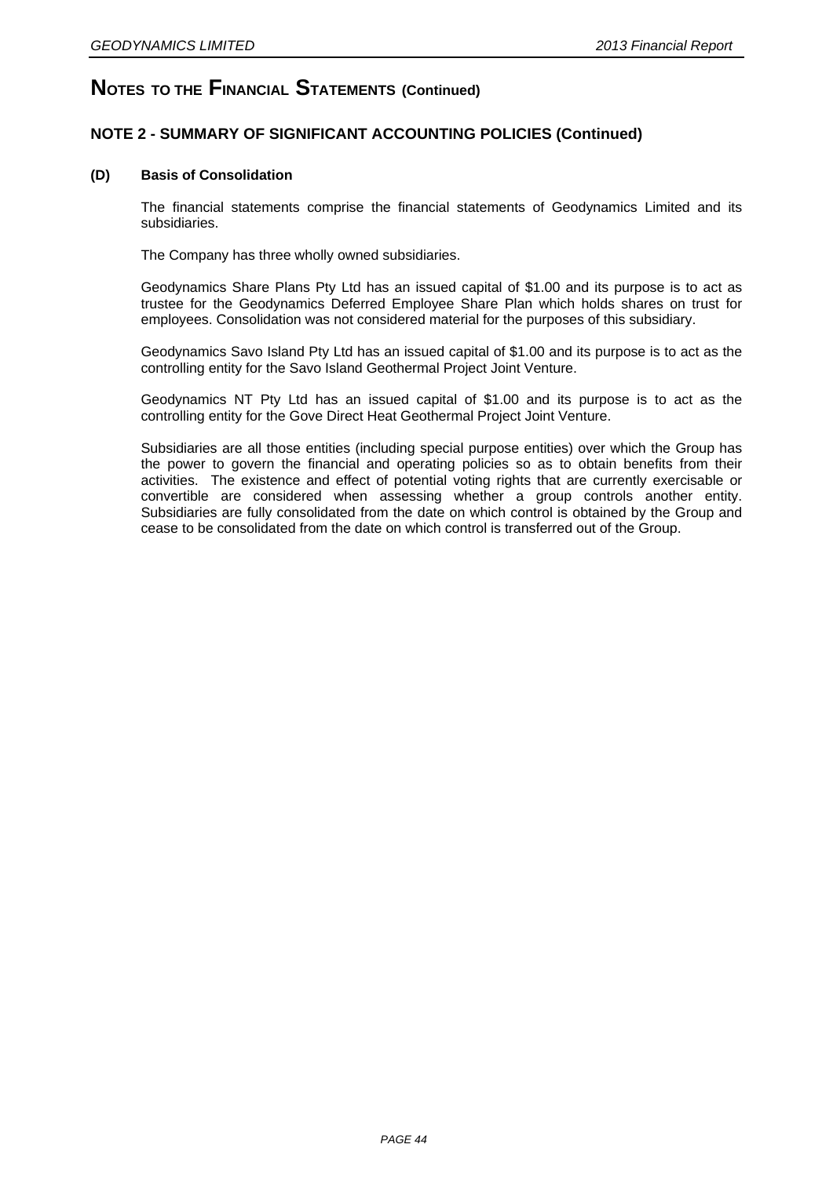# NOTES TO THE FINANCIAL STATEMENTS (Continued)

## NOTE 2 - SUMMARY OF SIGNIFICANT ACCOUNTING POLICIES (Continued)

### (D) Basis of Consolidation

The financial statements comprise the financial statements of Geodynamics Limited and its subsidiaries.

The Company has three wholly owned subsidiaries.

Geodynamics Share Plans Pty Ltd has an issued capital of $1.00 and its purpose is to act as trustee for the Geodynamics Deferred Employee Share Plan which holds shares on trust for employees. Consolidation was not considered material for the purposes of this subsidiary.

Geodynamics Savo Island Pty Ltd has an issued capital of $1.00 and its purpose is to act as the controlling entity for the Savo Island Geothermal Project Joint Venture.

Geodynamics NT Pty Ltd has an issued capital of $1.00 and its purpose is to act as the controlling entity for the Gove Direct Heat Geothermal Project Joint Venture.

Subsidiaries are all those entities (including special purpose entities) over which the Group has the power to govern the financial and operating policies so as to obtain benefits from their activities. The existence and effect of potential voting rights that are currently exercisable or convertible are considered when assessing whether a group controls another entity. Subsidiaries are fully consolidated from the date on which control is obtained by the Group and cease to be consolidated from the date on which control is transferred out of the Group.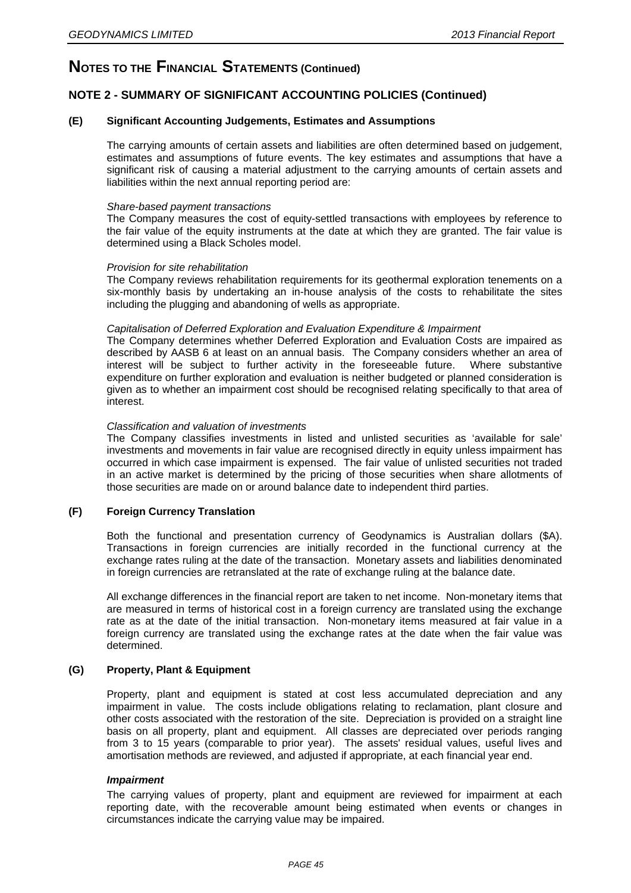# NOTES TO THE FINANCIAL STATEMENTS (Continued)

## NOTE 2 - SUMMARY OF SIGNIFICANT ACCOUNTING POLICIES (Continued)

### (E) Significant Accounting Judgements, Estimates and Assumptions

The carrying amounts of certain assets and liabilities are often determined based on judgement, estimates and assumptions of future events. The key estimates and assumptions that have a significant risk of causing a material adjustment to the carrying amounts of certain assets and liabilities within the next annual reporting period are:

*Share-based payment transactions*
The Company measures the cost of equity-settled transactions with employees by reference to the fair value of the equity instruments at the date at which they are granted. The fair value is determined using a Black Scholes model.

*Provision for site rehabilitation*
The Company reviews rehabilitation requirements for its geothermal exploration tenements on a six-monthly basis by undertaking an in-house analysis of the costs to rehabilitate the sites including the plugging and abandoning of wells as appropriate.

*Capitalisation of Deferred Exploration and Evaluation Expenditure & Impairment*
The Company determines whether Deferred Exploration and Evaluation Costs are impaired as described by AASB 6 at least on an annual basis. The Company considers whether an area of interest will be subject to further activity in the foreseeable future. Where substantive expenditure on further exploration and evaluation is neither budgeted or planned consideration is given as to whether an impairment cost should be recognised relating specifically to that area of interest.

*Classification and valuation of investments*
The Company classifies investments in listed and unlisted securities as 'available for sale' investments and movements in fair value are recognised directly in equity unless impairment has occurred in which case impairment is expensed. The fair value of unlisted securities not traded in an active market is determined by the pricing of those securities when share allotments of those securities are made on or around balance date to independent third parties.

### (F) Foreign Currency Translation

Both the functional and presentation currency of Geodynamics is Australian dollars ($A). Transactions in foreign currencies are initially recorded in the functional currency at the exchange rates ruling at the date of the transaction. Monetary assets and liabilities denominated in foreign currencies are retranslated at the rate of exchange ruling at the balance date.

All exchange differences in the financial report are taken to net income. Non-monetary items that are measured in terms of historical cost in a foreign currency are translated using the exchange rate as at the date of the initial transaction. Non-monetary items measured at fair value in a foreign currency are translated using the exchange rates at the date when the fair value was determined.

### (G) Property, Plant & Equipment

Property, plant and equipment is stated at cost less accumulated depreciation and any impairment in value. The costs include obligations relating to reclamation, plant closure and other costs associated with the restoration of the site. Depreciation is provided on a straight line basis on all property, plant and equipment. All classes are depreciated over periods ranging from 3 to 15 years (comparable to prior year). The assets' residual values, useful lives and amortisation methods are reviewed, and adjusted if appropriate, at each financial year end.

***Impairment***

The carrying values of property, plant and equipment are reviewed for impairment at each reporting date, with the recoverable amount being estimated when events or changes in circumstances indicate the carrying value may be impaired.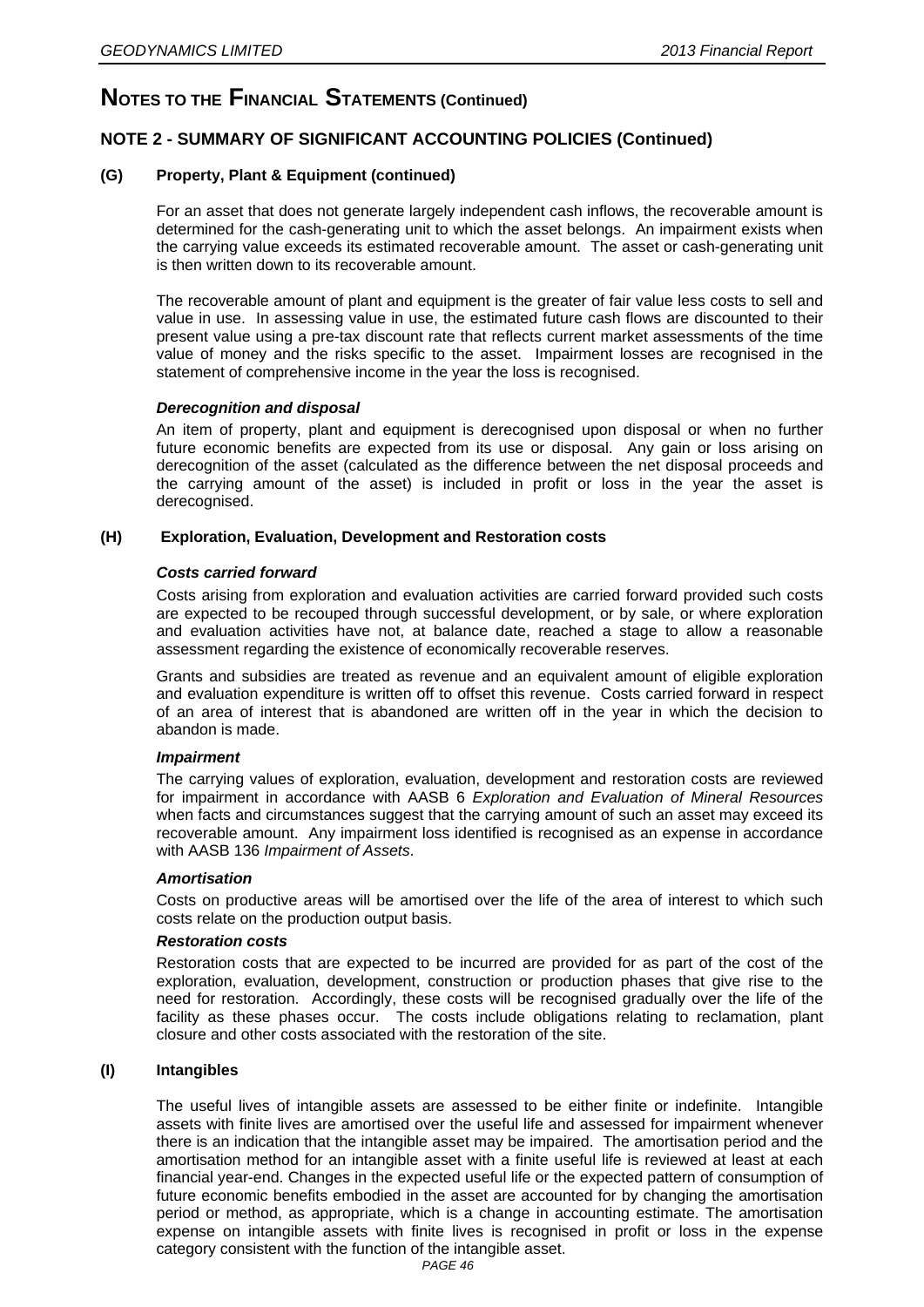# NOTES TO THE FINANCIAL STATEMENTS (Continued)

## NOTE 2 - SUMMARY OF SIGNIFICANT ACCOUNTING POLICIES (Continued)

### (G) Property, Plant & Equipment (continued)

For an asset that does not generate largely independent cash inflows, the recoverable amount is determined for the cash-generating unit to which the asset belongs. An impairment exists when the carrying value exceeds its estimated recoverable amount. The asset or cash-generating unit is then written down to its recoverable amount.

The recoverable amount of plant and equipment is the greater of fair value less costs to sell and value in use. In assessing value in use, the estimated future cash flows are discounted to their present value using a pre-tax discount rate that reflects current market assessments of the time value of money and the risks specific to the asset. Impairment losses are recognised in the statement of comprehensive income in the year the loss is recognised.

***Derecognition and disposal***

An item of property, plant and equipment is derecognised upon disposal or when no further future economic benefits are expected from its use or disposal. Any gain or loss arising on derecognition of the asset (calculated as the difference between the net disposal proceeds and the carrying amount of the asset) is included in profit or loss in the year the asset is derecognised.

### (H) Exploration, Evaluation, Development and Restoration costs

***Costs carried forward***

Costs arising from exploration and evaluation activities are carried forward provided such costs are expected to be recouped through successful development, or by sale, or where exploration and evaluation activities have not, at balance date, reached a stage to allow a reasonable assessment regarding the existence of economically recoverable reserves.

Grants and subsidies are treated as revenue and an equivalent amount of eligible exploration and evaluation expenditure is written off to offset this revenue. Costs carried forward in respect of an area of interest that is abandoned are written off in the year in which the decision to abandon is made.

***Impairment***

The carrying values of exploration, evaluation, development and restoration costs are reviewed for impairment in accordance with AASB 6 *Exploration and Evaluation of Mineral Resources* when facts and circumstances suggest that the carrying amount of such an asset may exceed its recoverable amount. Any impairment loss identified is recognised as an expense in accordance with AASB 136 *Impairment of Assets*.

***Amortisation***

Costs on productive areas will be amortised over the life of the area of interest to which such costs relate on the production output basis.

***Restoration costs***

Restoration costs that are expected to be incurred are provided for as part of the cost of the exploration, evaluation, development, construction or production phases that give rise to the need for restoration. Accordingly, these costs will be recognised gradually over the life of the facility as these phases occur. The costs include obligations relating to reclamation, plant closure and other costs associated with the restoration of the site.

### (I) Intangibles

The useful lives of intangible assets are assessed to be either finite or indefinite. Intangible assets with finite lives are amortised over the useful life and assessed for impairment whenever there is an indication that the intangible asset may be impaired. The amortisation period and the amortisation method for an intangible asset with a finite useful life is reviewed at least at each financial year-end. Changes in the expected useful life or the expected pattern of consumption of future economic benefits embodied in the asset are accounted for by changing the amortisation period or method, as appropriate, which is a change in accounting estimate. The amortisation expense on intangible assets with finite lives is recognised in profit or loss in the expense category consistent with the function of the intangible asset.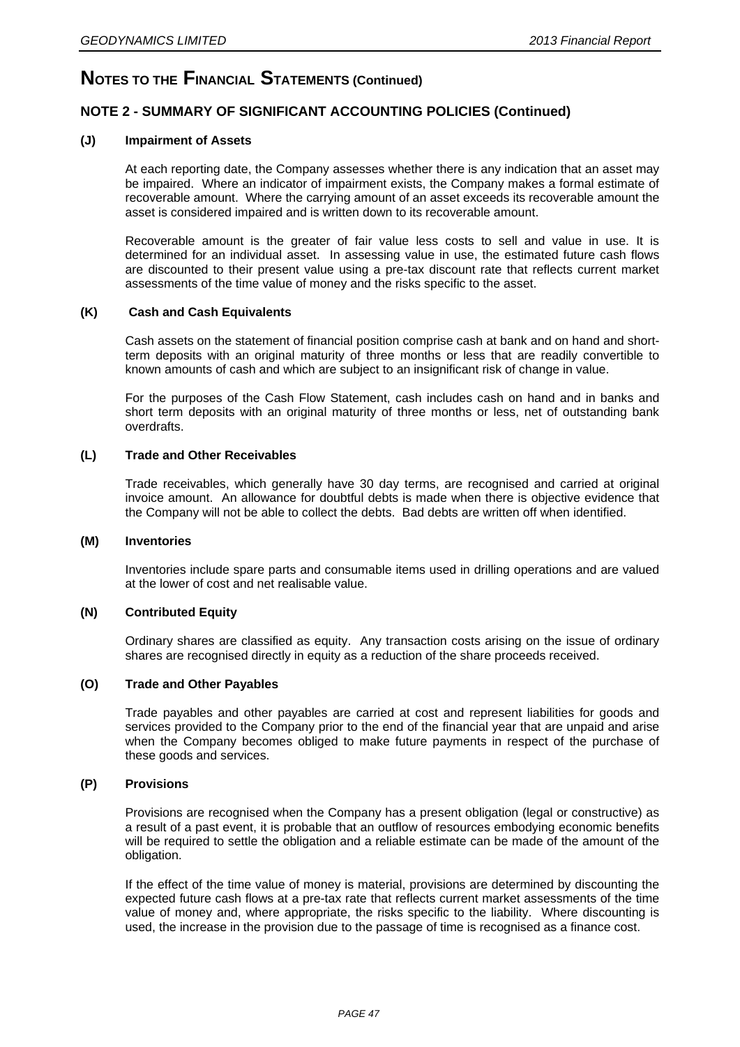# NOTES TO THE FINANCIAL STATEMENTS (Continued)

## NOTE 2 - SUMMARY OF SIGNIFICANT ACCOUNTING POLICIES (Continued)

### (J) Impairment of Assets

At each reporting date, the Company assesses whether there is any indication that an asset may be impaired. Where an indicator of impairment exists, the Company makes a formal estimate of recoverable amount. Where the carrying amount of an asset exceeds its recoverable amount the asset is considered impaired and is written down to its recoverable amount.

Recoverable amount is the greater of fair value less costs to sell and value in use. It is determined for an individual asset. In assessing value in use, the estimated future cash flows are discounted to their present value using a pre-tax discount rate that reflects current market assessments of the time value of money and the risks specific to the asset.

### (K) Cash and Cash Equivalents

Cash assets on the statement of financial position comprise cash at bank and on hand and short-term deposits with an original maturity of three months or less that are readily convertible to known amounts of cash and which are subject to an insignificant risk of change in value.

For the purposes of the Cash Flow Statement, cash includes cash on hand and in banks and short term deposits with an original maturity of three months or less, net of outstanding bank overdrafts.

### (L) Trade and Other Receivables

Trade receivables, which generally have 30 day terms, are recognised and carried at original invoice amount. An allowance for doubtful debts is made when there is objective evidence that the Company will not be able to collect the debts. Bad debts are written off when identified.

### (M) Inventories

Inventories include spare parts and consumable items used in drilling operations and are valued at the lower of cost and net realisable value.

### (N) Contributed Equity

Ordinary shares are classified as equity. Any transaction costs arising on the issue of ordinary shares are recognised directly in equity as a reduction of the share proceeds received.

### (O) Trade and Other Payables

Trade payables and other payables are carried at cost and represent liabilities for goods and services provided to the Company prior to the end of the financial year that are unpaid and arise when the Company becomes obliged to make future payments in respect of the purchase of these goods and services.

### (P) Provisions

Provisions are recognised when the Company has a present obligation (legal or constructive) as a result of a past event, it is probable that an outflow of resources embodying economic benefits will be required to settle the obligation and a reliable estimate can be made of the amount of the obligation.

If the effect of the time value of money is material, provisions are determined by discounting the expected future cash flows at a pre-tax rate that reflects current market assessments of the time value of money and, where appropriate, the risks specific to the liability. Where discounting is used, the increase in the provision due to the passage of time is recognised as a finance cost.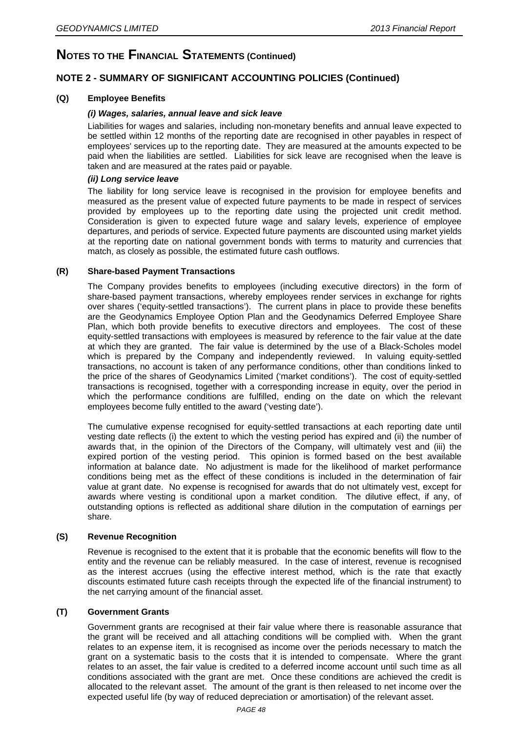# NOTES TO THE FINANCIAL STATEMENTS (Continued)

## NOTE 2 - SUMMARY OF SIGNIFICANT ACCOUNTING POLICIES (Continued)

### (Q) Employee Benefits

#### *(i) Wages, salaries, annual leave and sick leave*

Liabilities for wages and salaries, including non-monetary benefits and annual leave expected to be settled within 12 months of the reporting date are recognised in other payables in respect of employees' services up to the reporting date. They are measured at the amounts expected to be paid when the liabilities are settled. Liabilities for sick leave are recognised when the leave is taken and are measured at the rates paid or payable.

#### *(ii) Long service leave*

The liability for long service leave is recognised in the provision for employee benefits and measured as the present value of expected future payments to be made in respect of services provided by employees up to the reporting date using the projected unit credit method. Consideration is given to expected future wage and salary levels, experience of employee departures, and periods of service. Expected future payments are discounted using market yields at the reporting date on national government bonds with terms to maturity and currencies that match, as closely as possible, the estimated future cash outflows.

### (R) Share-based Payment Transactions

The Company provides benefits to employees (including executive directors) in the form of share-based payment transactions, whereby employees render services in exchange for rights over shares ('equity-settled transactions'). The current plans in place to provide these benefits are the Geodynamics Employee Option Plan and the Geodynamics Deferred Employee Share Plan, which both provide benefits to executive directors and employees. The cost of these equity-settled transactions with employees is measured by reference to the fair value at the date at which they are granted. The fair value is determined by the use of a Black-Scholes model which is prepared by the Company and independently reviewed. In valuing equity-settled transactions, no account is taken of any performance conditions, other than conditions linked to the price of the shares of Geodynamics Limited ('market conditions'). The cost of equity-settled transactions is recognised, together with a corresponding increase in equity, over the period in which the performance conditions are fulfilled, ending on the date on which the relevant employees become fully entitled to the award ('vesting date').

The cumulative expense recognised for equity-settled transactions at each reporting date until vesting date reflects (i) the extent to which the vesting period has expired and (ii) the number of awards that, in the opinion of the Directors of the Company, will ultimately vest and (iii) the expired portion of the vesting period. This opinion is formed based on the best available information at balance date. No adjustment is made for the likelihood of market performance conditions being met as the effect of these conditions is included in the determination of fair value at grant date. No expense is recognised for awards that do not ultimately vest, except for awards where vesting is conditional upon a market condition. The dilutive effect, if any, of outstanding options is reflected as additional share dilution in the computation of earnings per share.

### (S) Revenue Recognition

Revenue is recognised to the extent that it is probable that the economic benefits will flow to the entity and the revenue can be reliably measured. In the case of interest, revenue is recognised as the interest accrues (using the effective interest method, which is the rate that exactly discounts estimated future cash receipts through the expected life of the financial instrument) to the net carrying amount of the financial asset.

### (T) Government Grants

Government grants are recognised at their fair value where there is reasonable assurance that the grant will be received and all attaching conditions will be complied with. When the grant relates to an expense item, it is recognised as income over the periods necessary to match the grant on a systematic basis to the costs that it is intended to compensate. Where the grant relates to an asset, the fair value is credited to a deferred income account until such time as all conditions associated with the grant are met. Once these conditions are achieved the credit is allocated to the relevant asset. The amount of the grant is then released to net income over the expected useful life (by way of reduced depreciation or amortisation) of the relevant asset.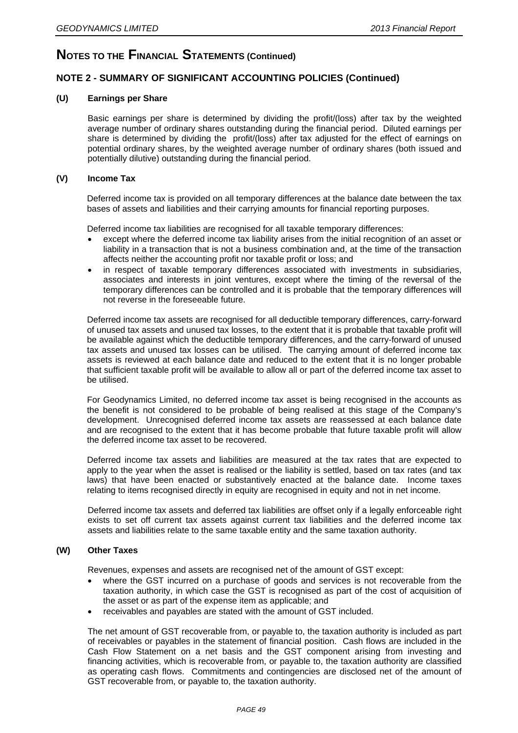# NOTES TO THE FINANCIAL STATEMENTS (Continued)

## NOTE 2 - SUMMARY OF SIGNIFICANT ACCOUNTING POLICIES (Continued)

### (U) Earnings per Share

Basic earnings per share is determined by dividing the profit/(loss) after tax by the weighted average number of ordinary shares outstanding during the financial period. Diluted earnings per share is determined by dividing the profit/(loss) after tax adjusted for the effect of earnings on potential ordinary shares, by the weighted average number of ordinary shares (both issued and potentially dilutive) outstanding during the financial period.

### (V) Income Tax

Deferred income tax is provided on all temporary differences at the balance date between the tax bases of assets and liabilities and their carrying amounts for financial reporting purposes.

Deferred income tax liabilities are recognised for all taxable temporary differences:

- except where the deferred income tax liability arises from the initial recognition of an asset or liability in a transaction that is not a business combination and, at the time of the transaction affects neither the accounting profit nor taxable profit or loss; and
- in respect of taxable temporary differences associated with investments in subsidiaries, associates and interests in joint ventures, except where the timing of the reversal of the temporary differences can be controlled and it is probable that the temporary differences will not reverse in the foreseeable future.

Deferred income tax assets are recognised for all deductible temporary differences, carry-forward of unused tax assets and unused tax losses, to the extent that it is probable that taxable profit will be available against which the deductible temporary differences, and the carry-forward of unused tax assets and unused tax losses can be utilised. The carrying amount of deferred income tax assets is reviewed at each balance date and reduced to the extent that it is no longer probable that sufficient taxable profit will be available to allow all or part of the deferred income tax asset to be utilised.

For Geodynamics Limited, no deferred income tax asset is being recognised in the accounts as the benefit is not considered to be probable of being realised at this stage of the Company's development. Unrecognised deferred income tax assets are reassessed at each balance date and are recognised to the extent that it has become probable that future taxable profit will allow the deferred income tax asset to be recovered.

Deferred income tax assets and liabilities are measured at the tax rates that are expected to apply to the year when the asset is realised or the liability is settled, based on tax rates (and tax laws) that have been enacted or substantively enacted at the balance date. Income taxes relating to items recognised directly in equity are recognised in equity and not in net income.

Deferred income tax assets and deferred tax liabilities are offset only if a legally enforceable right exists to set off current tax assets against current tax liabilities and the deferred income tax assets and liabilities relate to the same taxable entity and the same taxation authority.

### (W) Other Taxes

Revenues, expenses and assets are recognised net of the amount of GST except:

- where the GST incurred on a purchase of goods and services is not recoverable from the taxation authority, in which case the GST is recognised as part of the cost of acquisition of the asset or as part of the expense item as applicable; and
- receivables and payables are stated with the amount of GST included.

The net amount of GST recoverable from, or payable to, the taxation authority is included as part of receivables or payables in the statement of financial position. Cash flows are included in the Cash Flow Statement on a net basis and the GST component arising from investing and financing activities, which is recoverable from, or payable to, the taxation authority are classified as operating cash flows. Commitments and contingencies are disclosed net of the amount of GST recoverable from, or payable to, the taxation authority.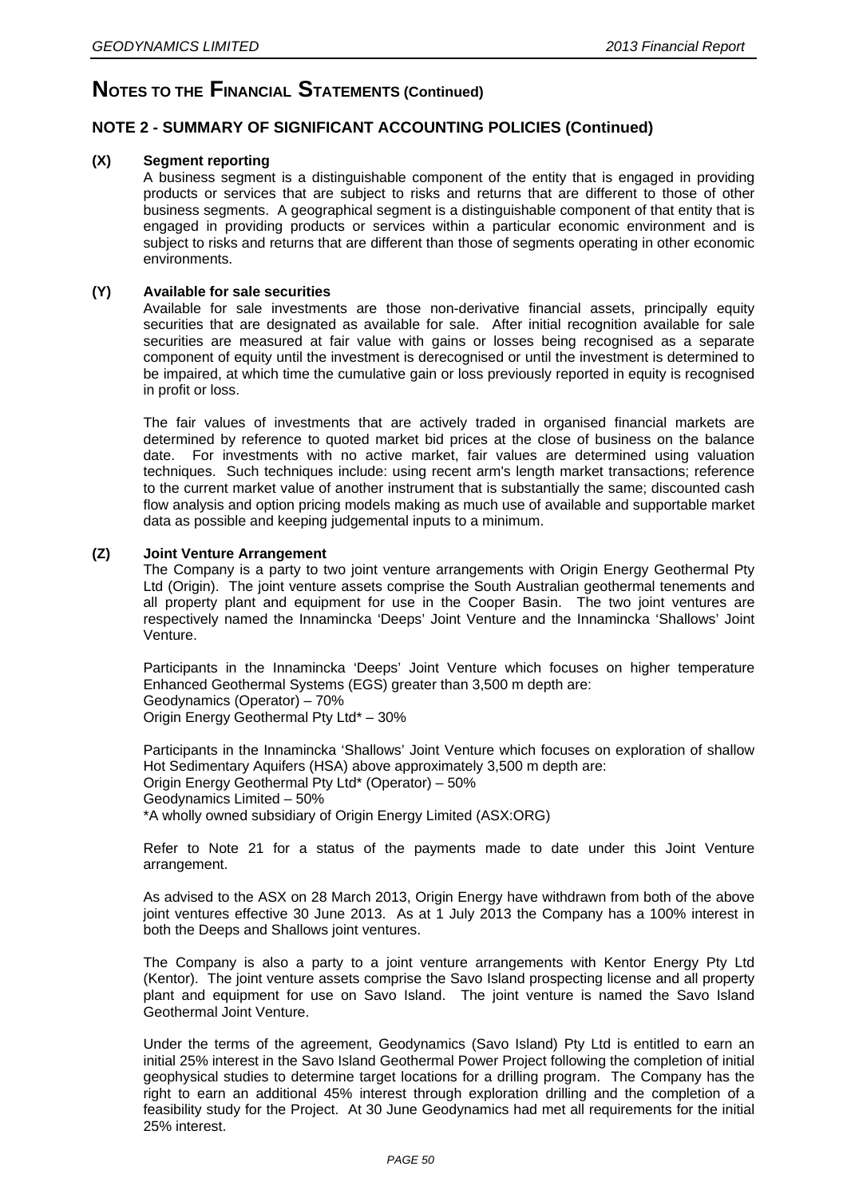# NOTES TO THE FINANCIAL STATEMENTS (Continued)

## NOTE 2 - SUMMARY OF SIGNIFICANT ACCOUNTING POLICIES (Continued)

### (X) Segment reporting

A business segment is a distinguishable component of the entity that is engaged in providing products or services that are subject to risks and returns that are different to those of other business segments. A geographical segment is a distinguishable component of that entity that is engaged in providing products or services within a particular economic environment and is subject to risks and returns that are different than those of segments operating in other economic environments.

### (Y) Available for sale securities

Available for sale investments are those non-derivative financial assets, principally equity securities that are designated as available for sale. After initial recognition available for sale securities are measured at fair value with gains or losses being recognised as a separate component of equity until the investment is derecognised or until the investment is determined to be impaired, at which time the cumulative gain or loss previously reported in equity is recognised in profit or loss.

The fair values of investments that are actively traded in organised financial markets are determined by reference to quoted market bid prices at the close of business on the balance date. For investments with no active market, fair values are determined using valuation techniques. Such techniques include: using recent arm's length market transactions; reference to the current market value of another instrument that is substantially the same; discounted cash flow analysis and option pricing models making as much use of available and supportable market data as possible and keeping judgemental inputs to a minimum.

### (Z) Joint Venture Arrangement

The Company is a party to two joint venture arrangements with Origin Energy Geothermal Pty Ltd (Origin). The joint venture assets comprise the South Australian geothermal tenements and all property plant and equipment for use in the Cooper Basin. The two joint ventures are respectively named the Innamincka 'Deeps' Joint Venture and the Innamincka 'Shallows' Joint Venture.

Participants in the Innamincka 'Deeps' Joint Venture which focuses on higher temperature Enhanced Geothermal Systems (EGS) greater than 3,500 m depth are:
Geodynamics (Operator) – 70%
Origin Energy Geothermal Pty Ltd* – 30%

Participants in the Innamincka 'Shallows' Joint Venture which focuses on exploration of shallow Hot Sedimentary Aquifers (HSA) above approximately 3,500 m depth are:
Origin Energy Geothermal Pty Ltd* (Operator) – 50%
Geodynamics Limited – 50%
*A wholly owned subsidiary of Origin Energy Limited (ASX:ORG)

Refer to Note 21 for a status of the payments made to date under this Joint Venture arrangement.

As advised to the ASX on 28 March 2013, Origin Energy have withdrawn from both of the above joint ventures effective 30 June 2013. As at 1 July 2013 the Company has a 100% interest in both the Deeps and Shallows joint ventures.

The Company is also a party to a joint venture arrangements with Kentor Energy Pty Ltd (Kentor). The joint venture assets comprise the Savo Island prospecting license and all property plant and equipment for use on Savo Island. The joint venture is named the Savo Island Geothermal Joint Venture.

Under the terms of the agreement, Geodynamics (Savo Island) Pty Ltd is entitled to earn an initial 25% interest in the Savo Island Geothermal Power Project following the completion of initial geophysical studies to determine target locations for a drilling program. The Company has the right to earn an additional 45% interest through exploration drilling and the completion of a feasibility study for the Project. At 30 June Geodynamics had met all requirements for the initial 25% interest.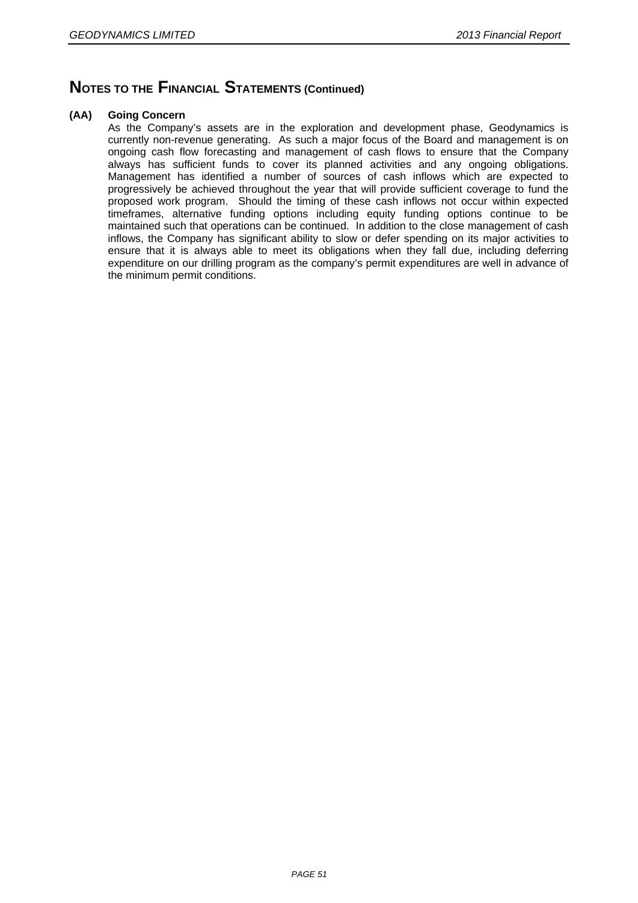# NOTES TO THE FINANCIAL STATEMENTS (Continued)

**(AA) Going Concern**

As the Company's assets are in the exploration and development phase, Geodynamics is currently non-revenue generating. As such a major focus of the Board and management is on ongoing cash flow forecasting and management of cash flows to ensure that the Company always has sufficient funds to cover its planned activities and any ongoing obligations. Management has identified a number of sources of cash inflows which are expected to progressively be achieved throughout the year that will provide sufficient coverage to fund the proposed work program. Should the timing of these cash inflows not occur within expected timeframes, alternative funding options including equity funding options continue to be maintained such that operations can be continued. In addition to the close management of cash inflows, the Company has significant ability to slow or defer spending on its major activities to ensure that it is always able to meet its obligations when they fall due, including deferring expenditure on our drilling program as the company's permit expenditures are well in advance of the minimum permit conditions.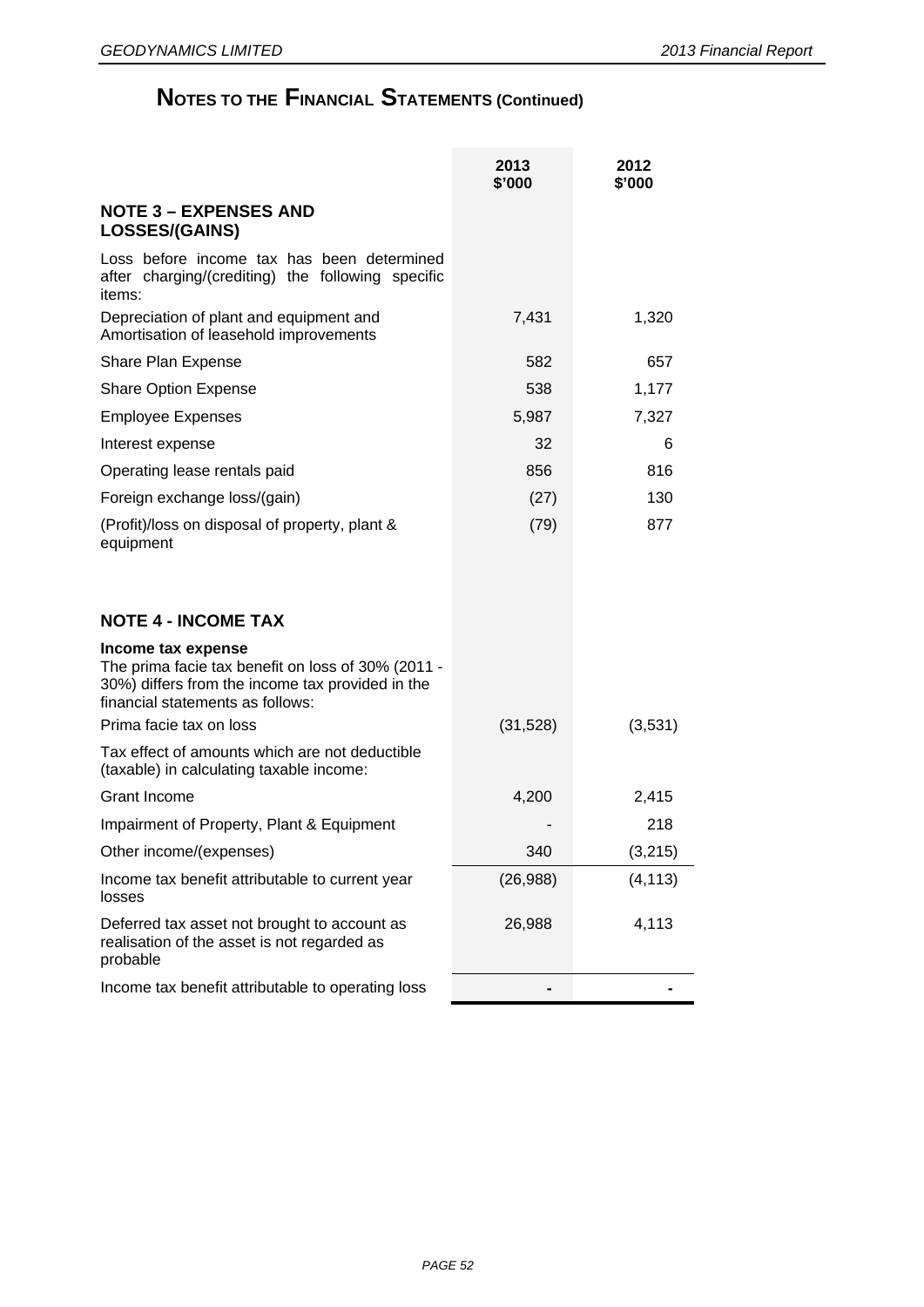# NOTES TO THE FINANCIAL STATEMENTS (Continued)

| | 2013 $'000 | 2012 $'000 |
|---|---|---|
| **NOTE 3 – EXPENSES AND LOSSES/(GAINS)** | | |
| Loss before income tax has been determined after charging/(crediting) the following specific items: | | |
| Depreciation of plant and equipment and Amortisation of leasehold improvements | 7,431 | 1,320 |
| Share Plan Expense | 582 | 657 |
| Share Option Expense | 538 | 1,177 |
| Employee Expenses | 5,987 | 7,327 |
| Interest expense | 32 | 6 |
| Operating lease rentals paid | 856 | 816 |
| Foreign exchange loss/(gain) | (27) | 130 |
| (Profit)/loss on disposal of property, plant & equipment | (79) | 877 |

## NOTE 4 - INCOME TAX

| | 2013 $'000 | 2012 $'000 |
|---|---|---|
| **Income tax expense** | | |
| The prima facie tax benefit on loss of 30% (2011 - 30%) differs from the income tax provided in the financial statements as follows: | | |
| Prima facie tax on loss | (31,528) | (3,531) |
| Tax effect of amounts which are not deductible (taxable) in calculating taxable income: | | |
| Grant Income | 4,200 | 2,415 |
| Impairment of Property, Plant & Equipment | - | 218 |
| Other income/(expenses) | 340 | (3,215) |
| Income tax benefit attributable to current year losses | (26,988) | (4,113) |
| Deferred tax asset not brought to account as realisation of the asset is not regarded as probable | 26,988 | 4,113 |
| Income tax benefit attributable to operating loss | - | - |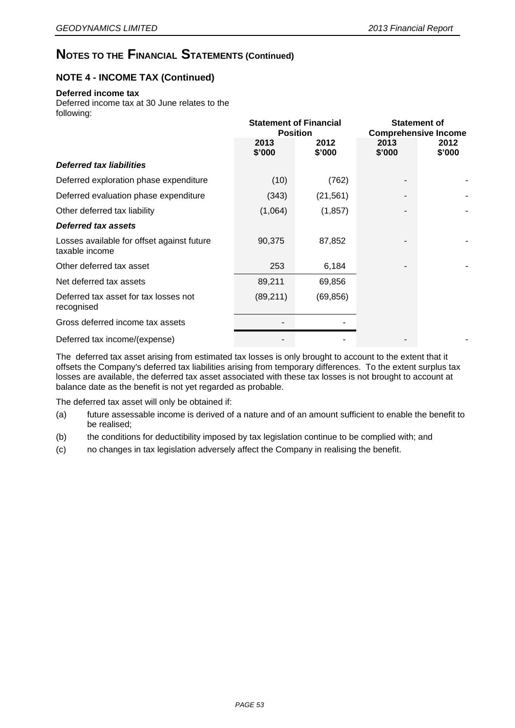# NOTES TO THE FINANCIAL STATEMENTS (Continued)

## NOTE 4 - INCOME TAX (Continued)

**Deferred income tax**

Deferred income tax at 30 June relates to the following:

| | Statement of Financial Position | | Statement of Comprehensive Income | |
|---|---|---|---|---|
| | **2013 \$'000** | **2012 \$'000** | **2013 \$'000** | **2012 \$'000** |
| ***Deferred tax liabilities*** | | | | |
| Deferred exploration phase expenditure | (10) | (762) | - | - |
| Deferred evaluation phase expenditure | (343) | (21,561) | - | - |
| Other deferred tax liability | (1,064) | (1,857) | - | - |
| ***Deferred tax assets*** | | | | |
| Losses available for offset against future taxable income | 90,375 | 87,852 | - | - |
| Other deferred tax asset | 253 | 6,184 | - | - |
| Net deferred tax assets | 89,211 | 69,856 | | |
| Deferred tax asset for tax losses not recognised | (89,211) | (69,856) | | |
| Gross deferred income tax assets | - | - | | |
| Deferred tax income/(expense) | - | - | - | - |

The deferred tax asset arising from estimated tax losses is only brought to account to the extent that it offsets the Company's deferred tax liabilities arising from temporary differences. To the extent surplus tax losses are available, the deferred tax asset associated with these tax losses is not brought to account at balance date as the benefit is not yet regarded as probable.

The deferred tax asset will only be obtained if:

(a) future assessable income is derived of a nature and of an amount sufficient to enable the benefit to be realised;

(b) the conditions for deductibility imposed by tax legislation continue to be complied with; and

(c) no changes in tax legislation adversely affect the Company in realising the benefit.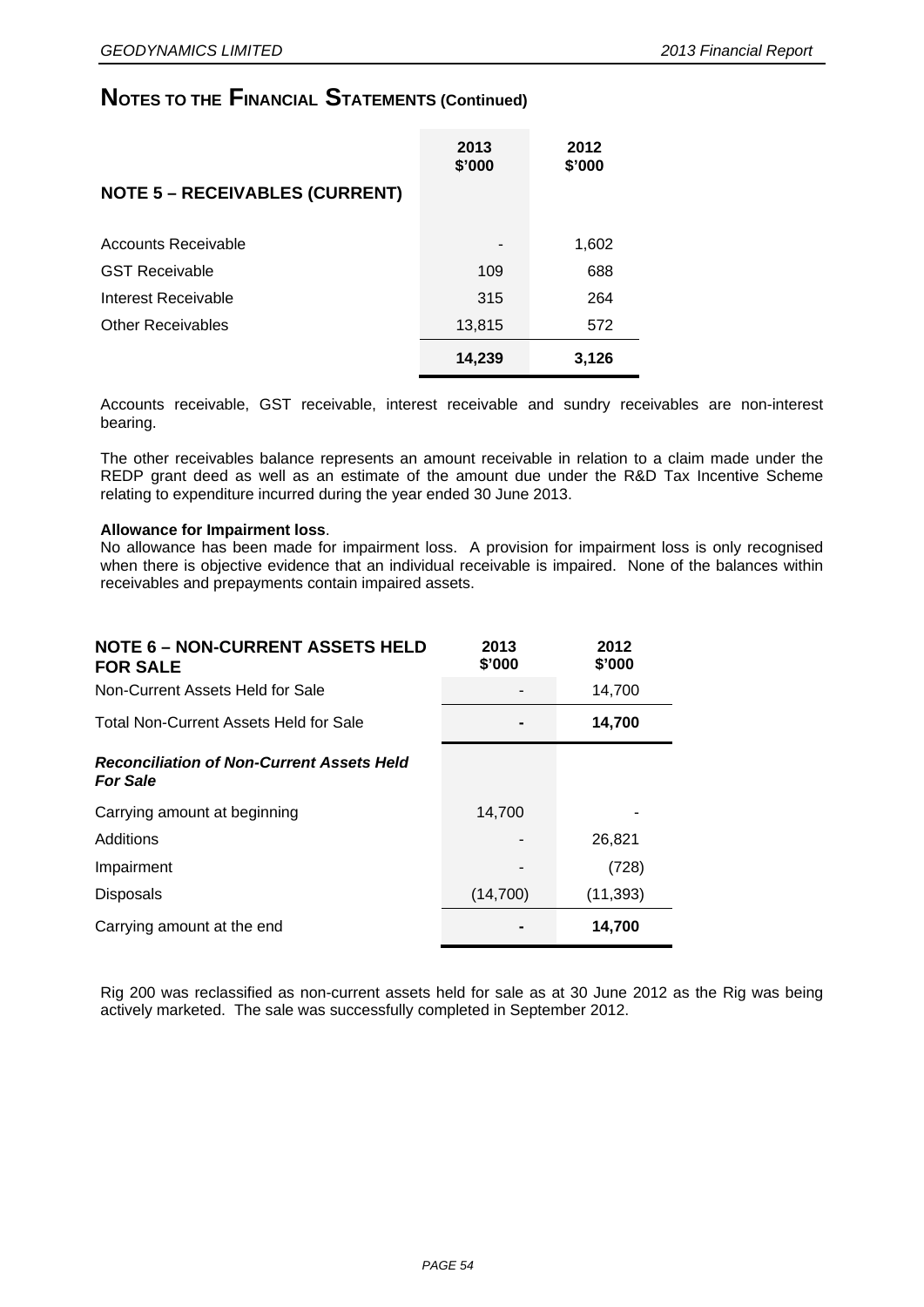# NOTES TO THE FINANCIAL STATEMENTS (Continued)

## NOTE 5 – RECEIVABLES (CURRENT)

| | 2013 $'000 | 2012 $'000 |
|---|---|---|
| Accounts Receivable | - | 1,602 |
| GST Receivable | 109 | 688 |
| Interest Receivable | 315 | 264 |
| Other Receivables | 13,815 | 572 |
| | **14,239** | **3,126** |

Accounts receivable, GST receivable, interest receivable and sundry receivables are non-interest bearing.

The other receivables balance represents an amount receivable in relation to a claim made under the REDP grant deed as well as an estimate of the amount due under the R&D Tax Incentive Scheme relating to expenditure incurred during the year ended 30 June 2013.

**Allowance for Impairment loss**.
No allowance has been made for impairment loss. A provision for impairment loss is only recognised when there is objective evidence that an individual receivable is impaired. None of the balances within receivables and prepayments contain impaired assets.

## NOTE 6 – NON-CURRENT ASSETS HELD FOR SALE

| | 2013 $'000 | 2012 $'000 |
|---|---|---|
| Non-Current Assets Held for Sale | - | 14,700 |
| Total Non-Current Assets Held for Sale | **-** | **14,700** |
| ***Reconciliation of Non-Current Assets Held For Sale*** | | |
| Carrying amount at beginning | 14,700 | - |
| Additions | - | 26,821 |
| Impairment | - | (728) |
| Disposals | (14,700) | (11,393) |
| Carrying amount at the end | **-** | **14,700** |

Rig 200 was reclassified as non-current assets held for sale as at 30 June 2012 as the Rig was being actively marketed. The sale was successfully completed in September 2012.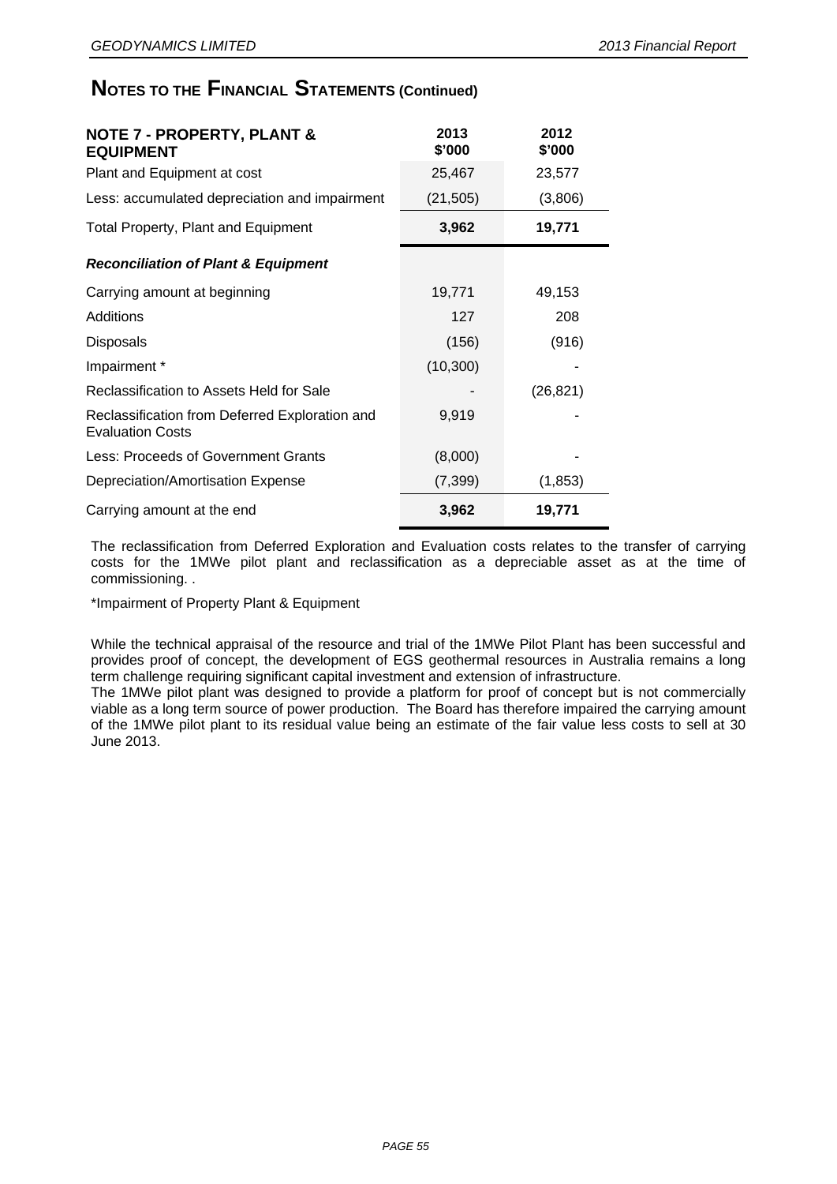## NOTES TO THE FINANCIAL STATEMENTS (Continued)

| NOTE 7 - PROPERTY, PLANT & EQUIPMENT | 2013 $'000 | 2012 $'000 |
|---|---|---|
| Plant and Equipment at cost | 25,467 | 23,577 |
| Less: accumulated depreciation and impairment | (21,505) | (3,806) |
| Total Property, Plant and Equipment | **3,962** | **19,771** |
| ***Reconciliation of Plant & Equipment*** | | |
| Carrying amount at beginning | 19,771 | 49,153 |
| Additions | 127 | 208 |
| Disposals | (156) | (916) |
| Impairment * | (10,300) | - |
| Reclassification to Assets Held for Sale | - | (26,821) |
| Reclassification from Deferred Exploration and Evaluation Costs | 9,919 | - |
| Less: Proceeds of Government Grants | (8,000) | - |
| Depreciation/Amortisation Expense | (7,399) | (1,853) |
| Carrying amount at the end | **3,962** | **19,771** |

The reclassification from Deferred Exploration and Evaluation costs relates to the transfer of carrying costs for the 1MWe pilot plant and reclassification as a depreciable asset as at the time of commissioning. .

*Impairment of Property Plant & Equipment

While the technical appraisal of the resource and trial of the 1MWe Pilot Plant has been successful and provides proof of concept, the development of EGS geothermal resources in Australia remains a long term challenge requiring significant capital investment and extension of infrastructure.

The 1MWe pilot plant was designed to provide a platform for proof of concept but is not commercially viable as a long term source of power production. The Board has therefore impaired the carrying amount of the 1MWe pilot plant to its residual value being an estimate of the fair value less costs to sell at 30 June 2013.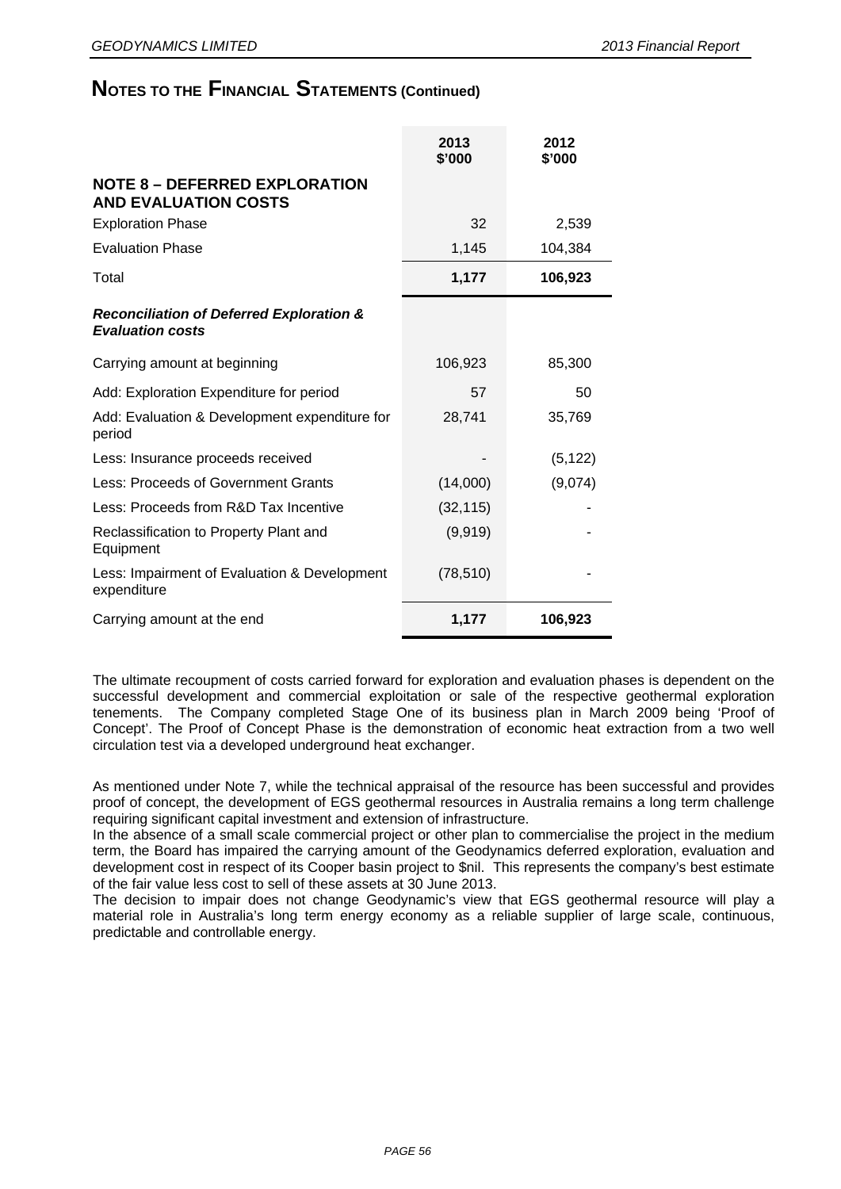# NOTES TO THE FINANCIAL STATEMENTS (Continued)

| | 2013 $'000 | 2012 $'000 |
|---|---|---|
| **NOTE 8 – DEFERRED EXPLORATION AND EVALUATION COSTS** | | |
| Exploration Phase | 32 | 2,539 |
| Evaluation Phase | 1,145 | 104,384 |
| Total | **1,177** | **106,923** |
| ***Reconciliation of Deferred Exploration & Evaluation costs*** | | |
| Carrying amount at beginning | 106,923 | 85,300 |
| Add: Exploration Expenditure for period | 57 | 50 |
| Add: Evaluation & Development expenditure for period | 28,741 | 35,769 |
| Less: Insurance proceeds received | - | (5,122) |
| Less: Proceeds of Government Grants | (14,000) | (9,074) |
| Less: Proceeds from R&D Tax Incentive | (32,115) | - |
| Reclassification to Property Plant and Equipment | (9,919) | - |
| Less: Impairment of Evaluation & Development expenditure | (78,510) | - |
| Carrying amount at the end | **1,177** | **106,923** |

The ultimate recoupment of costs carried forward for exploration and evaluation phases is dependent on the successful development and commercial exploitation or sale of the respective geothermal exploration tenements. The Company completed Stage One of its business plan in March 2009 being 'Proof of Concept'. The Proof of Concept Phase is the demonstration of economic heat extraction from a two well circulation test via a developed underground heat exchanger.

As mentioned under Note 7, while the technical appraisal of the resource has been successful and provides proof of concept, the development of EGS geothermal resources in Australia remains a long term challenge requiring significant capital investment and extension of infrastructure.

In the absence of a small scale commercial project or other plan to commercialise the project in the medium term, the Board has impaired the carrying amount of the Geodynamics deferred exploration, evaluation and development cost in respect of its Cooper basin project to $nil. This represents the company's best estimate of the fair value less cost to sell of these assets at 30 June 2013.

The decision to impair does not change Geodynamic's view that EGS geothermal resource will play a material role in Australia's long term energy economy as a reliable supplier of large scale, continuous, predictable and controllable energy.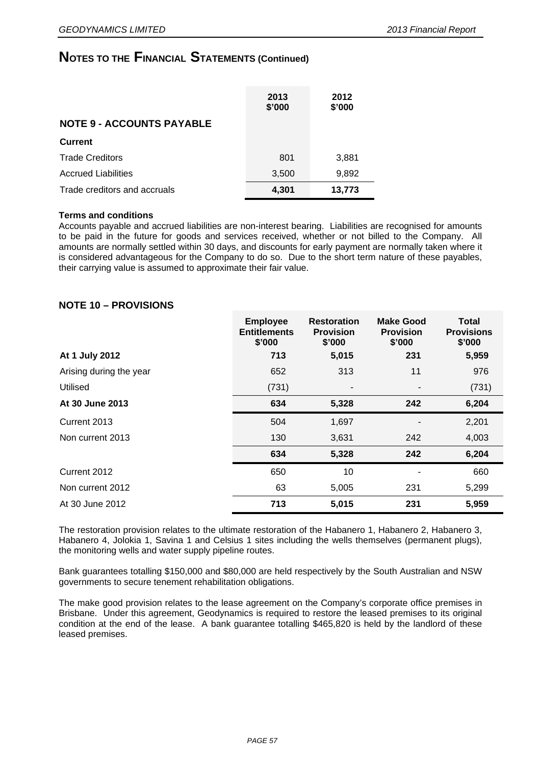# NOTES TO THE FINANCIAL STATEMENTS (Continued)

## NOTE 9 - ACCOUNTS PAYABLE

| | 2013 $'000 | 2012 $'000 |
|---|---|---|
| **Current** | | |
| Trade Creditors | 801 | 3,881 |
| Accrued Liabilities | 3,500 | 9,892 |
| Trade creditors and accruals | **4,301** | **13,773** |

**Terms and conditions**

Accounts payable and accrued liabilities are non-interest bearing. Liabilities are recognised for amounts to be paid in the future for goods and services received, whether or not billed to the Company. All amounts are normally settled within 30 days, and discounts for early payment are normally taken where it is considered advantageous for the Company to do so. Due to the short term nature of these payables, their carrying value is assumed to approximate their fair value.

## NOTE 10 – PROVISIONS

| | Employee Entitlements $'000 | Restoration Provision $'000 | Make Good Provision $'000 | Total Provisions $'000 |
|---|---|---|---|---|
| **At 1 July 2012** | **713** | **5,015** | **231** | **5,959** |
| Arising during the year | 652 | 313 | 11 | 976 |
| Utilised | (731) | - | - | (731) |
| **At 30 June 2013** | **634** | **5,328** | **242** | **6,204** |
| Current 2013 | 504 | 1,697 | - | 2,201 |
| Non current 2013 | 130 | 3,631 | 242 | 4,003 |
| | **634** | **5,328** | **242** | **6,204** |
| Current 2012 | 650 | 10 | - | 660 |
| Non current 2012 | 63 | 5,005 | 231 | 5,299 |
| At 30 June 2012 | **713** | **5,015** | **231** | **5,959** |

The restoration provision relates to the ultimate restoration of the Habanero 1, Habanero 2, Habanero 3, Habanero 4, Jolokia 1, Savina 1 and Celsius 1 sites including the wells themselves (permanent plugs), the monitoring wells and water supply pipeline routes.

Bank guarantees totalling $150,000 and $80,000 are held respectively by the South Australian and NSW governments to secure tenement rehabilitation obligations.

The make good provision relates to the lease agreement on the Company's corporate office premises in Brisbane. Under this agreement, Geodynamics is required to restore the leased premises to its original condition at the end of the lease. A bank guarantee totalling $465,820 is held by the landlord of these leased premises.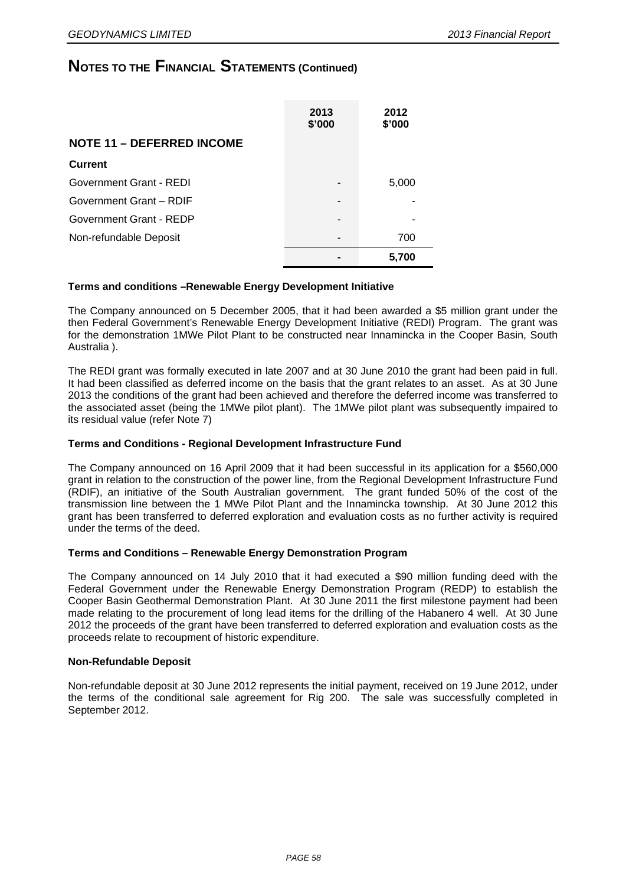# NOTES TO THE FINANCIAL STATEMENTS (Continued)

| | 2013 \$'000 | 2012 \$'000 |
|---|---|---|
| **NOTE 11 – DEFERRED INCOME** | | |
| **Current** | | |
| Government Grant - REDI | - | 5,000 |
| Government Grant – RDIF | - | - |
| Government Grant - REDP | - | - |
| Non-refundable Deposit | - | 700 |
| | **-** | **5,700** |

**Terms and conditions –Renewable Energy Development Initiative**

The Company announced on 5 December 2005, that it had been awarded a \$5 million grant under the then Federal Government's Renewable Energy Development Initiative (REDI) Program. The grant was for the demonstration 1MWe Pilot Plant to be constructed near Innamincka in the Cooper Basin, South Australia ).

The REDI grant was formally executed in late 2007 and at 30 June 2010 the grant had been paid in full. It had been classified as deferred income on the basis that the grant relates to an asset. As at 30 June 2013 the conditions of the grant had been achieved and therefore the deferred income was transferred to the associated asset (being the 1MWe pilot plant). The 1MWe pilot plant was subsequently impaired to its residual value (refer Note 7)

**Terms and Conditions - Regional Development Infrastructure Fund**

The Company announced on 16 April 2009 that it had been successful in its application for a \$560,000 grant in relation to the construction of the power line, from the Regional Development Infrastructure Fund (RDIF), an initiative of the South Australian government. The grant funded 50% of the cost of the transmission line between the 1 MWe Pilot Plant and the Innamincka township. At 30 June 2012 this grant has been transferred to deferred exploration and evaluation costs as no further activity is required under the terms of the deed.

**Terms and Conditions – Renewable Energy Demonstration Program**

The Company announced on 14 July 2010 that it had executed a \$90 million funding deed with the Federal Government under the Renewable Energy Demonstration Program (REDP) to establish the Cooper Basin Geothermal Demonstration Plant. At 30 June 2011 the first milestone payment had been made relating to the procurement of long lead items for the drilling of the Habanero 4 well. At 30 June 2012 the proceeds of the grant have been transferred to deferred exploration and evaluation costs as the proceeds relate to recoupment of historic expenditure.

**Non-Refundable Deposit**

Non-refundable deposit at 30 June 2012 represents the initial payment, received on 19 June 2012, under the terms of the conditional sale agreement for Rig 200. The sale was successfully completed in September 2012.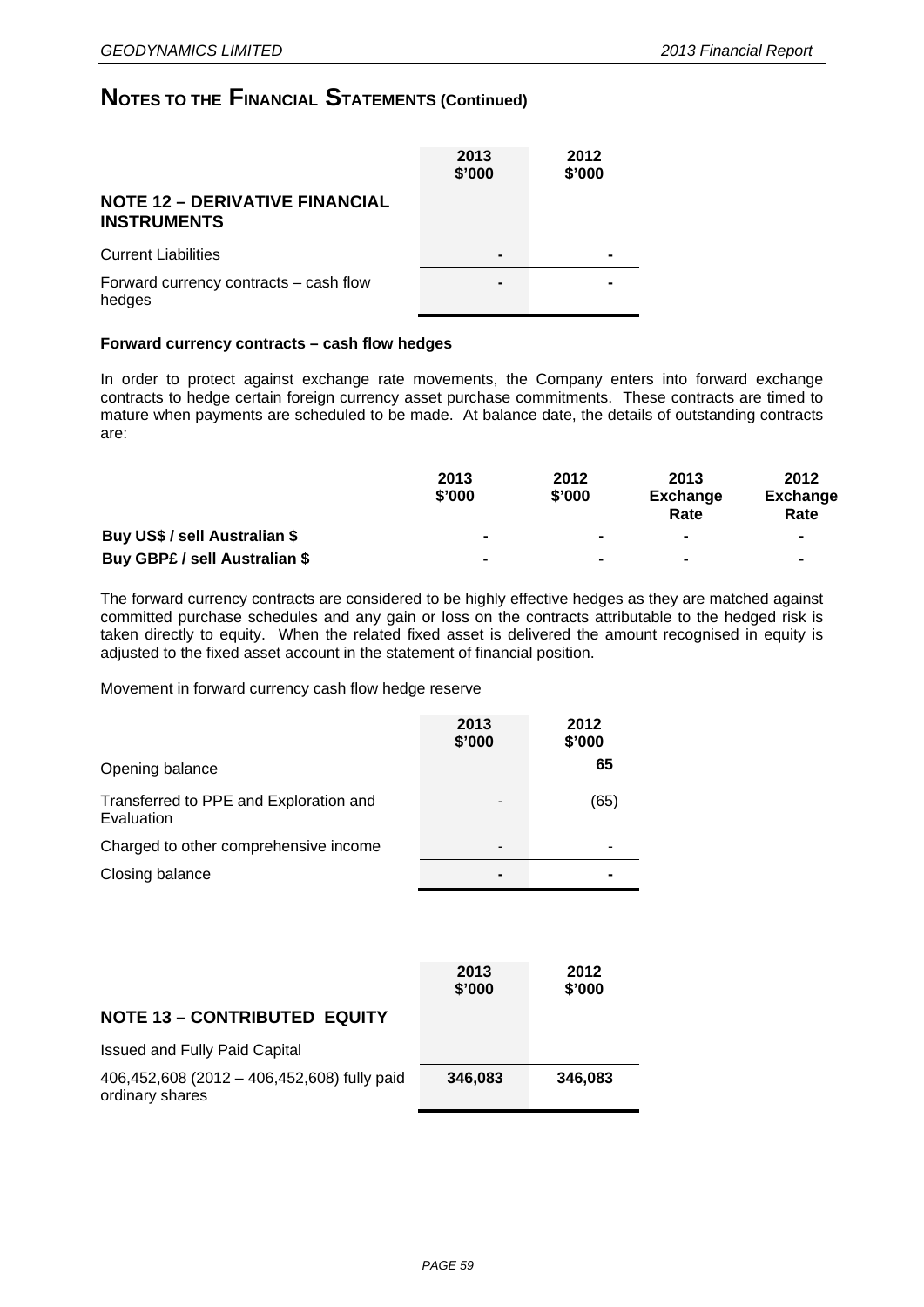# NOTES TO THE FINANCIAL STATEMENTS (Continued)

| | 2013 $'000 | 2012 $'000 |
|---|---|---|
| **NOTE 12 – DERIVATIVE FINANCIAL INSTRUMENTS** | | |
| Current Liabilities | - | - |
| Forward currency contracts – cash flow hedges | - | - |

**Forward currency contracts – cash flow hedges**

In order to protect against exchange rate movements, the Company enters into forward exchange contracts to hedge certain foreign currency asset purchase commitments. These contracts are timed to mature when payments are scheduled to be made. At balance date, the details of outstanding contracts are:

| | 2013 $'000 | 2012 $'000 | 2013 Exchange Rate | 2012 Exchange Rate |
|---|---|---|---|---|
| **Buy US$ / sell Australian $** | - | - | - | - |
| **Buy GBP£ / sell Australian $** | - | - | - | - |

The forward currency contracts are considered to be highly effective hedges as they are matched against committed purchase schedules and any gain or loss on the contracts attributable to the hedged risk is taken directly to equity. When the related fixed asset is delivered the amount recognised in equity is adjusted to the fixed asset account in the statement of financial position.

Movement in forward currency cash flow hedge reserve

| | 2013 $'000 | 2012 $'000 |
|---|---|---|
| Opening balance | | 65 |
| Transferred to PPE and Exploration and Evaluation | - | (65) |
| Charged to other comprehensive income | - | - |
| Closing balance | - | - |

| | 2013 $'000 | 2012 $'000 |
|---|---|---|
| **NOTE 13 – CONTRIBUTED EQUITY** | | |
| Issued and Fully Paid Capital | | |
| 406,452,608 (2012 – 406,452,608) fully paid ordinary shares | **346,083** | **346,083** |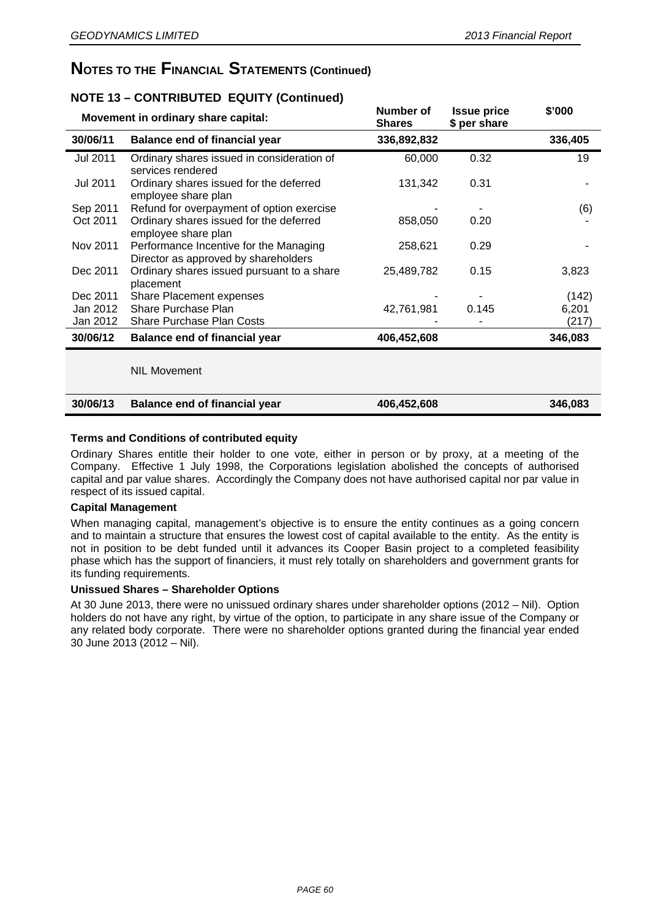# NOTES TO THE FINANCIAL STATEMENTS (Continued)

## NOTE 13 – CONTRIBUTED EQUITY (Continued)

| Movement in ordinary share capital: | | Number of Shares | Issue price $ per share | $'000 |
|---|---|---|---|---|
| **30/06/11** | **Balance end of financial year** | **336,892,832** | | **336,405** |
| Jul 2011 | Ordinary shares issued in consideration of services rendered | 60,000 | 0.32 | 19 |
| Jul 2011 | Ordinary shares issued for the deferred employee share plan | 131,342 | 0.31 | - |
| Sep 2011 | Refund for overpayment of option exercise | - | - | (6) |
| Oct 2011 | Ordinary shares issued for the deferred employee share plan | 858,050 | 0.20 | - |
| Nov 2011 | Performance Incentive for the Managing Director as approved by shareholders | 258,621 | 0.29 | - |
| Dec 2011 | Ordinary shares issued pursuant to a share placement | 25,489,782 | 0.15 | 3,823 |
| Dec 2011 | Share Placement expenses | - | - | (142) |
| Jan 2012 | Share Purchase Plan | 42,761,981 | 0.145 | 6,201 |
| Jan 2012 | Share Purchase Plan Costs | - | - | (217) |
| **30/06/12** | **Balance end of financial year** | **406,452,608** | | **346,083** |
| | NIL Movement | | | |
| **30/06/13** | **Balance end of financial year** | **406,452,608** | | **346,083** |

**Terms and Conditions of contributed equity**

Ordinary Shares entitle their holder to one vote, either in person or by proxy, at a meeting of the Company. Effective 1 July 1998, the Corporations legislation abolished the concepts of authorised capital and par value shares. Accordingly the Company does not have authorised capital nor par value in respect of its issued capital.

**Capital Management**

When managing capital, management's objective is to ensure the entity continues as a going concern and to maintain a structure that ensures the lowest cost of capital available to the entity. As the entity is not in position to be debt funded until it advances its Cooper Basin project to a completed feasibility phase which has the support of financiers, it must rely totally on shareholders and government grants for its funding requirements.

**Unissued Shares – Shareholder Options**

At 30 June 2013, there were no unissued ordinary shares under shareholder options (2012 – Nil). Option holders do not have any right, by virtue of the option, to participate in any share issue of the Company or any related body corporate. There were no shareholder options granted during the financial year ended 30 June 2013 (2012 – Nil).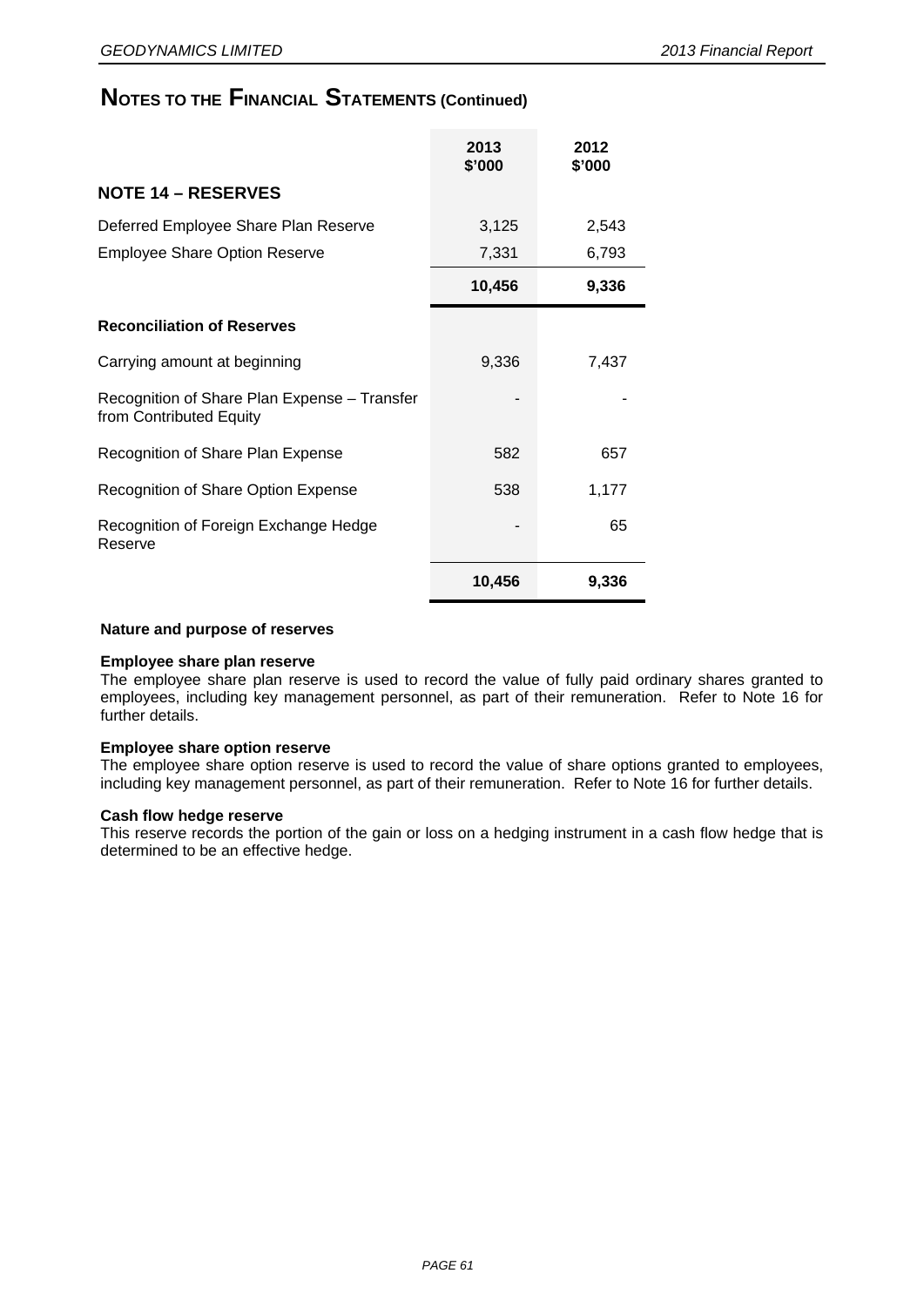# NOTES TO THE FINANCIAL STATEMENTS (Continued)

## NOTE 14 – RESERVES

| | 2013 $'000 | 2012 $'000 |
|---|---|---|
| Deferred Employee Share Plan Reserve | 3,125 | 2,543 |
| Employee Share Option Reserve | 7,331 | 6,793 |
| | **10,456** | **9,336** |
| **Reconciliation of Reserves** | | |
| Carrying amount at beginning | 9,336 | 7,437 |
| Recognition of Share Plan Expense – Transfer from Contributed Equity | - | - |
| Recognition of Share Plan Expense | 582 | 657 |
| Recognition of Share Option Expense | 538 | 1,177 |
| Recognition of Foreign Exchange Hedge Reserve | - | 65 |
| | **10,456** | **9,336** |

**Nature and purpose of reserves**

**Employee share plan reserve**
The employee share plan reserve is used to record the value of fully paid ordinary shares granted to employees, including key management personnel, as part of their remuneration. Refer to Note 16 for further details.

**Employee share option reserve**
The employee share option reserve is used to record the value of share options granted to employees, including key management personnel, as part of their remuneration. Refer to Note 16 for further details.

**Cash flow hedge reserve**
This reserve records the portion of the gain or loss on a hedging instrument in a cash flow hedge that is determined to be an effective hedge.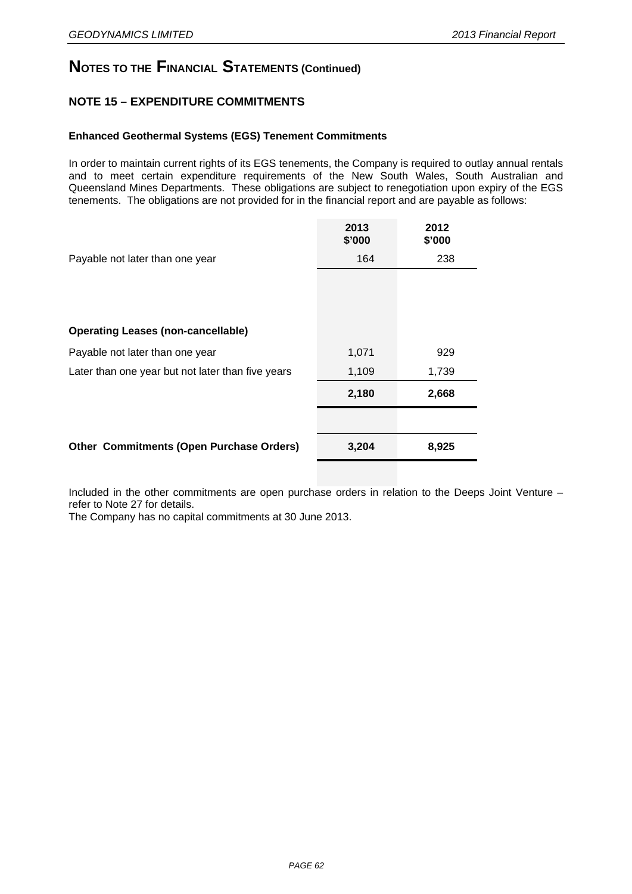# NOTES TO THE FINANCIAL STATEMENTS (Continued)

## NOTE 15 – EXPENDITURE COMMITMENTS

### Enhanced Geothermal Systems (EGS) Tenement Commitments

In order to maintain current rights of its EGS tenements, the Company is required to outlay annual rentals and to meet certain expenditure requirements of the New South Wales, South Australian and Queensland Mines Departments. These obligations are subject to renegotiation upon expiry of the EGS tenements. The obligations are not provided for in the financial report and are payable as follows:

| | 2013 $'000 | 2012 $'000 |
|---|---|---|
| Payable not later than one year | 164 | 238 |
| | | |
| **Operating Leases (non-cancellable)** | | |
| Payable not later than one year | 1,071 | 929 |
| Later than one year but not later than five years | 1,109 | 1,739 |
| | **2,180** | **2,668** |
| | | |
| **Other Commitments (Open Purchase Orders)** | **3,204** | **8,925** |

Included in the other commitments are open purchase orders in relation to the Deeps Joint Venture – refer to Note 27 for details.

The Company has no capital commitments at 30 June 2013.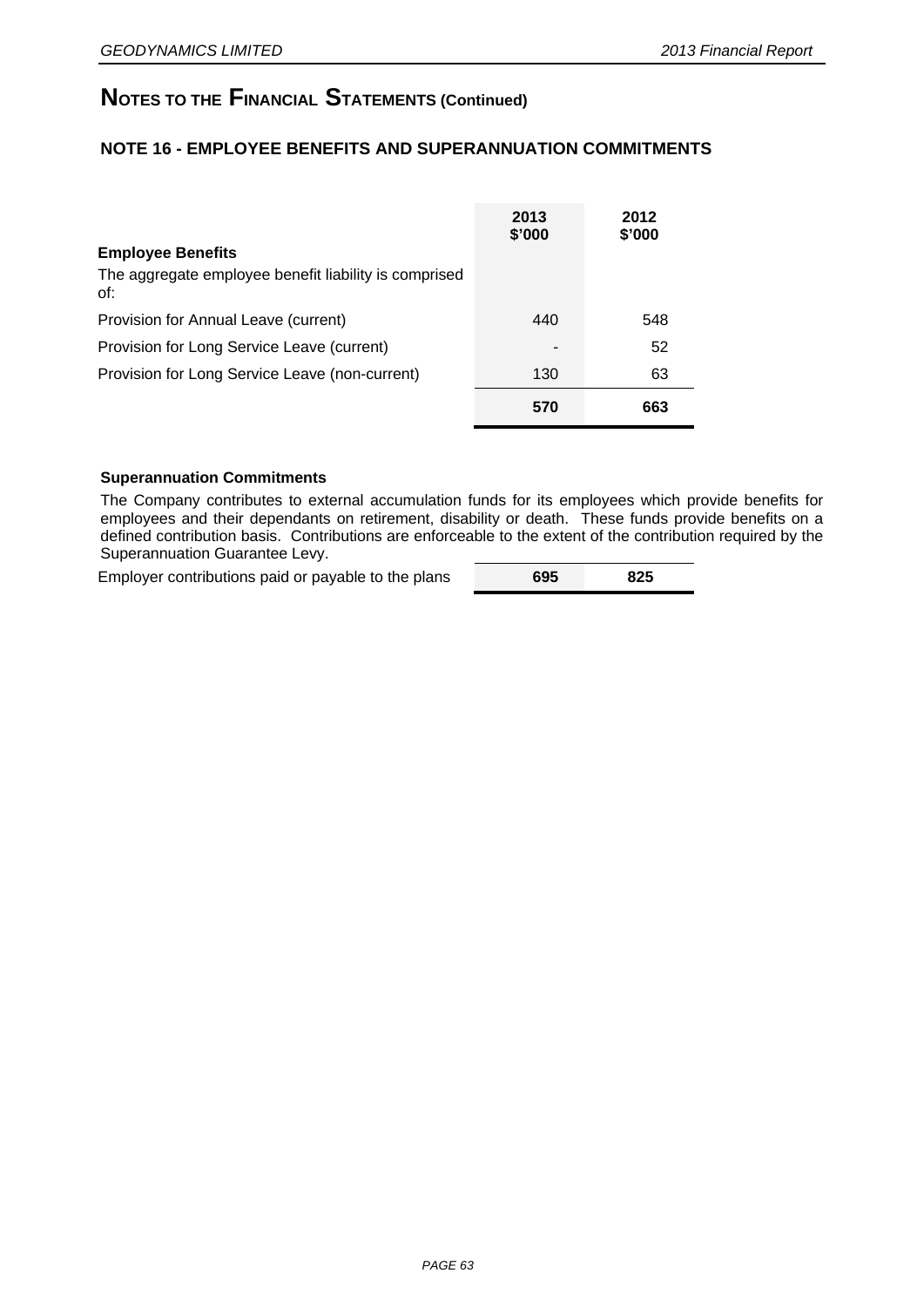# NOTES TO THE FINANCIAL STATEMENTS (Continued)

## NOTE 16 - EMPLOYEE BENEFITS AND SUPERANNUATION COMMITMENTS

| | 2013 $'000 | 2012 $'000 |
|---|---|---|
| **Employee Benefits** | | |
| The aggregate employee benefit liability is comprised of: | | |
| Provision for Annual Leave (current) | 440 | 548 |
| Provision for Long Service Leave (current) | - | 52 |
| Provision for Long Service Leave (non-current) | 130 | 63 |
| | **570** | **663** |

**Superannuation Commitments**

The Company contributes to external accumulation funds for its employees which provide benefits for employees and their dependants on retirement, disability or death. These funds provide benefits on a defined contribution basis. Contributions are enforceable to the extent of the contribution required by the Superannuation Guarantee Levy.

| | 2013 $'000 | 2012 $'000 |
|---|---|---|
| Employer contributions paid or payable to the plans | **695** | **825** |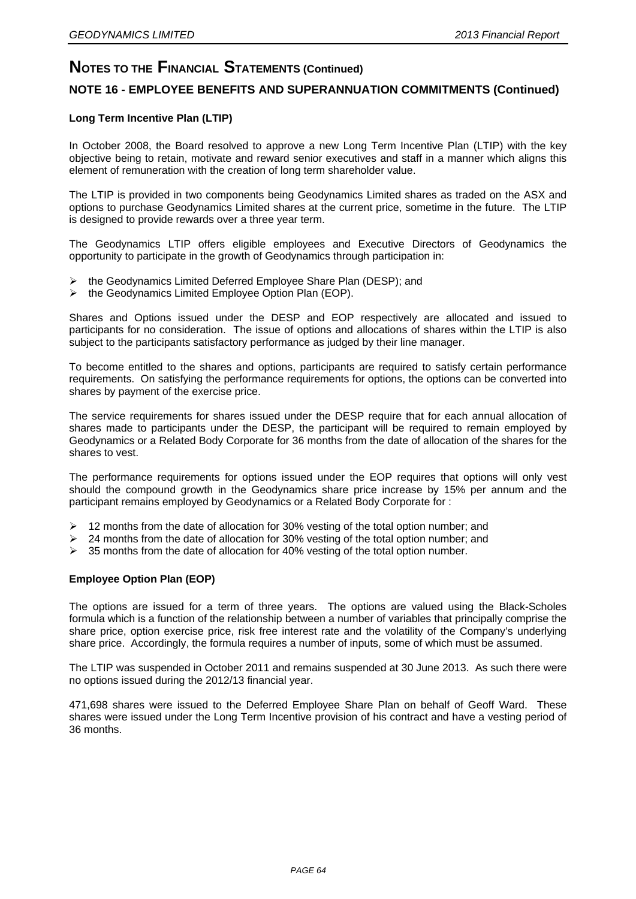# NOTES TO THE FINANCIAL STATEMENTS (Continued)

## NOTE 16 - EMPLOYEE BENEFITS AND SUPERANNUATION COMMITMENTS (Continued)

### Long Term Incentive Plan (LTIP)

In October 2008, the Board resolved to approve a new Long Term Incentive Plan (LTIP) with the key objective being to retain, motivate and reward senior executives and staff in a manner which aligns this element of remuneration with the creation of long term shareholder value.

The LTIP is provided in two components being Geodynamics Limited shares as traded on the ASX and options to purchase Geodynamics Limited shares at the current price, sometime in the future. The LTIP is designed to provide rewards over a three year term.

The Geodynamics LTIP offers eligible employees and Executive Directors of Geodynamics the opportunity to participate in the growth of Geodynamics through participation in:

- the Geodynamics Limited Deferred Employee Share Plan (DESP); and
- the Geodynamics Limited Employee Option Plan (EOP).

Shares and Options issued under the DESP and EOP respectively are allocated and issued to participants for no consideration. The issue of options and allocations of shares within the LTIP is also subject to the participants satisfactory performance as judged by their line manager.

To become entitled to the shares and options, participants are required to satisfy certain performance requirements. On satisfying the performance requirements for options, the options can be converted into shares by payment of the exercise price.

The service requirements for shares issued under the DESP require that for each annual allocation of shares made to participants under the DESP, the participant will be required to remain employed by Geodynamics or a Related Body Corporate for 36 months from the date of allocation of the shares for the shares to vest.

The performance requirements for options issued under the EOP requires that options will only vest should the compound growth in the Geodynamics share price increase by 15% per annum and the participant remains employed by Geodynamics or a Related Body Corporate for :

- 12 months from the date of allocation for 30% vesting of the total option number; and
- 24 months from the date of allocation for 30% vesting of the total option number; and
- 35 months from the date of allocation for 40% vesting of the total option number.

### Employee Option Plan (EOP)

The options are issued for a term of three years. The options are valued using the Black-Scholes formula which is a function of the relationship between a number of variables that principally comprise the share price, option exercise price, risk free interest rate and the volatility of the Company's underlying share price. Accordingly, the formula requires a number of inputs, some of which must be assumed.

The LTIP was suspended in October 2011 and remains suspended at 30 June 2013. As such there were no options issued during the 2012/13 financial year.

471,698 shares were issued to the Deferred Employee Share Plan on behalf of Geoff Ward. These shares were issued under the Long Term Incentive provision of his contract and have a vesting period of 36 months.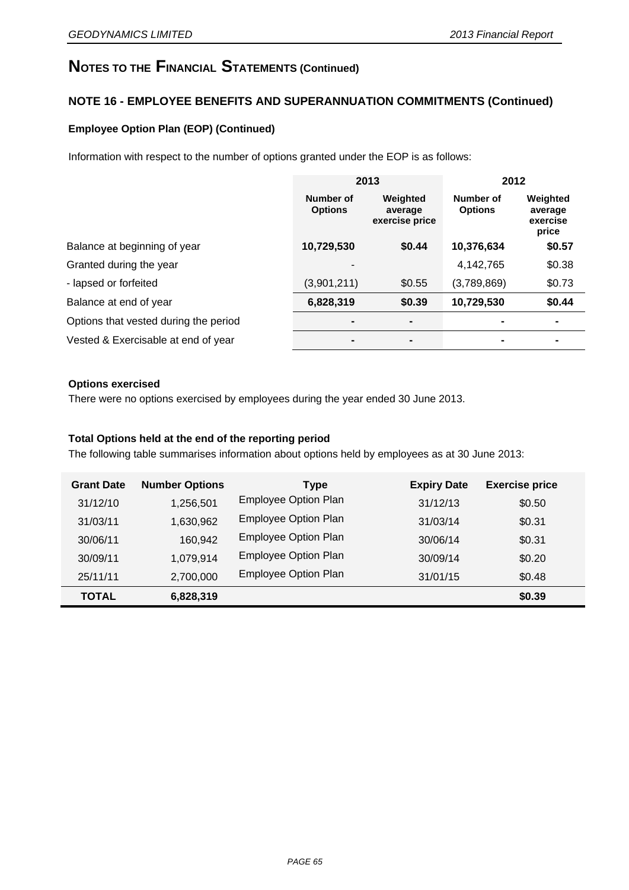# NOTES TO THE FINANCIAL STATEMENTS (Continued)

## NOTE 16 - EMPLOYEE BENEFITS AND SUPERANNUATION COMMITMENTS (Continued)

### Employee Option Plan (EOP) (Continued)

Information with respect to the number of options granted under the EOP is as follows:

| | 2013 | | 2012 | |
|---|---|---|---|---|
| | **Number of Options** | **Weighted average exercise price** | **Number of Options** | **Weighted average exercise price** |
| Balance at beginning of year | **10,729,530** | **$0.44** | **10,376,634** | **$0.57** |
| Granted during the year | - | | 4,142,765 | $0.38 |
| - lapsed or forfeited | (3,901,211) | $0.55 | (3,789,869) | $0.73 |
| Balance at end of year | **6,828,319** | **$0.39** | **10,729,530** | **$0.44** |
| Options that vested during the period | **-** | **-** | **-** | **-** |
| Vested & Exercisable at end of year | **-** | **-** | **-** | **-** |

**Options exercised**

There were no options exercised by employees during the year ended 30 June 2013.

**Total Options held at the end of the reporting period**

The following table summarises information about options held by employees as at 30 June 2013:

| Grant Date | Number Options | Type | Expiry Date | Exercise price |
|---|---|---|---|---|
| 31/12/10 | 1,256,501 | Employee Option Plan | 31/12/13 | $0.50 |
| 31/03/11 | 1,630,962 | Employee Option Plan | 31/03/14 | $0.31 |
| 30/06/11 | 160,942 | Employee Option Plan | 30/06/14 | $0.31 |
| 30/09/11 | 1,079,914 | Employee Option Plan | 30/09/14 | $0.20 |
| 25/11/11 | 2,700,000 | Employee Option Plan | 31/01/15 | $0.48 |
| **TOTAL** | **6,828,319** | | | **$0.39** |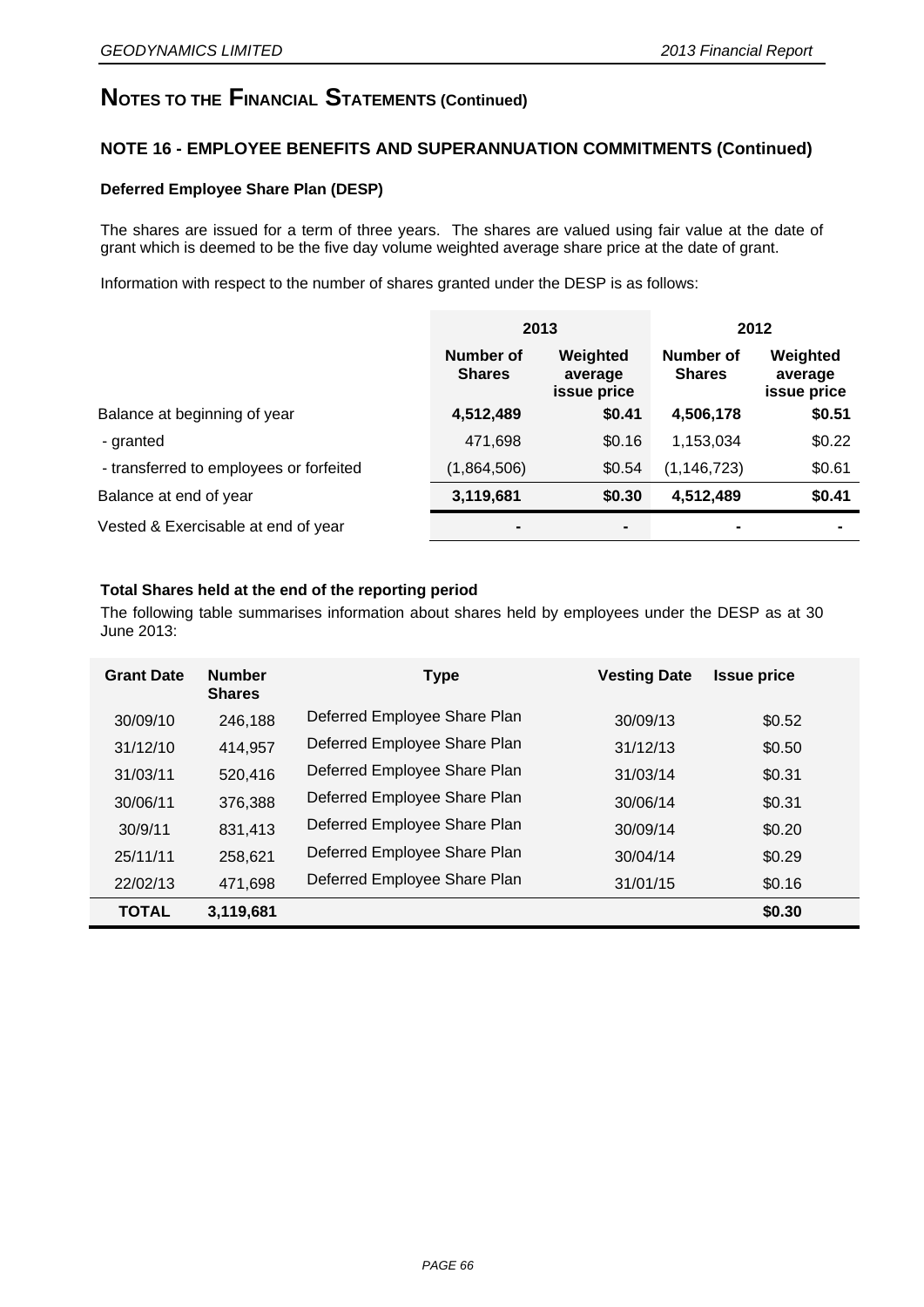# NOTES TO THE FINANCIAL STATEMENTS (Continued)

## NOTE 16 - EMPLOYEE BENEFITS AND SUPERANNUATION COMMITMENTS (Continued)

### Deferred Employee Share Plan (DESP)

The shares are issued for a term of three years. The shares are valued using fair value at the date of grant which is deemed to be the five day volume weighted average share price at the date of grant.

Information with respect to the number of shares granted under the DESP is as follows:

| | 2013 | | 2012 | |
|---|---|---|---|---|
| | **Number of Shares** | **Weighted average issue price** | **Number of Shares** | **Weighted average issue price** |
| Balance at beginning of year | **4,512,489** | **$0.41** | **4,506,178** | **$0.51** |
| - granted | 471,698 | $0.16 | 1,153,034 | $0.22 |
| - transferred to employees or forfeited | (1,864,506) | $0.54 | (1,146,723) | $0.61 |
| Balance at end of year | **3,119,681** | **$0.30** | **4,512,489** | **$0.41** |
| Vested & Exercisable at end of year | **-** | **-** | **-** | **-** |

### Total Shares held at the end of the reporting period

The following table summarises information about shares held by employees under the DESP as at 30 June 2013:

| Grant Date | Number Shares | Type | Vesting Date | Issue price |
|---|---|---|---|---|
| 30/09/10 | 246,188 | Deferred Employee Share Plan | 30/09/13 | $0.52 |
| 31/12/10 | 414,957 | Deferred Employee Share Plan | 31/12/13 | $0.50 |
| 31/03/11 | 520,416 | Deferred Employee Share Plan | 31/03/14 | $0.31 |
| 30/06/11 | 376,388 | Deferred Employee Share Plan | 30/06/14 | $0.31 |
| 30/9/11 | 831,413 | Deferred Employee Share Plan | 30/09/14 | $0.20 |
| 25/11/11 | 258,621 | Deferred Employee Share Plan | 30/04/14 | $0.29 |
| 22/02/13 | 471,698 | Deferred Employee Share Plan | 31/01/15 | $0.16 |
| **TOTAL** | **3,119,681** | | | **$0.30** |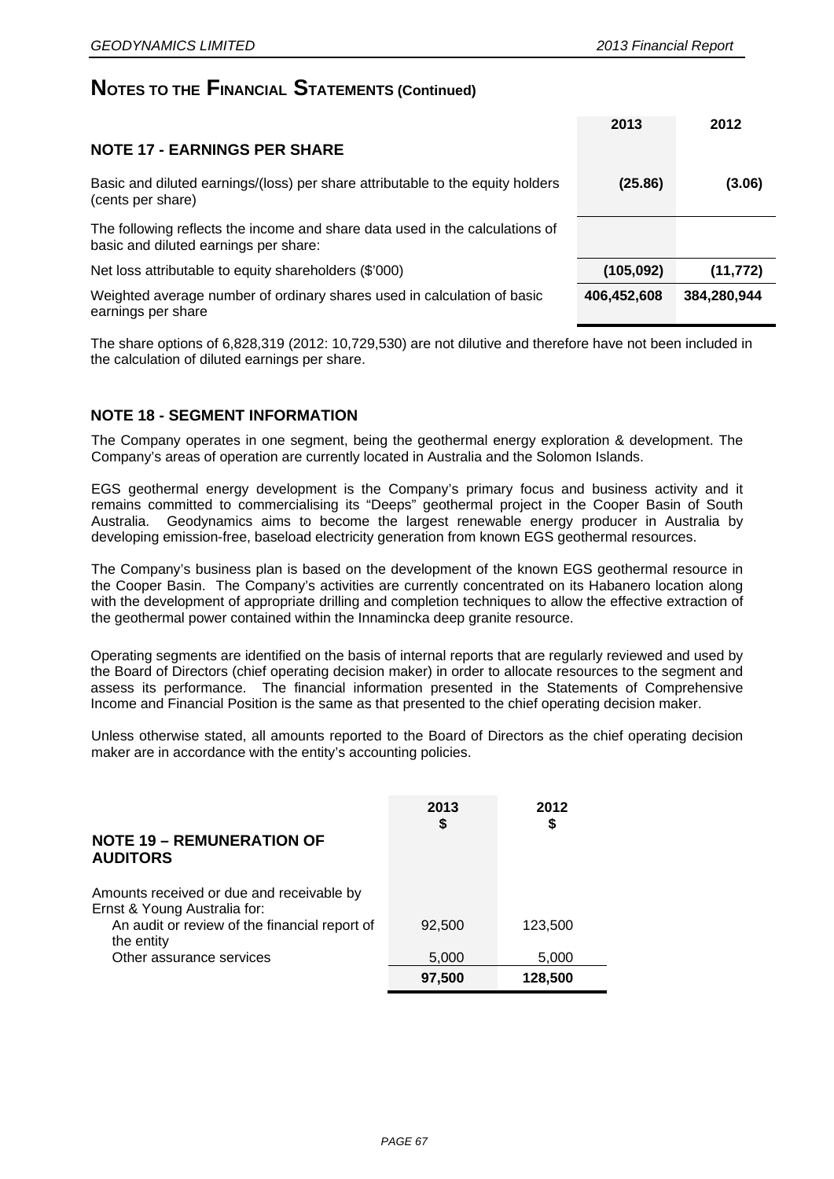# NOTES TO THE FINANCIAL STATEMENTS (Continued)

## NOTE 17 - EARNINGS PER SHARE

| | 2013 | 2012 |
|---|---|---|
| Basic and diluted earnings/(loss) per share attributable to the equity holders (cents per share) | **(25.86)** | **(3.06)** |
| The following reflects the income and share data used in the calculations of basic and diluted earnings per share: | | |
| Net loss attributable to equity shareholders ($'000) | **(105,092)** | **(11,772)** |
| Weighted average number of ordinary shares used in calculation of basic earnings per share | **406,452,608** | **384,280,944** |

The share options of 6,828,319 (2012: 10,729,530) are not dilutive and therefore have not been included in the calculation of diluted earnings per share.

## NOTE 18 - SEGMENT INFORMATION

The Company operates in one segment, being the geothermal energy exploration & development. The Company's areas of operation are currently located in Australia and the Solomon Islands.

EGS geothermal energy development is the Company's primary focus and business activity and it remains committed to commercialising its "Deeps" geothermal project in the Cooper Basin of South Australia. Geodynamics aims to become the largest renewable energy producer in Australia by developing emission-free, baseload electricity generation from known EGS geothermal resources.

The Company's business plan is based on the development of the known EGS geothermal resource in the Cooper Basin. The Company's activities are currently concentrated on its Habanero location along with the development of appropriate drilling and completion techniques to allow the effective extraction of the geothermal power contained within the Innamincka deep granite resource.

Operating segments are identified on the basis of internal reports that are regularly reviewed and used by the Board of Directors (chief operating decision maker) in order to allocate resources to the segment and assess its performance. The financial information presented in the Statements of Comprehensive Income and Financial Position is the same as that presented to the chief operating decision maker.

Unless otherwise stated, all amounts reported to the Board of Directors as the chief operating decision maker are in accordance with the entity's accounting policies.

## NOTE 19 – REMUNERATION OF AUDITORS

| | 2013 $ | 2012 $ |
|---|---|---|
| Amounts received or due and receivable by Ernst & Young Australia for: | | |
| An audit or review of the financial report of the entity | 92,500 | 123,500 |
| Other assurance services | 5,000 | 5,000 |
| | **97,500** | **128,500** |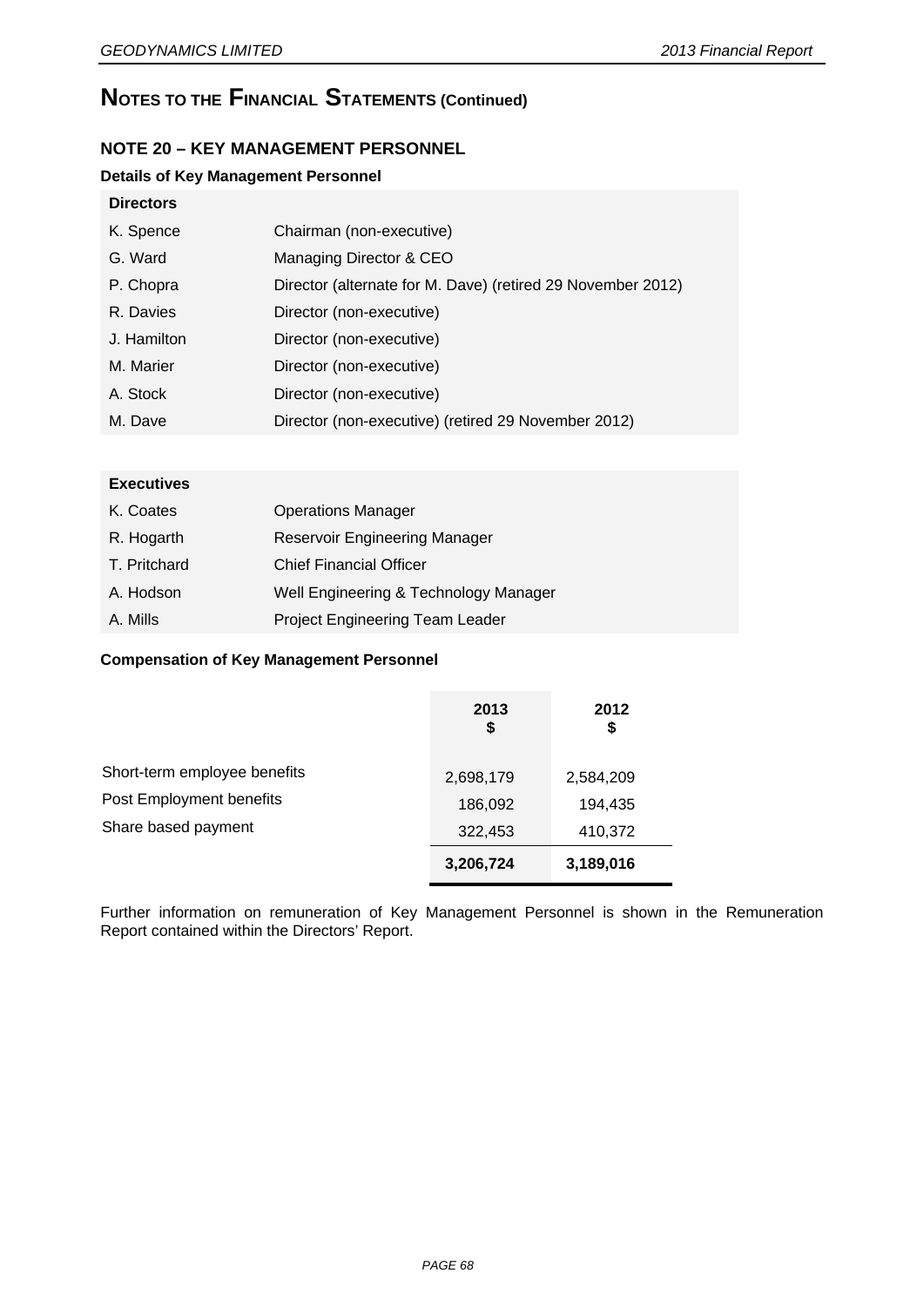# NOTES TO THE FINANCIAL STATEMENTS (Continued)

## NOTE 20 – KEY MANAGEMENT PERSONNEL

### Details of Key Management Personnel

| Directors | |
|---|---|
| K. Spence | Chairman (non-executive) |
| G. Ward | Managing Director & CEO |
| P. Chopra | Director (alternate for M. Dave) (retired 29 November 2012) |
| R. Davies | Director (non-executive) |
| J. Hamilton | Director (non-executive) |
| M. Marier | Director (non-executive) |
| A. Stock | Director (non-executive) |
| M. Dave | Director (non-executive) (retired 29 November 2012) |

| Executives | |
|---|---|
| K. Coates | Operations Manager |
| R. Hogarth | Reservoir Engineering Manager |
| T. Pritchard | Chief Financial Officer |
| A. Hodson | Well Engineering & Technology Manager |
| A. Mills | Project Engineering Team Leader |

### Compensation of Key Management Personnel

| | 2013 $ | 2012 $ |
|---|---|---|
| Short-term employee benefits | 2,698,179 | 2,584,209 |
| Post Employment benefits | 186,092 | 194,435 |
| Share based payment | 322,453 | 410,372 |
| | **3,206,724** | **3,189,016** |

Further information on remuneration of Key Management Personnel is shown in the Remuneration Report contained within the Directors' Report.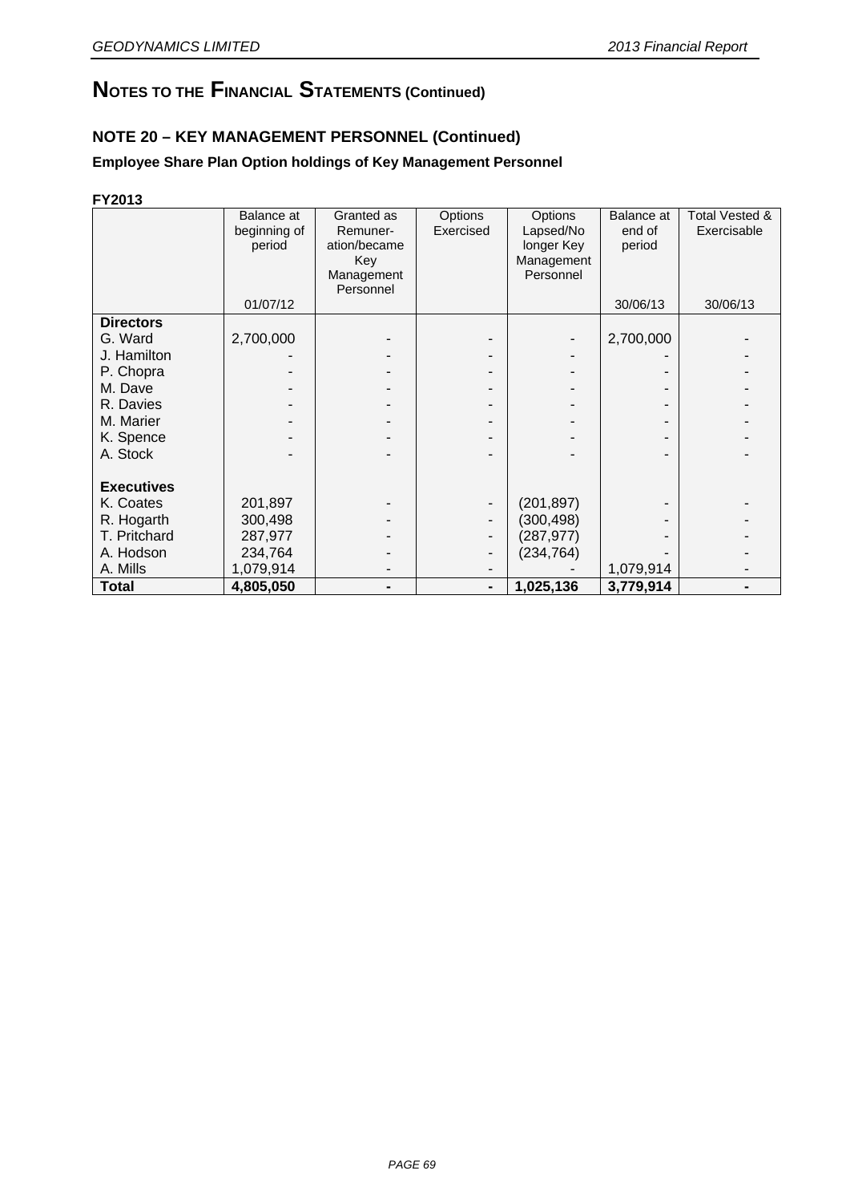# NOTES TO THE FINANCIAL STATEMENTS (Continued)

## NOTE 20 – KEY MANAGEMENT PERSONNEL (Continued)

### Employee Share Plan Option holdings of Key Management Personnel

**FY2013**

| | Balance at beginning of period | Granted as Remuner-ation/became Key Management Personnel | Options Exercised | Options Lapsed/No longer Key Management Personnel | Balance at end of period | Total Vested & Exercisable |
|---|---|---|---|---|---|---|
| | 01/07/12 | | | | 30/06/13 | 30/06/13 |
| **Directors** | | | | | | |
| G. Ward | 2,700,000 | - | - | - | 2,700,000 | - |
| J. Hamilton | - | - | - | - | - | - |
| P. Chopra | - | - | - | - | - | - |
| M. Dave | - | - | - | - | - | - |
| R. Davies | - | - | - | - | - | - |
| M. Marier | - | - | - | - | - | - |
| K. Spence | - | - | - | - | - | - |
| A. Stock | - | - | - | - | - | - |
| **Executives** | | | | | | |
| K. Coates | 201,897 | - | - | (201,897) | - | - |
| R. Hogarth | 300,498 | - | - | (300,498) | - | - |
| T. Pritchard | 287,977 | - | - | (287,977) | - | - |
| A. Hodson | 234,764 | - | - | (234,764) | - | - |
| A. Mills | 1,079,914 | - | - | - | 1,079,914 | - |
| **Total** | **4,805,050** | **-** | **-** | **1,025,136** | **3,779,914** | **-** |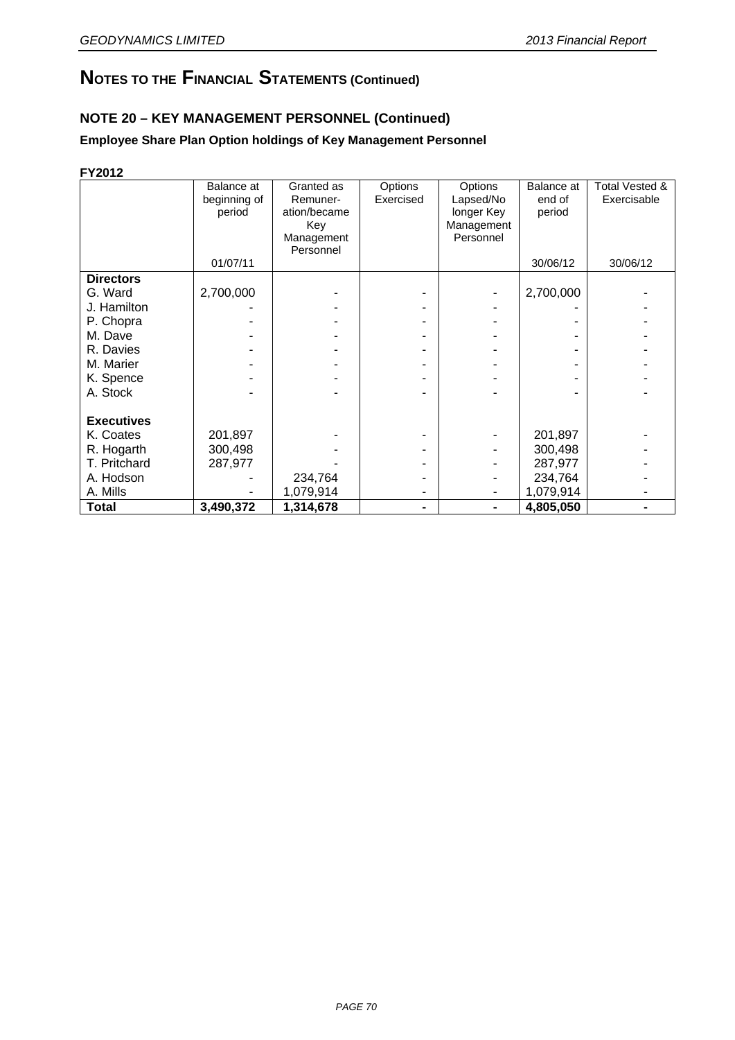# NOTES TO THE FINANCIAL STATEMENTS (Continued)

## NOTE 20 – KEY MANAGEMENT PERSONNEL (Continued)

### Employee Share Plan Option holdings of Key Management Personnel

**FY2012**

| | Balance at beginning of period | Granted as Remuneration/became Key Management Personnel | Options Exercised | Options Lapsed/No longer Key Management Personnel | Balance at end of period | Total Vested & Exercisable |
|---|---|---|---|---|---|---|
| | 01/07/11 | | | | 30/06/12 | 30/06/12 |
| **Directors** | | | | | | |
| G. Ward | 2,700,000 | - | - | - | 2,700,000 | - |
| J. Hamilton | - | - | - | - | - | - |
| P. Chopra | - | - | - | - | - | - |
| M. Dave | - | - | - | - | - | - |
| R. Davies | - | - | - | - | - | - |
| M. Marier | - | - | - | - | - | - |
| K. Spence | - | - | - | - | - | - |
| A. Stock | - | - | - | - | - | - |
| **Executives** | | | | | | |
| K. Coates | 201,897 | - | - | - | 201,897 | - |
| R. Hogarth | 300,498 | - | - | - | 300,498 | - |
| T. Pritchard | 287,977 | - | - | - | 287,977 | - |
| A. Hodson | - | 234,764 | - | - | 234,764 | - |
| A. Mills | - | 1,079,914 | - | - | 1,079,914 | - |
| **Total** | **3,490,372** | **1,314,678** | **-** | **-** | **4,805,050** | **-** |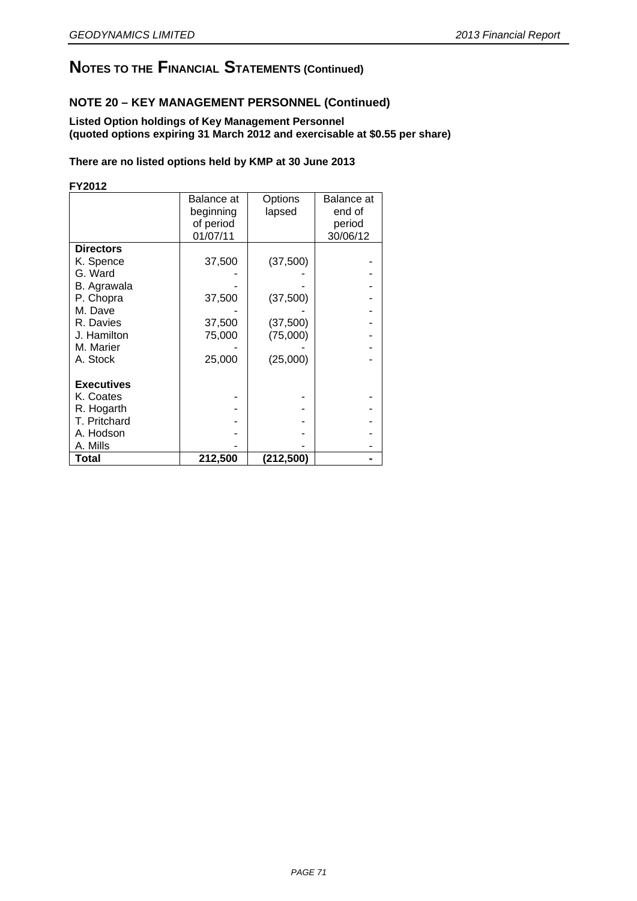# NOTES TO THE FINANCIAL STATEMENTS (Continued)

## NOTE 20 – KEY MANAGEMENT PERSONNEL (Continued)

**Listed Option holdings of Key Management Personnel**
**(quoted options expiring 31 March 2012 and exercisable at $0.55 per share)**

**There are no listed options held by KMP at 30 June 2013**

**FY2012**

| | Balance at beginning of period 01/07/11 | Options lapsed | Balance at end of period 30/06/12 |
|---|---|---|---|
| **Directors** | | | |
| K. Spence | 37,500 | (37,500) | - |
| G. Ward | - | - | - |
| B. Agrawala | - | - | - |
| P. Chopra | 37,500 | (37,500) | - |
| M. Dave | - | - | - |
| R. Davies | 37,500 | (37,500) | - |
| J. Hamilton | 75,000 | (75,000) | - |
| M. Marier | - | - | - |
| A. Stock | 25,000 | (25,000) | - |
| | | | |
| **Executives** | | | |
| K. Coates | - | - | - |
| R. Hogarth | - | - | - |
| T. Pritchard | - | - | - |
| A. Hodson | - | - | - |
| A. Mills | - | - | - |
| **Total** | **212,500** | **(212,500)** | **-** |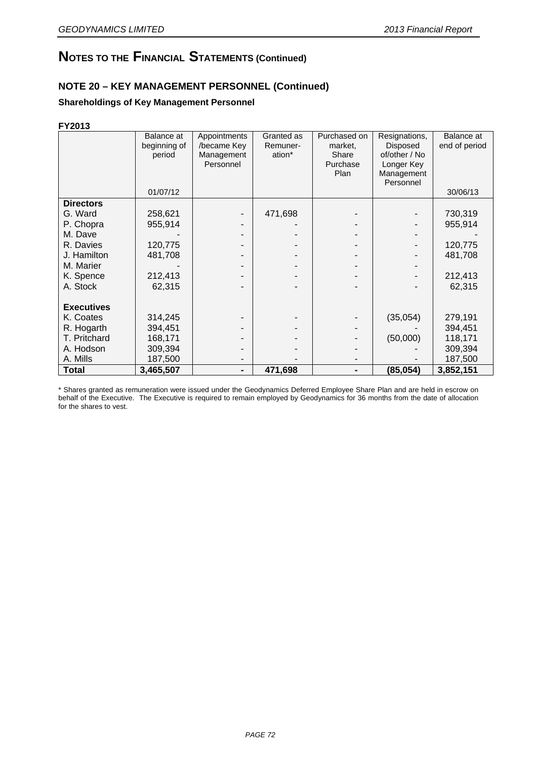# NOTES TO THE FINANCIAL STATEMENTS (Continued)

## NOTE 20 – KEY MANAGEMENT PERSONNEL (Continued)

### Shareholdings of Key Management Personnel

**FY2013**

| | Balance at beginning of period 01/07/12 | Appointments /became Key Management Personnel | Granted as Remuneration* | Purchased on market, Share Purchase Plan | Resignations, Disposed of/other / No Longer Key Management Personnel | Balance at end of period 30/06/13 |
|---|---|---|---|---|---|---|
| **Directors** | | | | | | |
| G. Ward | 258,621 | - | 471,698 | - | - | 730,319 |
| P. Chopra | 955,914 | - | - | - | - | 955,914 |
| M. Dave | - | - | - | - | - | - |
| R. Davies | 120,775 | - | - | - | - | 120,775 |
| J. Hamilton | 481,708 | - | - | - | - | 481,708 |
| M. Marier | - | - | - | - | - | |
| K. Spence | 212,413 | - | - | - | - | 212,413 |
| A. Stock | 62,315 | - | - | - | - | 62,315 |
| **Executives** | | | | | | |
| K. Coates | 314,245 | - | - | - | (35,054) | 279,191 |
| R. Hogarth | 394,451 | - | - | - | - | 394,451 |
| T. Pritchard | 168,171 | - | - | - | (50,000) | 118,171 |
| A. Hodson | 309,394 | - | - | - | - | 309,394 |
| A. Mills | 187,500 | - | - | - | - | 187,500 |
| **Total** | **3,465,507** | **-** | **471,698** | **-** | **(85,054)** | **3,852,151** |

* Shares granted as remuneration were issued under the Geodynamics Deferred Employee Share Plan and are held in escrow on behalf of the Executive. The Executive is required to remain employed by Geodynamics for 36 months from the date of allocation for the shares to vest.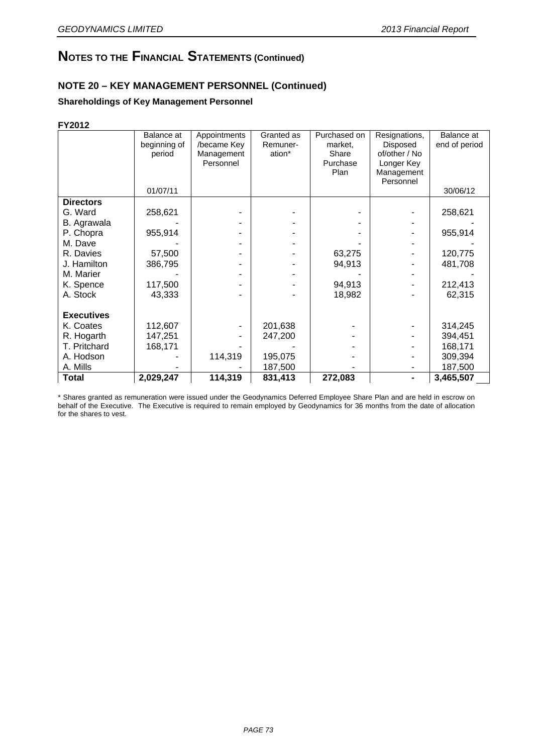# NOTES TO THE FINANCIAL STATEMENTS (Continued)

## NOTE 20 – KEY MANAGEMENT PERSONNEL (Continued)

### Shareholdings of Key Management Personnel

**FY2012**

| | Balance at beginning of period | Appointments /became Key Management Personnel | Granted as Remuneration* | Purchased on market, Share Purchase Plan | Resignations, Disposed of/other / No Longer Key Management Personnel | Balance at end of period |
|---|---|---|---|---|---|---|
| | 01/07/11 | | | | | 30/06/12 |
| **Directors** | | | | | | |
| G. Ward | 258,621 | - | - | - | - | 258,621 |
| B. Agrawala | - | - | - | - | - | - |
| P. Chopra | 955,914 | - | - | - | - | 955,914 |
| M. Dave | - | - | - | - | - | - |
| R. Davies | 57,500 | - | - | 63,275 | - | 120,775 |
| J. Hamilton | 386,795 | - | - | 94,913 | - | 481,708 |
| M. Marier | - | - | - | - | - | - |
| K. Spence | 117,500 | - | - | 94,913 | - | 212,413 |
| A. Stock | 43,333 | - | - | 18,982 | - | 62,315 |
| **Executives** | | | | | | |
| K. Coates | 112,607 | - | 201,638 | - | - | 314,245 |
| R. Hogarth | 147,251 | - | 247,200 | - | - | 394,451 |
| T. Pritchard | 168,171 | - | - | - | - | 168,171 |
| A. Hodson | - | 114,319 | 195,075 | - | - | 309,394 |
| A. Mills | - | - | 187,500 | - | - | 187,500 |
| **Total** | **2,029,247** | **114,319** | **831,413** | **272,083** | **-** | **3,465,507** |

\* Shares granted as remuneration were issued under the Geodynamics Deferred Employee Share Plan and are held in escrow on behalf of the Executive. The Executive is required to remain employed by Geodynamics for 36 months from the date of allocation for the shares to vest.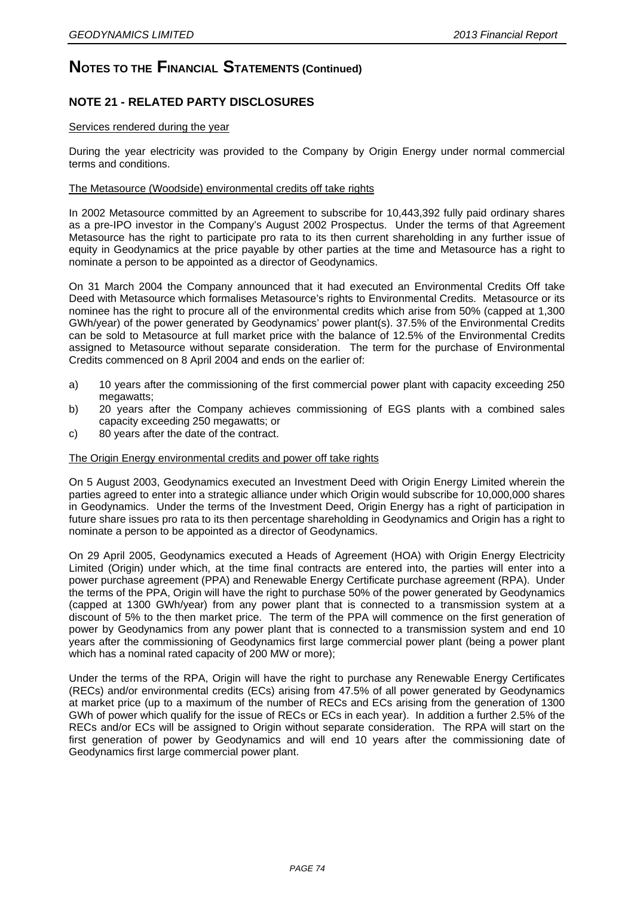# NOTES TO THE FINANCIAL STATEMENTS (Continued)

## NOTE 21 - RELATED PARTY DISCLOSURES

Services rendered during the year

During the year electricity was provided to the Company by Origin Energy under normal commercial terms and conditions.

The Metasource (Woodside) environmental credits off take rights

In 2002 Metasource committed by an Agreement to subscribe for 10,443,392 fully paid ordinary shares as a pre-IPO investor in the Company's August 2002 Prospectus. Under the terms of that Agreement Metasource has the right to participate pro rata to its then current shareholding in any further issue of equity in Geodynamics at the price payable by other parties at the time and Metasource has a right to nominate a person to be appointed as a director of Geodynamics.

On 31 March 2004 the Company announced that it had executed an Environmental Credits Off take Deed with Metasource which formalises Metasource's rights to Environmental Credits. Metasource or its nominee has the right to procure all of the environmental credits which arise from 50% (capped at 1,300 GWh/year) of the power generated by Geodynamics' power plant(s). 37.5% of the Environmental Credits can be sold to Metasource at full market price with the balance of 12.5% of the Environmental Credits assigned to Metasource without separate consideration. The term for the purchase of Environmental Credits commenced on 8 April 2004 and ends on the earlier of:

a) 10 years after the commissioning of the first commercial power plant with capacity exceeding 250 megawatts;
b) 20 years after the Company achieves commissioning of EGS plants with a combined sales capacity exceeding 250 megawatts; or
c) 80 years after the date of the contract.

The Origin Energy environmental credits and power off take rights

On 5 August 2003, Geodynamics executed an Investment Deed with Origin Energy Limited wherein the parties agreed to enter into a strategic alliance under which Origin would subscribe for 10,000,000 shares in Geodynamics. Under the terms of the Investment Deed, Origin Energy has a right of participation in future share issues pro rata to its then percentage shareholding in Geodynamics and Origin has a right to nominate a person to be appointed as a director of Geodynamics.

On 29 April 2005, Geodynamics executed a Heads of Agreement (HOA) with Origin Energy Electricity Limited (Origin) under which, at the time final contracts are entered into, the parties will enter into a power purchase agreement (PPA) and Renewable Energy Certificate purchase agreement (RPA). Under the terms of the PPA, Origin will have the right to purchase 50% of the power generated by Geodynamics (capped at 1300 GWh/year) from any power plant that is connected to a transmission system at a discount of 5% to the then market price. The term of the PPA will commence on the first generation of power by Geodynamics from any power plant that is connected to a transmission system and end 10 years after the commissioning of Geodynamics first large commercial power plant (being a power plant which has a nominal rated capacity of 200 MW or more);

Under the terms of the RPA, Origin will have the right to purchase any Renewable Energy Certificates (RECs) and/or environmental credits (ECs) arising from 47.5% of all power generated by Geodynamics at market price (up to a maximum of the number of RECs and ECs arising from the generation of 1300 GWh of power which qualify for the issue of RECs or ECs in each year). In addition a further 2.5% of the RECs and/or ECs will be assigned to Origin without separate consideration. The RPA will start on the first generation of power by Geodynamics and will end 10 years after the commissioning date of Geodynamics first large commercial power plant.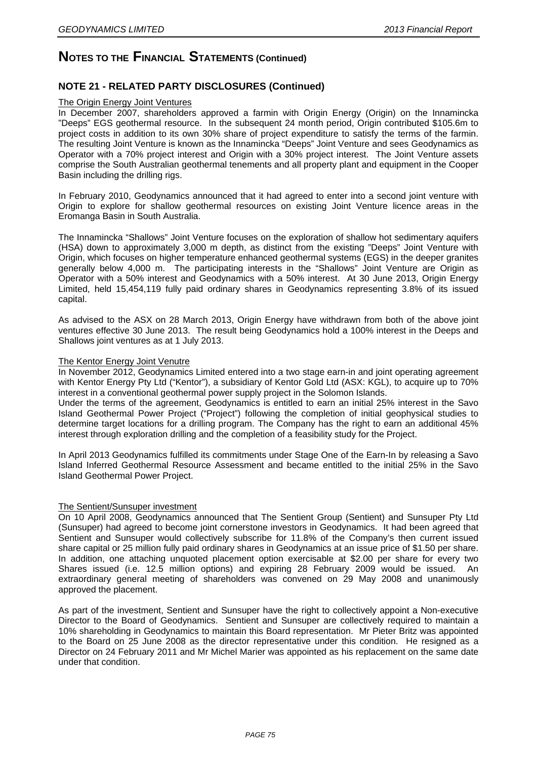# NOTES TO THE FINANCIAL STATEMENTS (Continued)

## NOTE 21 - RELATED PARTY DISCLOSURES (Continued)

### The Origin Energy Joint Ventures

In December 2007, shareholders approved a farmin with Origin Energy (Origin) on the Innamincka "Deeps" EGS geothermal resource. In the subsequent 24 month period, Origin contributed $105.6m to project costs in addition to its own 30% share of project expenditure to satisfy the terms of the farmin. The resulting Joint Venture is known as the Innamincka "Deeps" Joint Venture and sees Geodynamics as Operator with a 70% project interest and Origin with a 30% project interest. The Joint Venture assets comprise the South Australian geothermal tenements and all property plant and equipment in the Cooper Basin including the drilling rigs.

In February 2010, Geodynamics announced that it had agreed to enter into a second joint venture with Origin to explore for shallow geothermal resources on existing Joint Venture licence areas in the Eromanga Basin in South Australia.

The Innamincka "Shallows" Joint Venture focuses on the exploration of shallow hot sedimentary aquifers (HSA) down to approximately 3,000 m depth, as distinct from the existing "Deeps" Joint Venture with Origin, which focuses on higher temperature enhanced geothermal systems (EGS) in the deeper granites generally below 4,000 m. The participating interests in the "Shallows" Joint Venture are Origin as Operator with a 50% interest and Geodynamics with a 50% interest. At 30 June 2013, Origin Energy Limited, held 15,454,119 fully paid ordinary shares in Geodynamics representing 3.8% of its issued capital.

As advised to the ASX on 28 March 2013, Origin Energy have withdrawn from both of the above joint ventures effective 30 June 2013. The result being Geodynamics hold a 100% interest in the Deeps and Shallows joint ventures as at 1 July 2013.

### The Kentor Energy Joint Venutre

In November 2012, Geodynamics Limited entered into a two stage earn-in and joint operating agreement with Kentor Energy Pty Ltd ("Kentor"), a subsidiary of Kentor Gold Ltd (ASX: KGL), to acquire up to 70% interest in a conventional geothermal power supply project in the Solomon Islands.

Under the terms of the agreement, Geodynamics is entitled to earn an initial 25% interest in the Savo Island Geothermal Power Project ("Project") following the completion of initial geophysical studies to determine target locations for a drilling program. The Company has the right to earn an additional 45% interest through exploration drilling and the completion of a feasibility study for the Project.

In April 2013 Geodynamics fulfilled its commitments under Stage One of the Earn-In by releasing a Savo Island Inferred Geothermal Resource Assessment and became entitled to the initial 25% in the Savo Island Geothermal Power Project.

### The Sentient/Sunsuper investment

On 10 April 2008, Geodynamics announced that The Sentient Group (Sentient) and Sunsuper Pty Ltd (Sunsuper) had agreed to become joint cornerstone investors in Geodynamics. It had been agreed that Sentient and Sunsuper would collectively subscribe for 11.8% of the Company's then current issued share capital or 25 million fully paid ordinary shares in Geodynamics at an issue price of $1.50 per share. In addition, one attaching unquoted placement option exercisable at $2.00 per share for every two Shares issued (i.e. 12.5 million options) and expiring 28 February 2009 would be issued. An extraordinary general meeting of shareholders was convened on 29 May 2008 and unanimously approved the placement.

As part of the investment, Sentient and Sunsuper have the right to collectively appoint a Non-executive Director to the Board of Geodynamics. Sentient and Sunsuper are collectively required to maintain a 10% shareholding in Geodynamics to maintain this Board representation. Mr Pieter Britz was appointed to the Board on 25 June 2008 as the director representative under this condition. He resigned as a Director on 24 February 2011 and Mr Michel Marier was appointed as his replacement on the same date under that condition.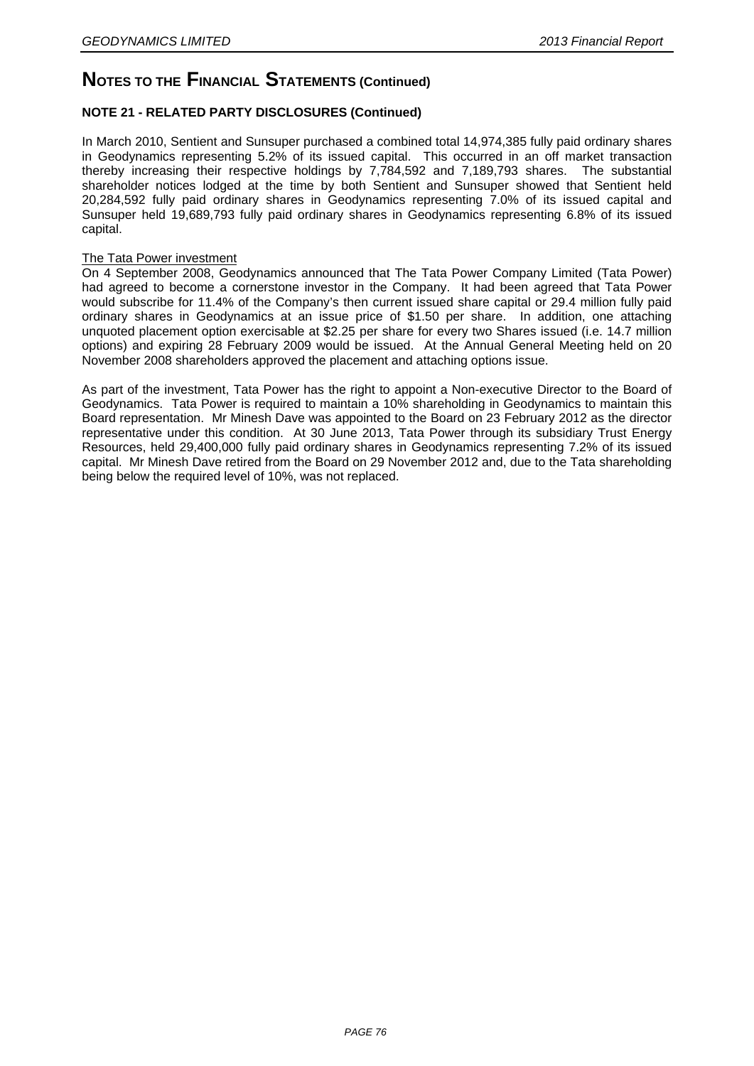# NOTES TO THE FINANCIAL STATEMENTS (Continued)

### NOTE 21 - RELATED PARTY DISCLOSURES (Continued)

In March 2010, Sentient and Sunsuper purchased a combined total 14,974,385 fully paid ordinary shares in Geodynamics representing 5.2% of its issued capital. This occurred in an off market transaction thereby increasing their respective holdings by 7,784,592 and 7,189,793 shares. The substantial shareholder notices lodged at the time by both Sentient and Sunsuper showed that Sentient held 20,284,592 fully paid ordinary shares in Geodynamics representing 7.0% of its issued capital and Sunsuper held 19,689,793 fully paid ordinary shares in Geodynamics representing 6.8% of its issued capital.

The Tata Power investment

On 4 September 2008, Geodynamics announced that The Tata Power Company Limited (Tata Power) had agreed to become a cornerstone investor in the Company. It had been agreed that Tata Power would subscribe for 11.4% of the Company's then current issued share capital or 29.4 million fully paid ordinary shares in Geodynamics at an issue price of $1.50 per share. In addition, one attaching unquoted placement option exercisable at $2.25 per share for every two Shares issued (i.e. 14.7 million options) and expiring 28 February 2009 would be issued. At the Annual General Meeting held on 20 November 2008 shareholders approved the placement and attaching options issue.

As part of the investment, Tata Power has the right to appoint a Non-executive Director to the Board of Geodynamics. Tata Power is required to maintain a 10% shareholding in Geodynamics to maintain this Board representation. Mr Minesh Dave was appointed to the Board on 23 February 2012 as the director representative under this condition. At 30 June 2013, Tata Power through its subsidiary Trust Energy Resources, held 29,400,000 fully paid ordinary shares in Geodynamics representing 7.2% of its issued capital. Mr Minesh Dave retired from the Board on 29 November 2012 and, due to the Tata shareholding being below the required level of 10%, was not replaced.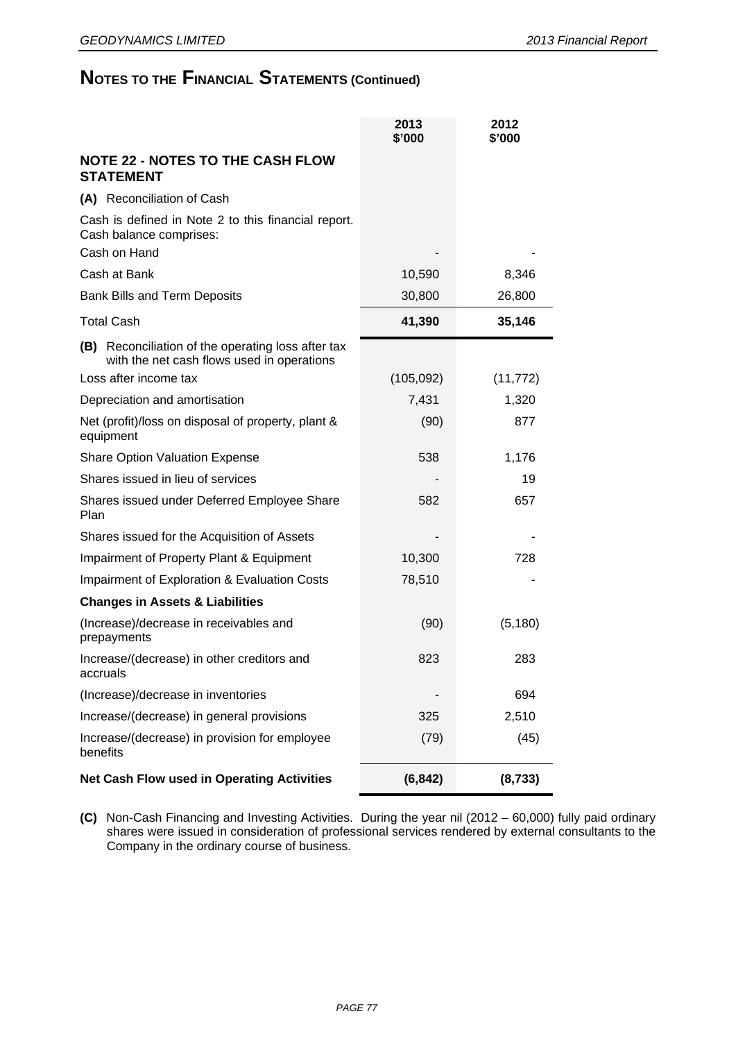# NOTES TO THE FINANCIAL STATEMENTS (Continued)

| | 2013 $'000 | 2012 $'000 |
|---|---|---|
| **NOTE 22 - NOTES TO THE CASH FLOW STATEMENT** | | |
| **(A)** Reconciliation of Cash | | |
| Cash is defined in Note 2 to this financial report. Cash balance comprises: | | |
| Cash on Hand | - | - |
| Cash at Bank | 10,590 | 8,346 |
| Bank Bills and Term Deposits | 30,800 | 26,800 |
| Total Cash | **41,390** | **35,146** |
| **(B)** Reconciliation of the operating loss after tax with the net cash flows used in operations | | |
| Loss after income tax | (105,092) | (11,772) |
| Depreciation and amortisation | 7,431 | 1,320 |
| Net (profit)/loss on disposal of property, plant & equipment | (90) | 877 |
| Share Option Valuation Expense | 538 | 1,176 |
| Shares issued in lieu of services | - | 19 |
| Shares issued under Deferred Employee Share Plan | 582 | 657 |
| Shares issued for the Acquisition of Assets | - | - |
| Impairment of Property Plant & Equipment | 10,300 | 728 |
| Impairment of Exploration & Evaluation Costs | 78,510 | - |
| **Changes in Assets & Liabilities** | | |
| (Increase)/decrease in receivables and prepayments | (90) | (5,180) |
| Increase/(decrease) in other creditors and accruals | 823 | 283 |
| (Increase)/decrease in inventories | - | 694 |
| Increase/(decrease) in general provisions | 325 | 2,510 |
| Increase/(decrease) in provision for employee benefits | (79) | (45) |
| **Net Cash Flow used in Operating Activities** | **(6,842)** | **(8,733)** |

**(C)** Non-Cash Financing and Investing Activities. During the year nil (2012 – 60,000) fully paid ordinary shares were issued in consideration of professional services rendered by external consultants to the Company in the ordinary course of business.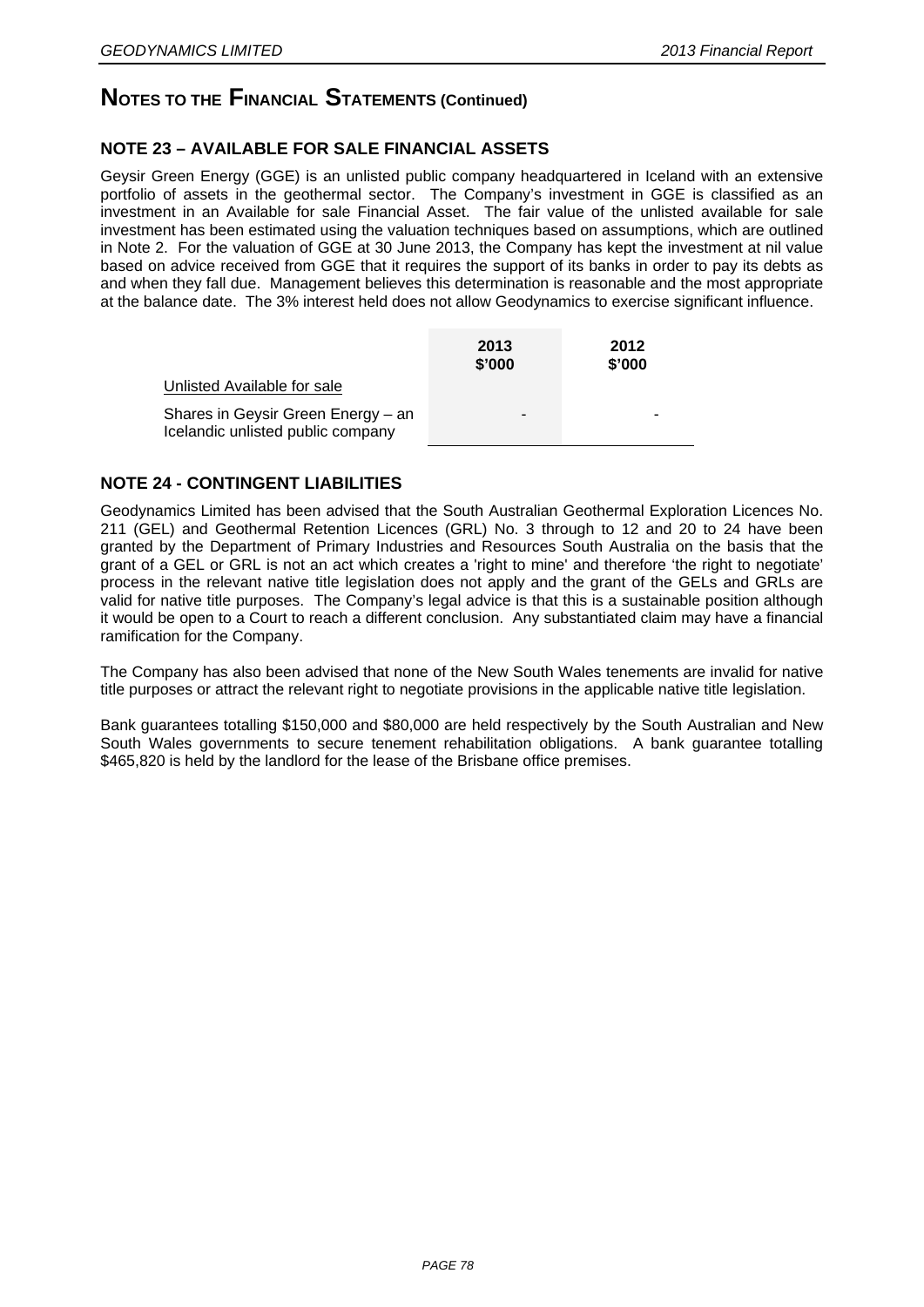# NOTES TO THE FINANCIAL STATEMENTS (Continued)

## NOTE 23 – AVAILABLE FOR SALE FINANCIAL ASSETS

Geysir Green Energy (GGE) is an unlisted public company headquartered in Iceland with an extensive portfolio of assets in the geothermal sector. The Company's investment in GGE is classified as an investment in an Available for sale Financial Asset. The fair value of the unlisted available for sale investment has been estimated using the valuation techniques based on assumptions, which are outlined in Note 2. For the valuation of GGE at 30 June 2013, the Company has kept the investment at nil value based on advice received from GGE that it requires the support of its banks in order to pay its debts as and when they fall due. Management believes this determination is reasonable and the most appropriate at the balance date. The 3% interest held does not allow Geodynamics to exercise significant influence.

| | 2013 \$'000 | 2012 \$'000 |
|---|---|---|
| Unlisted Available for sale | | |
| Shares in Geysir Green Energy – an Icelandic unlisted public company | - | - |

## NOTE 24 - CONTINGENT LIABILITIES

Geodynamics Limited has been advised that the South Australian Geothermal Exploration Licences No. 211 (GEL) and Geothermal Retention Licences (GRL) No. 3 through to 12 and 20 to 24 have been granted by the Department of Primary Industries and Resources South Australia on the basis that the grant of a GEL or GRL is not an act which creates a 'right to mine' and therefore 'the right to negotiate' process in the relevant native title legislation does not apply and the grant of the GELs and GRLs are valid for native title purposes. The Company's legal advice is that this is a sustainable position although it would be open to a Court to reach a different conclusion. Any substantiated claim may have a financial ramification for the Company.

The Company has also been advised that none of the New South Wales tenements are invalid for native title purposes or attract the relevant right to negotiate provisions in the applicable native title legislation.

Bank guarantees totalling \$150,000 and \$80,000 are held respectively by the South Australian and New South Wales governments to secure tenement rehabilitation obligations. A bank guarantee totalling \$465,820 is held by the landlord for the lease of the Brisbane office premises.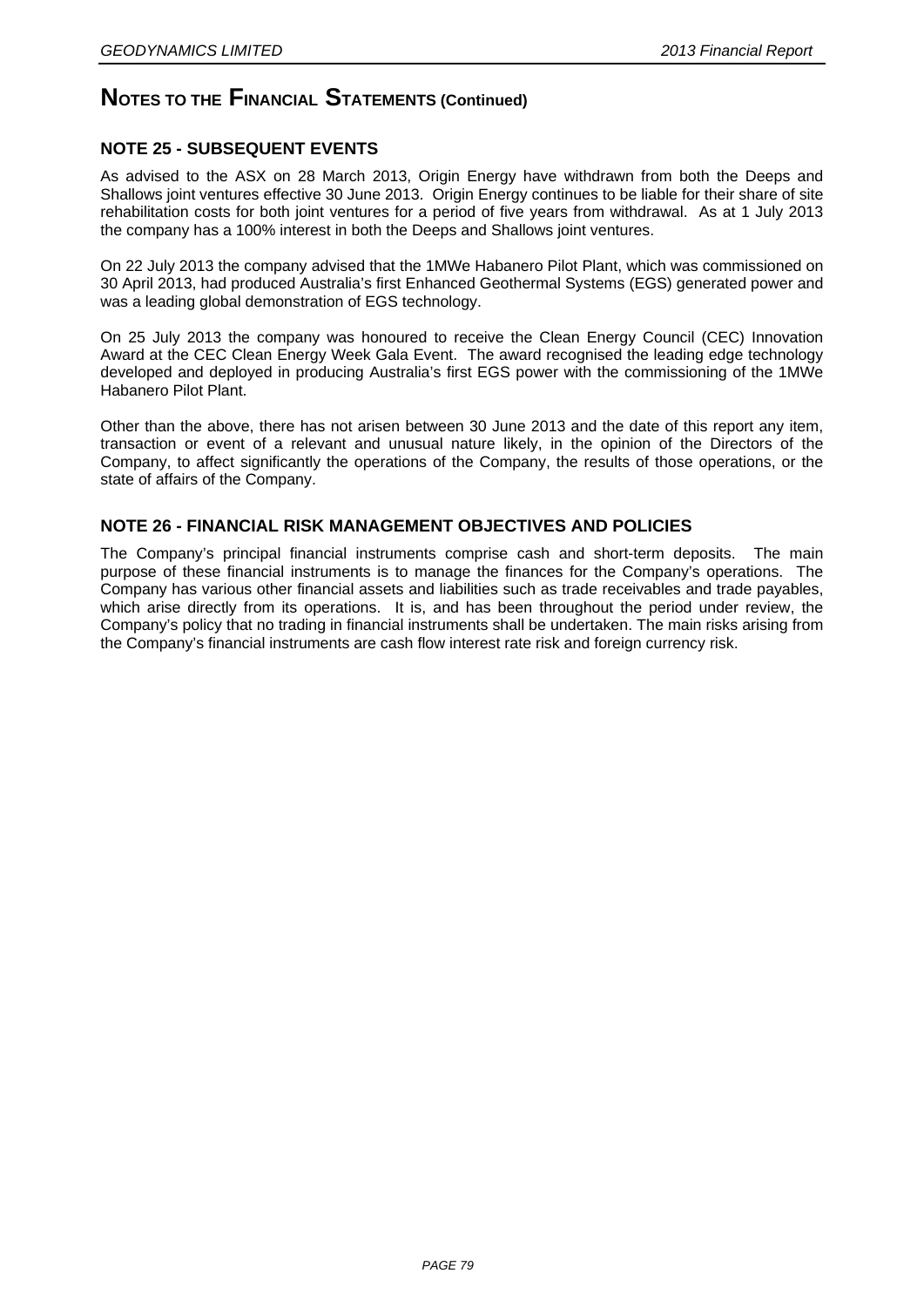# NOTES TO THE FINANCIAL STATEMENTS (Continued)

## NOTE 25 - SUBSEQUENT EVENTS

As advised to the ASX on 28 March 2013, Origin Energy have withdrawn from both the Deeps and Shallows joint ventures effective 30 June 2013. Origin Energy continues to be liable for their share of site rehabilitation costs for both joint ventures for a period of five years from withdrawal. As at 1 July 2013 the company has a 100% interest in both the Deeps and Shallows joint ventures.

On 22 July 2013 the company advised that the 1MWe Habanero Pilot Plant, which was commissioned on 30 April 2013, had produced Australia's first Enhanced Geothermal Systems (EGS) generated power and was a leading global demonstration of EGS technology.

On 25 July 2013 the company was honoured to receive the Clean Energy Council (CEC) Innovation Award at the CEC Clean Energy Week Gala Event. The award recognised the leading edge technology developed and deployed in producing Australia's first EGS power with the commissioning of the 1MWe Habanero Pilot Plant.

Other than the above, there has not arisen between 30 June 2013 and the date of this report any item, transaction or event of a relevant and unusual nature likely, in the opinion of the Directors of the Company, to affect significantly the operations of the Company, the results of those operations, or the state of affairs of the Company.

## NOTE 26 - FINANCIAL RISK MANAGEMENT OBJECTIVES AND POLICIES

The Company's principal financial instruments comprise cash and short-term deposits. The main purpose of these financial instruments is to manage the finances for the Company's operations. The Company has various other financial assets and liabilities such as trade receivables and trade payables, which arise directly from its operations. It is, and has been throughout the period under review, the Company's policy that no trading in financial instruments shall be undertaken. The main risks arising from the Company's financial instruments are cash flow interest rate risk and foreign currency risk.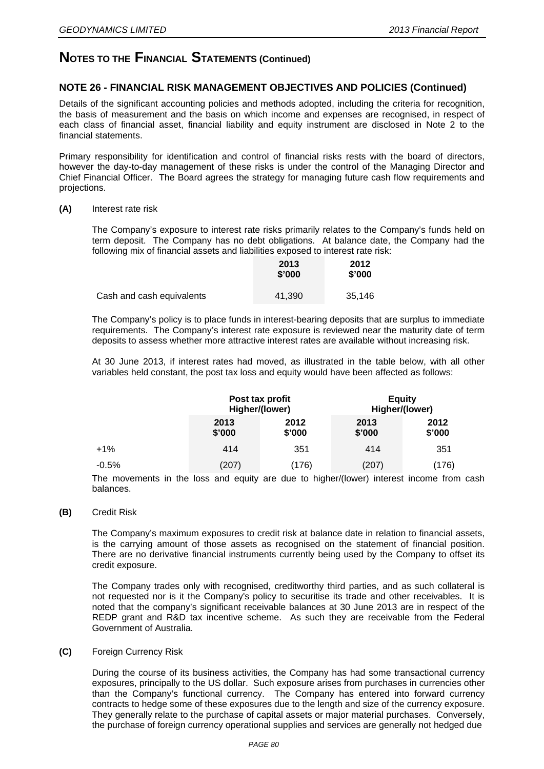# NOTES TO THE FINANCIAL STATEMENTS (Continued)

## NOTE 26 - FINANCIAL RISK MANAGEMENT OBJECTIVES AND POLICIES (Continued)

Details of the significant accounting policies and methods adopted, including the criteria for recognition, the basis of measurement and the basis on which income and expenses are recognised, in respect of each class of financial asset, financial liability and equity instrument are disclosed in Note 2 to the financial statements.

Primary responsibility for identification and control of financial risks rests with the board of directors, however the day-to-day management of these risks is under the control of the Managing Director and Chief Financial Officer. The Board agrees the strategy for managing future cash flow requirements and projections.

**(A)** Interest rate risk

The Company's exposure to interest rate risks primarily relates to the Company's funds held on term deposit. The Company has no debt obligations. At balance date, the Company had the following mix of financial assets and liabilities exposed to interest rate risk:

| | 2013 $'000 | 2012 $'000 |
|---|---|---|
| Cash and cash equivalents | 41,390 | 35,146 |

The Company's policy is to place funds in interest-bearing deposits that are surplus to immediate requirements. The Company's interest rate exposure is reviewed near the maturity date of term deposits to assess whether more attractive interest rates are available without increasing risk.

At 30 June 2013, if interest rates had moved, as illustrated in the table below, with all other variables held constant, the post tax loss and equity would have been affected as follows:

| | Post tax profit Higher/(lower) | | Equity Higher/(lower) | |
|---|---|---|---|---|
| | 2013 $'000 | 2012 $'000 | 2013 $'000 | 2012 $'000 |
| +1% | 414 | 351 | 414 | 351 |
| -0.5% | (207) | (176) | (207) | (176) |

The movements in the loss and equity are due to higher/(lower) interest income from cash balances.

**(B)** Credit Risk

The Company's maximum exposures to credit risk at balance date in relation to financial assets, is the carrying amount of those assets as recognised on the statement of financial position. There are no derivative financial instruments currently being used by the Company to offset its credit exposure.

The Company trades only with recognised, creditworthy third parties, and as such collateral is not requested nor is it the Company's policy to securitise its trade and other receivables. It is noted that the company's significant receivable balances at 30 June 2013 are in respect of the REDP grant and R&D tax incentive scheme. As such they are receivable from the Federal Government of Australia.

**(C)** Foreign Currency Risk

During the course of its business activities, the Company has had some transactional currency exposures, principally to the US dollar. Such exposure arises from purchases in currencies other than the Company's functional currency. The Company has entered into forward currency contracts to hedge some of these exposures due to the length and size of the currency exposure. They generally relate to the purchase of capital assets or major material purchases. Conversely, the purchase of foreign currency operational supplies and services are generally not hedged due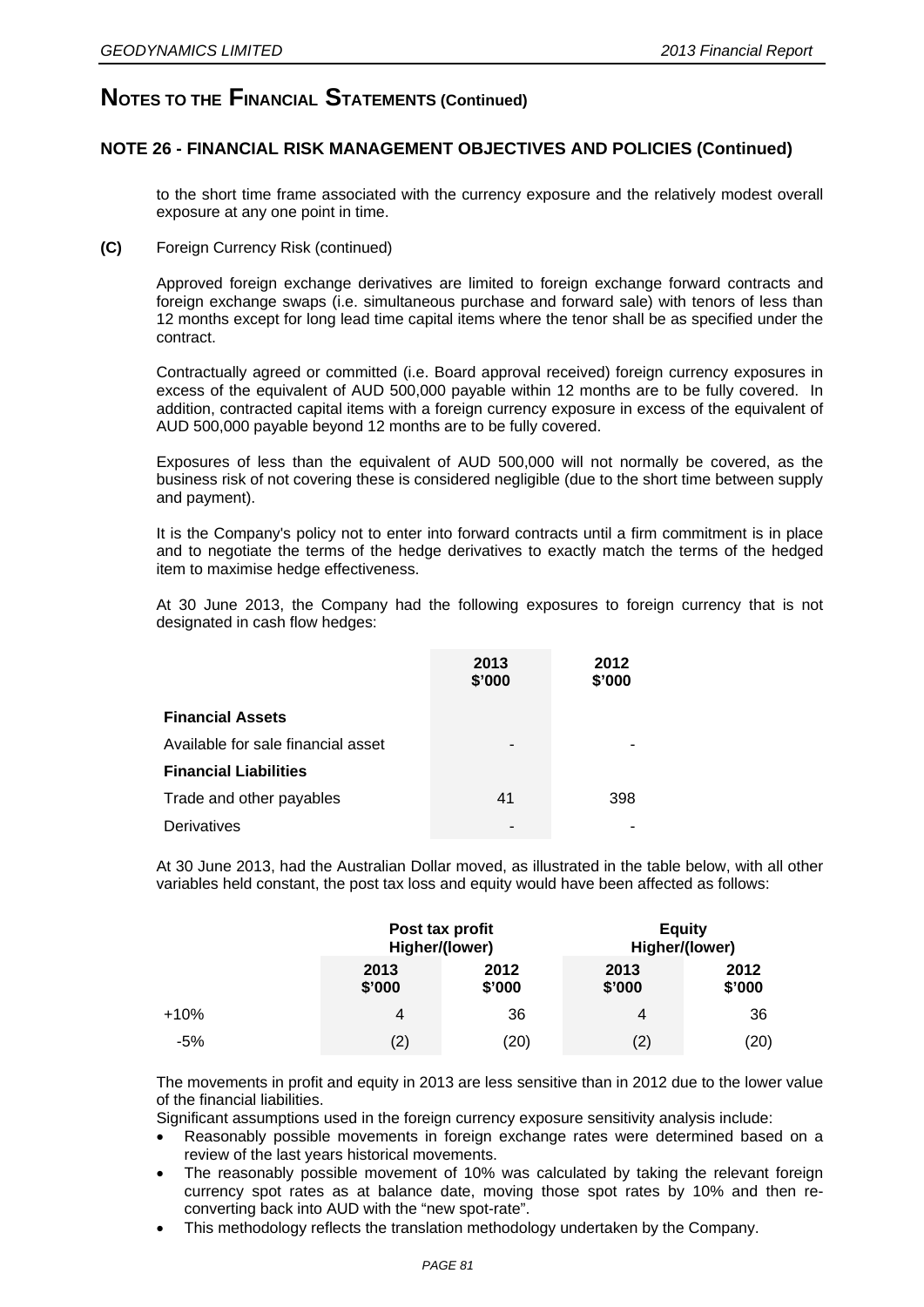# NOTES TO THE FINANCIAL STATEMENTS (Continued)

## NOTE 26 - FINANCIAL RISK MANAGEMENT OBJECTIVES AND POLICIES (Continued)

to the short time frame associated with the currency exposure and the relatively modest overall exposure at any one point in time.

**(C)** Foreign Currency Risk (continued)

Approved foreign exchange derivatives are limited to foreign exchange forward contracts and foreign exchange swaps (i.e. simultaneous purchase and forward sale) with tenors of less than 12 months except for long lead time capital items where the tenor shall be as specified under the contract.

Contractually agreed or committed (i.e. Board approval received) foreign currency exposures in excess of the equivalent of AUD 500,000 payable within 12 months are to be fully covered. In addition, contracted capital items with a foreign currency exposure in excess of the equivalent of AUD 500,000 payable beyond 12 months are to be fully covered.

Exposures of less than the equivalent of AUD 500,000 will not normally be covered, as the business risk of not covering these is considered negligible (due to the short time between supply and payment).

It is the Company's policy not to enter into forward contracts until a firm commitment is in place and to negotiate the terms of the hedge derivatives to exactly match the terms of the hedged item to maximise hedge effectiveness.

At 30 June 2013, the Company had the following exposures to foreign currency that is not designated in cash flow hedges:

| | 2013 $'000 | 2012 $'000 |
|---|---|---|
| **Financial Assets** | | |
| Available for sale financial asset | - | - |
| **Financial Liabilities** | | |
| Trade and other payables | 41 | 398 |
| Derivatives | - | - |

At 30 June 2013, had the Australian Dollar moved, as illustrated in the table below, with all other variables held constant, the post tax loss and equity would have been affected as follows:

| | Post tax profit Higher/(lower) | | Equity Higher/(lower) | |
|---|---|---|---|---|
| | 2013 $'000 | 2012 $'000 | 2013 $'000 | 2012 $'000 |
| +10% | 4 | 36 | 4 | 36 |
| -5% | (2) | (20) | (2) | (20) |

The movements in profit and equity in 2013 are less sensitive than in 2012 due to the lower value of the financial liabilities.

Significant assumptions used in the foreign currency exposure sensitivity analysis include:

- Reasonably possible movements in foreign exchange rates were determined based on a review of the last years historical movements.
- The reasonably possible movement of 10% was calculated by taking the relevant foreign currency spot rates as at balance date, moving those spot rates by 10% and then re-converting back into AUD with the "new spot-rate".
- This methodology reflects the translation methodology undertaken by the Company.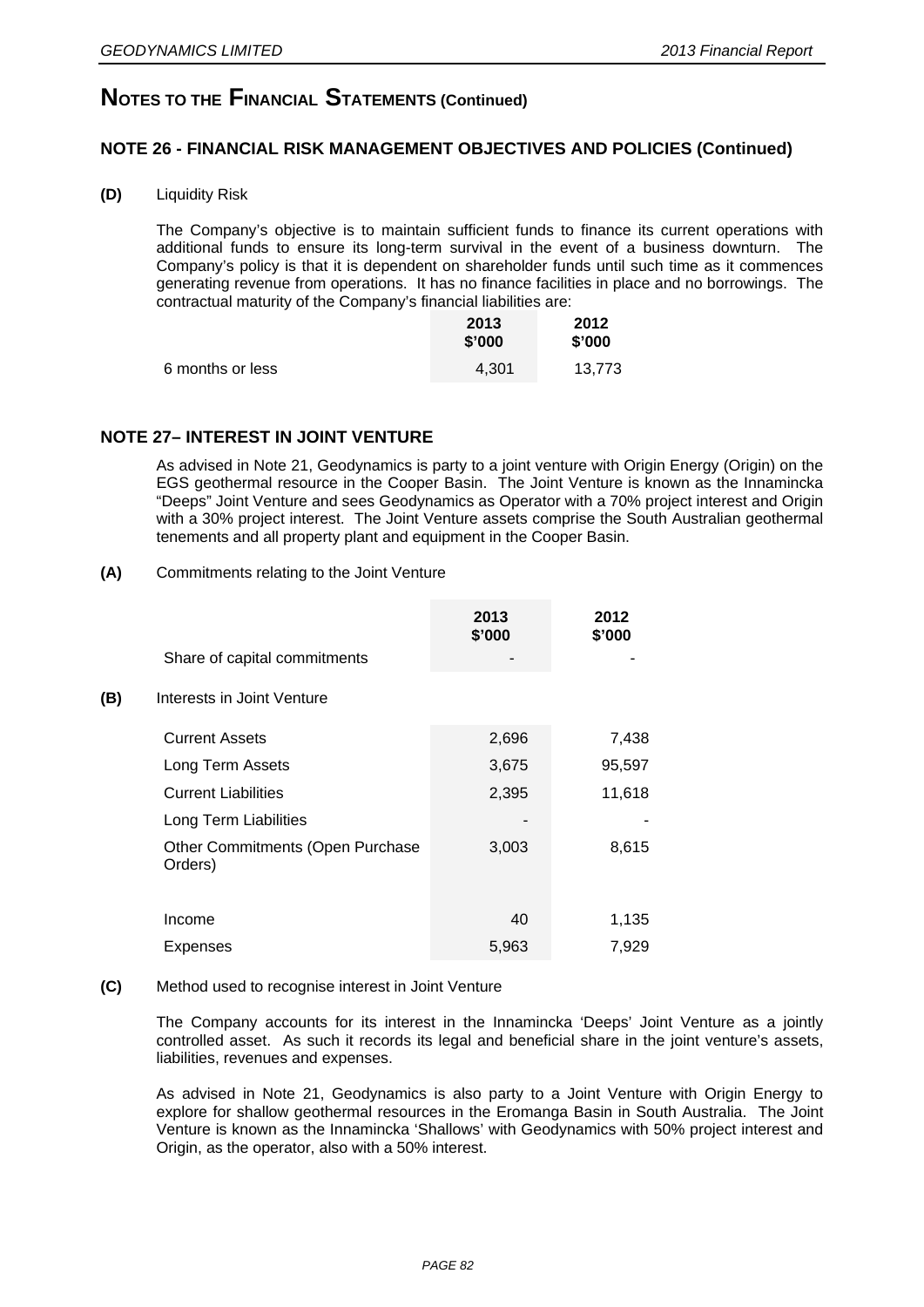# NOTES TO THE FINANCIAL STATEMENTS (Continued)

## NOTE 26 - FINANCIAL RISK MANAGEMENT OBJECTIVES AND POLICIES (Continued)

**(D)** Liquidity Risk

The Company's objective is to maintain sufficient funds to finance its current operations with additional funds to ensure its long-term survival in the event of a business downturn. The Company's policy is that it is dependent on shareholder funds until such time as it commences generating revenue from operations. It has no finance facilities in place and no borrowings. The contractual maturity of the Company's financial liabilities are:

| | 2013 \$'000 | 2012 \$'000 |
|---|---|---|
| 6 months or less | 4,301 | 13,773 |

## NOTE 27– INTEREST IN JOINT VENTURE

As advised in Note 21, Geodynamics is party to a joint venture with Origin Energy (Origin) on the EGS geothermal resource in the Cooper Basin. The Joint Venture is known as the Innamincka "Deeps" Joint Venture and sees Geodynamics as Operator with a 70% project interest and Origin with a 30% project interest. The Joint Venture assets comprise the South Australian geothermal tenements and all property plant and equipment in the Cooper Basin.

**(A)** Commitments relating to the Joint Venture

| | 2013 \$'000 | 2012 \$'000 |
|---|---|---|
| Share of capital commitments | - | - |

**(B)** Interests in Joint Venture

| | 2013 \$'000 | 2012 \$'000 |
|---|---|---|
| Current Assets | 2,696 | 7,438 |
| Long Term Assets | 3,675 | 95,597 |
| Current Liabilities | 2,395 | 11,618 |
| Long Term Liabilities | - | - |
| Other Commitments (Open Purchase Orders) | 3,003 | 8,615 |
| | | |
| Income | 40 | 1,135 |
| Expenses | 5,963 | 7,929 |

**(C)** Method used to recognise interest in Joint Venture

The Company accounts for its interest in the Innamincka 'Deeps' Joint Venture as a jointly controlled asset. As such it records its legal and beneficial share in the joint venture's assets, liabilities, revenues and expenses.

As advised in Note 21, Geodynamics is also party to a Joint Venture with Origin Energy to explore for shallow geothermal resources in the Eromanga Basin in South Australia. The Joint Venture is known as the Innamincka 'Shallows' with Geodynamics with 50% project interest and Origin, as the operator, also with a 50% interest.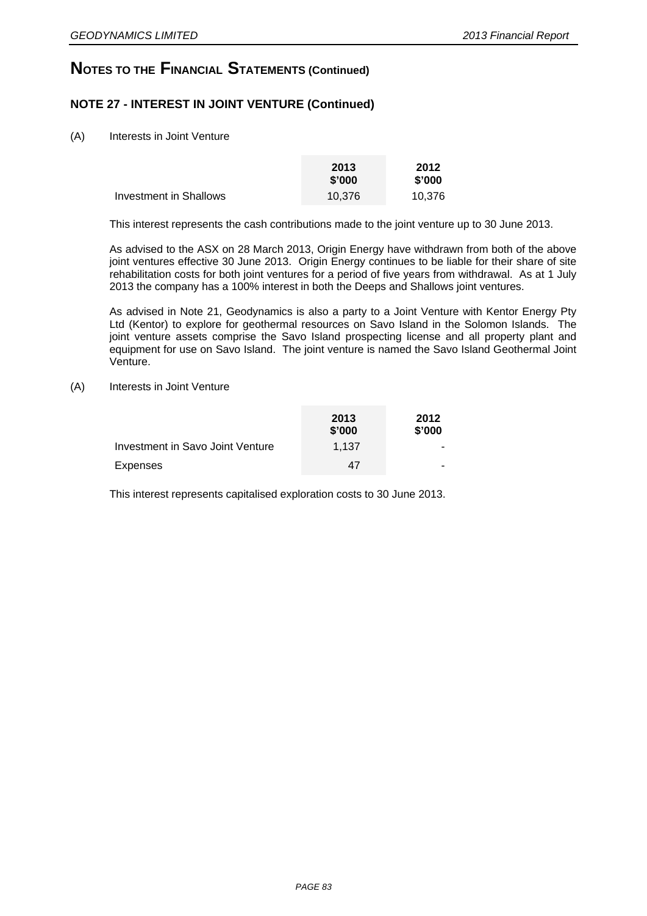# NOTES TO THE FINANCIAL STATEMENTS (Continued)

## NOTE 27 - INTEREST IN JOINT VENTURE (Continued)

(A) Interests in Joint Venture

| | 2013 \$'000 | 2012 \$'000 |
|---|---|---|
| Investment in Shallows | 10,376 | 10,376 |

This interest represents the cash contributions made to the joint venture up to 30 June 2013.

As advised to the ASX on 28 March 2013, Origin Energy have withdrawn from both of the above joint ventures effective 30 June 2013. Origin Energy continues to be liable for their share of site rehabilitation costs for both joint ventures for a period of five years from withdrawal. As at 1 July 2013 the company has a 100% interest in both the Deeps and Shallows joint ventures.

As advised in Note 21, Geodynamics is also a party to a Joint Venture with Kentor Energy Pty Ltd (Kentor) to explore for geothermal resources on Savo Island in the Solomon Islands. The joint venture assets comprise the Savo Island prospecting license and all property plant and equipment for use on Savo Island. The joint venture is named the Savo Island Geothermal Joint Venture.

(A) Interests in Joint Venture

| | 2013 \$'000 | 2012 \$'000 |
|---|---|---|
| Investment in Savo Joint Venture | 1,137 | - |
| Expenses | 47 | - |

This interest represents capitalised exploration costs to 30 June 2013.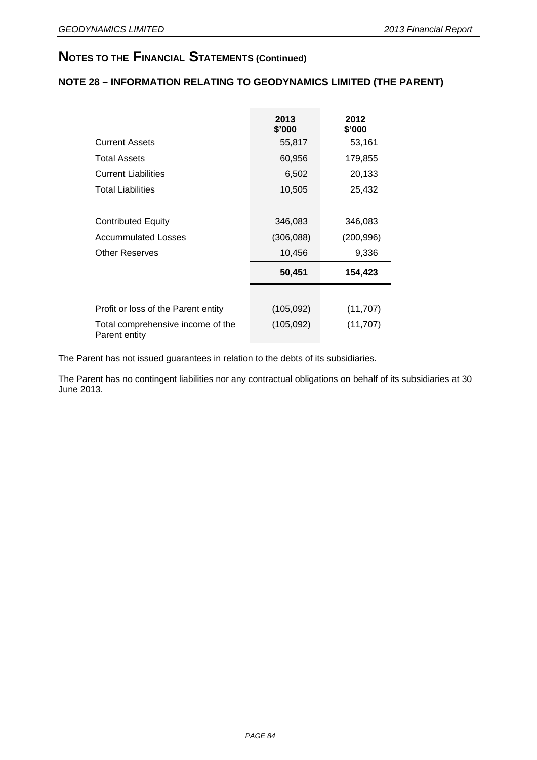# NOTES TO THE FINANCIAL STATEMENTS (Continued)

## NOTE 28 – INFORMATION RELATING TO GEODYNAMICS LIMITED (THE PARENT)

| | 2013<br>$'000 | 2012<br>$'000 |
|---|---|---|
| Current Assets | 55,817 | 53,161 |
| Total Assets | 60,956 | 179,855 |
| Current Liabilities | 6,502 | 20,133 |
| Total Liabilities | 10,505 | 25,432 |
| | | |
| Contributed Equity | 346,083 | 346,083 |
| Accummulated Losses | (306,088) | (200,996) |
| Other Reserves | 10,456 | 9,336 |
| | **50,451** | **154,423** |
| | | |
| Profit or loss of the Parent entity | (105,092) | (11,707) |
| Total comprehensive income of the Parent entity | (105,092) | (11,707) |

The Parent has not issued guarantees in relation to the debts of its subsidiaries.

The Parent has no contingent liabilities nor any contractual obligations on behalf of its subsidiaries at 30 June 2013.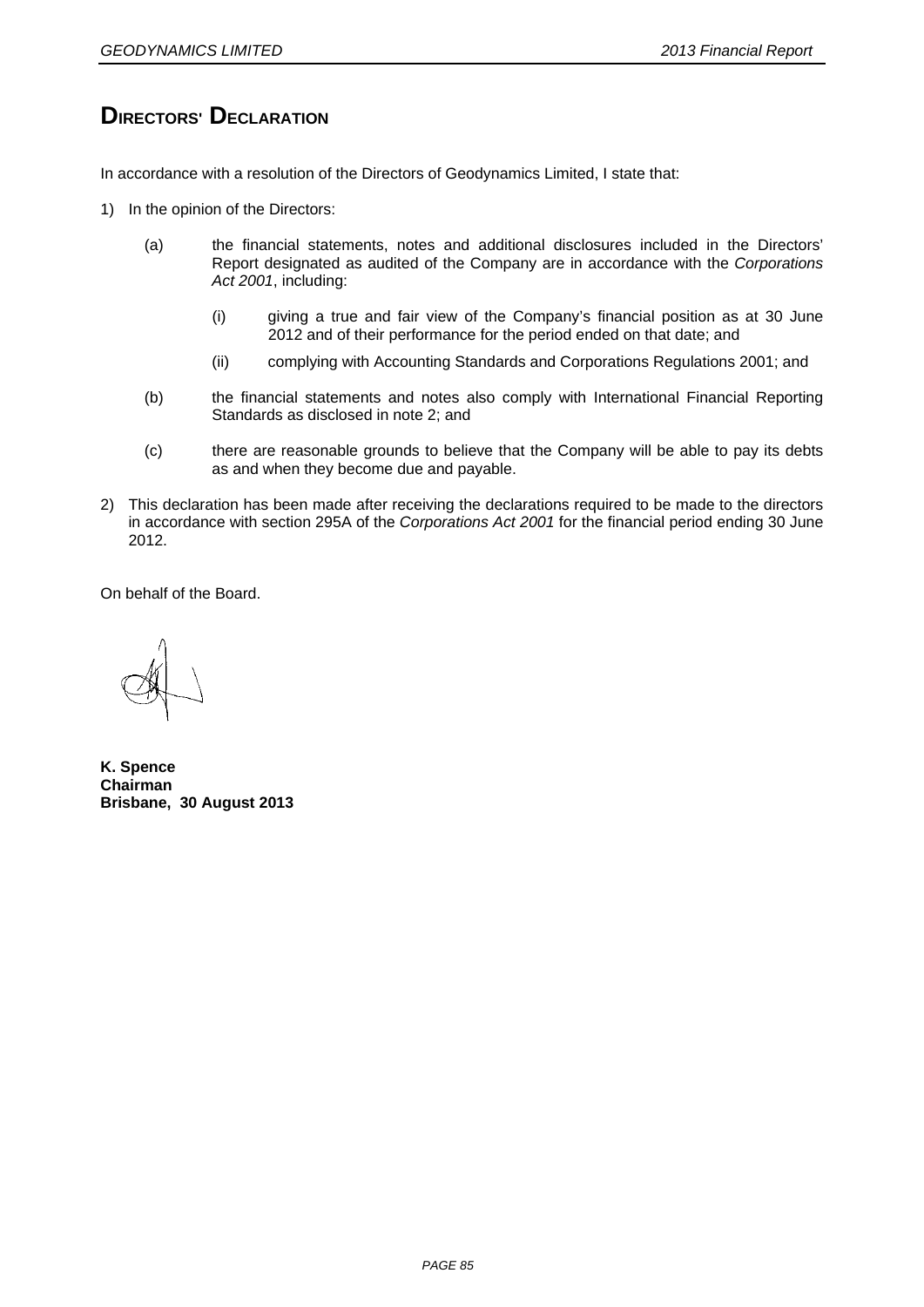# DIRECTORS' DECLARATION

In accordance with a resolution of the Directors of Geodynamics Limited, I state that:

1) In the opinion of the Directors:

   (a) the financial statements, notes and additional disclosures included in the Directors' Report designated as audited of the Company are in accordance with the *Corporations Act 2001*, including:

      (i) giving a true and fair view of the Company's financial position as at 30 June 2012 and of their performance for the period ended on that date; and

      (ii) complying with Accounting Standards and Corporations Regulations 2001; and

   (b) the financial statements and notes also comply with International Financial Reporting Standards as disclosed in note 2; and

   (c) there are reasonable grounds to believe that the Company will be able to pay its debts as and when they become due and payable.

2) This declaration has been made after receiving the declarations required to be made to the directors in accordance with section 295A of the *Corporations Act 2001* for the financial period ending 30 June 2012.

On behalf of the Board.

**K. Spence**
**Chairman**
**Brisbane, 30 August 2013**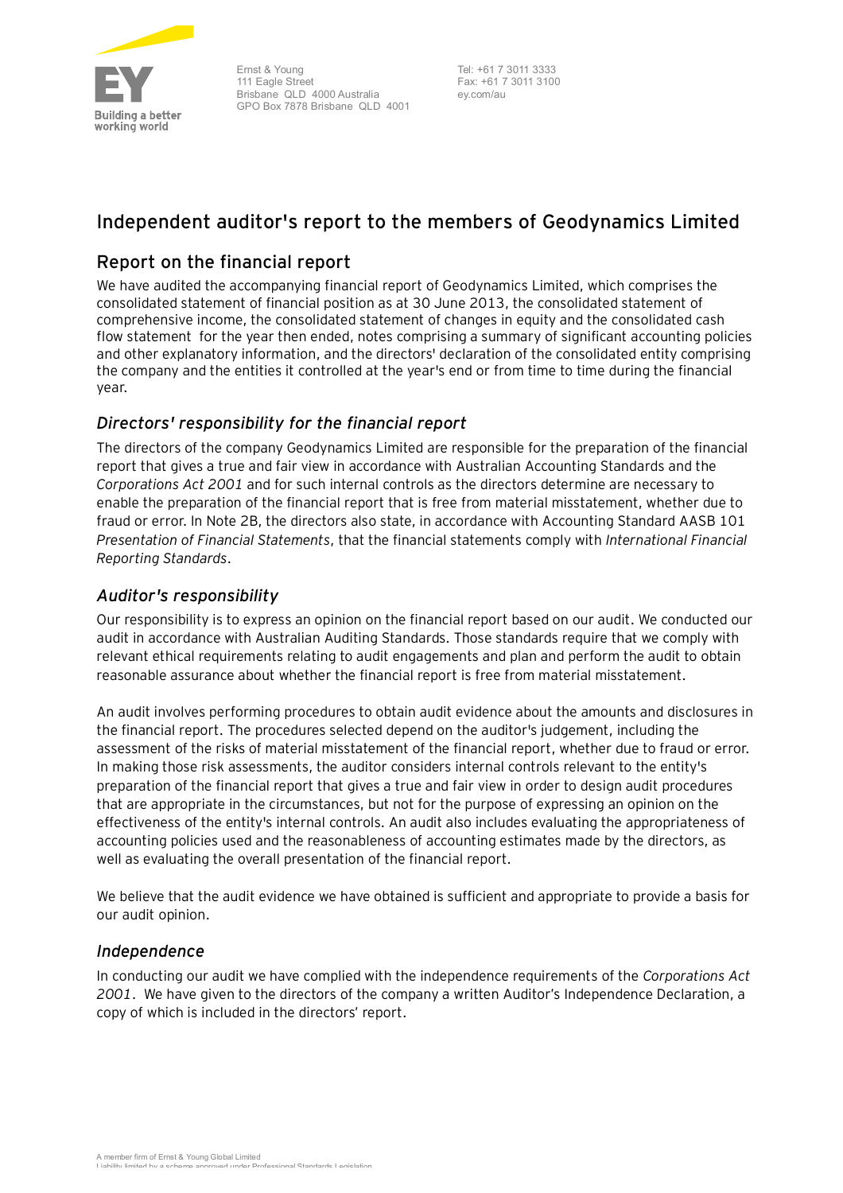Ernst & Young
111 Eagle Street
Brisbane QLD 4000 Australia
GPO Box 7878 Brisbane QLD 4001

Tel: +61 7 3011 3333
Fax: +61 7 3011 3100
ey.com/au

# Independent auditor's report to the members of Geodynamics Limited

## Report on the financial report

We have audited the accompanying financial report of Geodynamics Limited, which comprises the consolidated statement of financial position as at 30 June 2013, the consolidated statement of comprehensive income, the consolidated statement of changes in equity and the consolidated cash flow statement for the year then ended, notes comprising a summary of significant accounting policies and other explanatory information, and the directors' declaration of the consolidated entity comprising the company and the entities it controlled at the year's end or from time to time during the financial year.

### *Directors' responsibility for the financial report*

The directors of the company Geodynamics Limited are responsible for the preparation of the financial report that gives a true and fair view in accordance with Australian Accounting Standards and the *Corporations Act 2001* and for such internal controls as the directors determine are necessary to enable the preparation of the financial report that is free from material misstatement, whether due to fraud or error. In Note 2B, the directors also state, in accordance with Accounting Standard AASB 101 *Presentation of Financial Statements*, that the financial statements comply with *International Financial Reporting Standards*.

### *Auditor's responsibility*

Our responsibility is to express an opinion on the financial report based on our audit. We conducted our audit in accordance with Australian Auditing Standards. Those standards require that we comply with relevant ethical requirements relating to audit engagements and plan and perform the audit to obtain reasonable assurance about whether the financial report is free from material misstatement.

An audit involves performing procedures to obtain audit evidence about the amounts and disclosures in the financial report. The procedures selected depend on the auditor's judgement, including the assessment of the risks of material misstatement of the financial report, whether due to fraud or error. In making those risk assessments, the auditor considers internal controls relevant to the entity's preparation of the financial report that gives a true and fair view in order to design audit procedures that are appropriate in the circumstances, but not for the purpose of expressing an opinion on the effectiveness of the entity's internal controls. An audit also includes evaluating the appropriateness of accounting policies used and the reasonableness of accounting estimates made by the directors, as well as evaluating the overall presentation of the financial report.

We believe that the audit evidence we have obtained is sufficient and appropriate to provide a basis for our audit opinion.

### *Independence*

In conducting our audit we have complied with the independence requirements of the *Corporations Act 2001*. We have given to the directors of the company a written Auditor's Independence Declaration, a copy of which is included in the directors' report.

A member firm of Ernst & Young Global Limited
Liability limited by a scheme approved under Professional Standards Legislation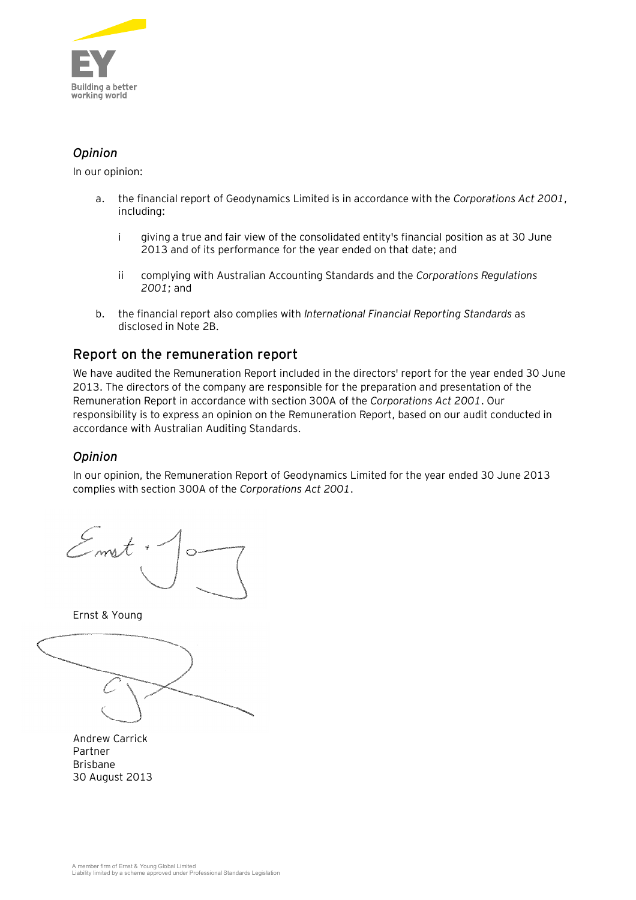### *Opinion*

In our opinion:

a. the financial report of Geodynamics Limited is in accordance with the *Corporations Act 2001*, including:

   i giving a true and fair view of the consolidated entity's financial position as at 30 June 2013 and of its performance for the year ended on that date; and

   ii complying with Australian Accounting Standards and the *Corporations Regulations 2001*; and

b. the financial report also complies with *International Financial Reporting Standards* as disclosed in Note 2B.

## Report on the remuneration report

We have audited the Remuneration Report included in the directors' report for the year ended 30 June 2013. The directors of the company are responsible for the preparation and presentation of the Remuneration Report in accordance with section 300A of the *Corporations Act 2001*. Our responsibility is to express an opinion on the Remuneration Report, based on our audit conducted in accordance with Australian Auditing Standards.

### *Opinion*

In our opinion, the Remuneration Report of Geodynamics Limited for the year ended 30 June 2013 complies with section 300A of the *Corporations Act 2001*.

Ernst & Young

Andrew Carrick
Partner
Brisbane
30 August 2013

A member firm of Ernst & Young Global Limited
Liability limited by a scheme approved under Professional Standards Legislation